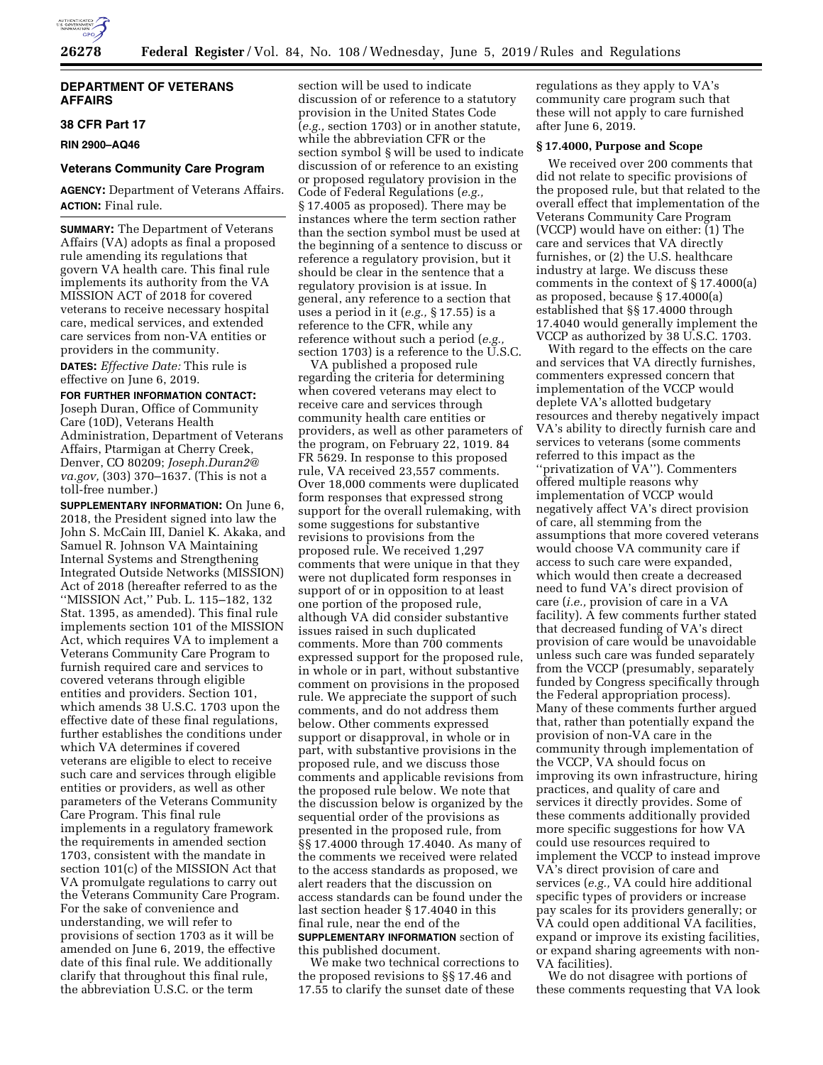## DEPARTMENT OF VETERANS AFFAIRS

### 38 CFR Part 17

**RIN 2900–AQ46**

### Veterans Community Care Program

**AGENCY:** Department of Veterans Affairs.

**ACTION:** Final rule.

**SUMMARY:** The Department of Veterans Affairs (VA) adopts as final a proposed rule amending its regulations that govern VA health care. This final rule implements its authority from the VA MISSION ACT of 2018 for covered veterans to receive necessary hospital care, medical services, and extended care services from non-VA entities or providers in the community.

**DATES:** *Effective Date:* This rule is effective on June 6, 2019.

**FOR FURTHER INFORMATION CONTACT:** Joseph Duran, Office of Community Care (10D), Veterans Health Administration, Department of Veterans Affairs, Ptarmigan at Cherry Creek, Denver, CO 80209; *Joseph.Duran2@va.gov,* (303) 370–1637. (This is not a toll-free number.)

**SUPPLEMENTARY INFORMATION:** On June 6, 2018, the President signed into law the John S. McCain III, Daniel K. Akaka, and Samuel R. Johnson VA Maintaining Internal Systems and Strengthening Integrated Outside Networks (MISSION) Act of 2018 (hereafter referred to as the ''MISSION Act,'' Pub. L. 115–182, 132 Stat. 1395, as amended). This final rule implements section 101 of the MISSION Act, which requires VA to implement a Veterans Community Care Program to furnish required care and services to covered veterans through eligible entities and providers. Section 101, which amends 38 U.S.C. 1703 upon the effective date of these final regulations, further establishes the conditions under which VA determines if covered veterans are eligible to elect to receive such care and services through eligible entities or providers, as well as other parameters of the Veterans Community Care Program. This final rule implements in a regulatory framework the requirements in amended section 1703, consistent with the mandate in section 101(c) of the MISSION Act that VA promulgate regulations to carry out the Veterans Community Care Program. For the sake of convenience and understanding, we will refer to provisions of section 1703 as it will be amended on June 6, 2019, the effective date of this final rule. We additionally clarify that throughout this final rule, the abbreviation U.S.C. or the term section will be used to indicate discussion of or reference to a statutory provision in the United States Code (*e.g.,* section 1703) or in another statute, while the abbreviation CFR or the section symbol § will be used to indicate discussion of or reference to an existing or proposed regulatory provision in the Code of Federal Regulations (*e.g.,* § 17.4005 as proposed). There may be instances where the term section rather than the section symbol must be used at the beginning of a sentence to discuss or reference a regulatory provision, but it should be clear in the sentence that a regulatory provision is at issue. In general, any reference to a section that uses a period in it (*e.g.,* § 17.55) is a reference to the CFR, while any reference without such a period (*e.g.,* section 1703) is a reference to the U.S.C.

VA published a proposed rule regarding the criteria for determining when covered veterans may elect to receive care and services through community health care entities or providers, as well as other parameters of the program, on February 22, 1019. 84 FR 5629. In response to this proposed rule, VA received 23,557 comments. Over 18,000 comments were duplicated form responses that expressed strong support for the overall rulemaking, with some suggestions for substantive revisions to provisions from the proposed rule. We received 1,297 comments that were unique in that they were not duplicated form responses in support of or in opposition to at least one portion of the proposed rule, although VA did consider substantive issues raised in such duplicated comments. More than 700 comments expressed support for the proposed rule, in whole or in part, without substantive comment on provisions in the proposed rule. We appreciate the support of such comments, and do not address them below. Other comments expressed support or disapproval, in whole or in part, with substantive provisions in the proposed rule, and we discuss those comments and applicable revisions from the proposed rule below. We note that the discussion below is organized by the sequential order of the provisions as presented in the proposed rule, from §§ 17.4000 through 17.4040. As many of the comments we received were related to the access standards as proposed, we alert readers that the discussion on access standards can be found under the last section header § 17.4040 in this final rule, near the end of the **SUPPLEMENTARY INFORMATION** section of this published document.

We make two technical corrections to the proposed revisions to §§ 17.46 and 17.55 to clarify the sunset date of these regulations as they apply to VA's community care program such that these will not apply to care furnished after June 6, 2019.

#### § 17.4000, Purpose and Scope

We received over 200 comments that did not relate to specific provisions of the proposed rule, but that related to the overall effect that implementation of the Veterans Community Care Program (VCCP) would have on either: (1) The care and services that VA directly furnishes, or (2) the U.S. healthcare industry at large. We discuss these comments in the context of § 17.4000(a) as proposed, because § 17.4000(a) established that §§ 17.4000 through 17.4040 would generally implement the VCCP as authorized by 38 U.S.C. 1703.

With regard to the effects on the care and services that VA directly furnishes, commenters expressed concern that implementation of the VCCP would deplete VA's allotted budgetary resources and thereby negatively impact VA's ability to directly furnish care and services to veterans (some comments referred to this impact as the ''privatization of VA''). Commenters offered multiple reasons why implementation of VCCP would negatively affect VA's direct provision of care, all stemming from the assumptions that more covered veterans would choose VA community care if access to such care were expanded, which would then create a decreased need to fund VA's direct provision of care (*i.e.,* provision of care in a VA facility). A few comments further stated that decreased funding of VA's direct provision of care would be unavoidable unless such care was funded separately from the VCCP (presumably, separately funded by Congress specifically through the Federal appropriation process). Many of these comments further argued that, rather than potentially expand the provision of non-VA care in the community through implementation of the VCCP, VA should focus on improving its own infrastructure, hiring practices, and quality of care and services it directly provides. Some of these comments additionally provided more specific suggestions for how VA could use resources required to implement the VCCP to instead improve VA's direct provision of care and services (*e.g.,* VA could hire additional specific types of providers or increase pay scales for its providers generally; or VA could open additional VA facilities, expand or improve its existing facilities, or expand sharing agreements with non-VA facilities).

We do not disagree with portions of these comments requesting that VA look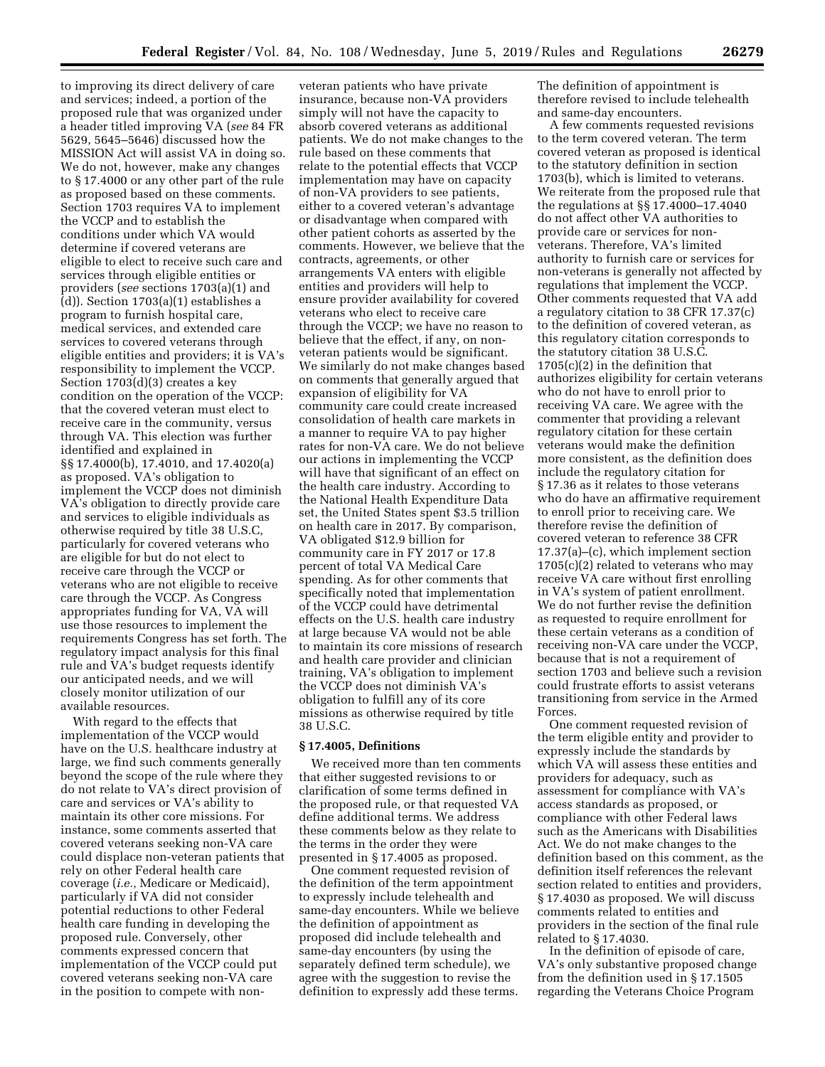to improving its direct delivery of care and services; indeed, a portion of the proposed rule that was organized under a header titled improving VA (*see* 84 FR 5629, 5645–5646) discussed how the MISSION Act will assist VA in doing so. We do not, however, make any changes to § 17.4000 or any other part of the rule as proposed based on these comments. Section 1703 requires VA to implement the VCCP and to establish the conditions under which VA would determine if covered veterans are eligible to elect to receive such care and services through eligible entities or providers (*see* sections 1703(a)(1) and (d)). Section 1703(a)(1) establishes a program to furnish hospital care, medical services, and extended care services to covered veterans through eligible entities and providers; it is VA's responsibility to implement the VCCP. Section 1703(d)(3) creates a key condition on the operation of the VCCP: that the covered veteran must elect to receive care in the community, versus through VA. This election was further identified and explained in §§ 17.4000(b), 17.4010, and 17.4020(a) as proposed. VA's obligation to implement the VCCP does not diminish VA's obligation to directly provide care and services to eligible individuals as otherwise required by title 38 U.S.C, particularly for covered veterans who are eligible for but do not elect to receive care through the VCCP or veterans who are not eligible to receive care through the VCCP. As Congress appropriates funding for VA, VA will use those resources to implement the requirements Congress has set forth. The regulatory impact analysis for this final rule and VA's budget requests identify our anticipated needs, and we will closely monitor utilization of our available resources.

With regard to the effects that implementation of the VCCP would have on the U.S. healthcare industry at large, we find such comments generally beyond the scope of the rule where they do not relate to VA's direct provision of care and services or VA's ability to maintain its other core missions. For instance, some comments asserted that covered veterans seeking non-VA care could displace non-veteran patients that rely on other Federal health care coverage (*i.e.,* Medicare or Medicaid), particularly if VA did not consider potential reductions to other Federal health care funding in developing the proposed rule. Conversely, other comments expressed concern that implementation of the VCCP could put covered veterans seeking non-VA care in the position to compete with non-veteran patients who have private insurance, because non-VA providers simply will not have the capacity to absorb covered veterans as additional patients. We do not make changes to the rule based on these comments that relate to the potential effects that VCCP implementation may have on capacity of non-VA providers to see patients, either to a covered veteran's advantage or disadvantage when compared with other patient cohorts as asserted by the comments. However, we believe that the contracts, agreements, or other arrangements VA enters with eligible entities and providers will help to ensure provider availability for covered veterans who elect to receive care through the VCCP; we have no reason to believe that the effect, if any, on non-veteran patients would be significant. We similarly do not make changes based on comments that generally argued that expansion of eligibility for VA community care could create increased consolidation of health care markets in a manner to require VA to pay higher rates for non-VA care. We do not believe our actions in implementing the VCCP will have that significant of an effect on the health care industry. According to the National Health Expenditure Data set, the United States spent $3.5 trillion on health care in 2017. By comparison, VA obligated $12.9 billion for community care in FY 2017 or 17.8 percent of total VA Medical Care spending. As for other comments that specifically noted that implementation of the VCCP could have detrimental effects on the U.S. health care industry at large because VA would not be able to maintain its core missions of research and health care provider and clinician training, VA's obligation to implement the VCCP does not diminish VA's obligation to fulfill any of its core missions as otherwise required by title 38 U.S.C.

**§ 17.4005, Definitions**

We received more than ten comments that either suggested revisions to or clarification of some terms defined in the proposed rule, or that requested VA define additional terms. We address these comments below as they relate to the terms in the order they were presented in § 17.4005 as proposed.

One comment requested revision of the definition of the term appointment to expressly include telehealth and same-day encounters. While we believe the definition of appointment as proposed did include telehealth and same-day encounters (by using the separately defined term schedule), we agree with the suggestion to revise the definition to expressly add these terms. The definition of appointment is therefore revised to include telehealth and same-day encounters.

A few comments requested revisions to the term covered veteran. The term covered veteran as proposed is identical to the statutory definition in section 1703(b), which is limited to veterans. We reiterate from the proposed rule that the regulations at §§ 17.4000–17.4040 do not affect other VA authorities to provide care or services for non-veterans. Therefore, VA's limited authority to furnish care or services for non-veterans is generally not affected by regulations that implement the VCCP. Other comments requested that VA add a regulatory citation to 38 CFR 17.37(c) to the definition of covered veteran, as this regulatory citation corresponds to the statutory citation 38 U.S.C. 1705(c)(2) in the definition that authorizes eligibility for certain veterans who do not have to enroll prior to receiving VA care. We agree with the commenter that providing a relevant regulatory citation for these certain veterans would make the definition more consistent, as the definition does include the regulatory citation for § 17.36 as it relates to those veterans who do have an affirmative requirement to enroll prior to receiving care. We therefore revise the definition of covered veteran to reference 38 CFR 17.37(a)–(c), which implement section 1705(c)(2) related to veterans who may receive VA care without first enrolling in VA's system of patient enrollment. We do not further revise the definition as requested to require enrollment for these certain veterans as a condition of receiving non-VA care under the VCCP, because that is not a requirement of section 1703 and believe such a revision could frustrate efforts to assist veterans transitioning from service in the Armed Forces.

One comment requested revision of the term eligible entity and provider to expressly include the standards by which VA will assess these entities and providers for adequacy, such as assessment for compliance with VA's access standards as proposed, or compliance with other Federal laws such as the Americans with Disabilities Act. We do not make changes to the definition based on this comment, as the definition itself references the relevant section related to entities and providers, § 17.4030 as proposed. We will discuss comments related to entities and providers in the section of the final rule related to § 17.4030.

In the definition of episode of care, VA's only substantive proposed change from the definition used in § 17.1505 regarding the Veterans Choice Program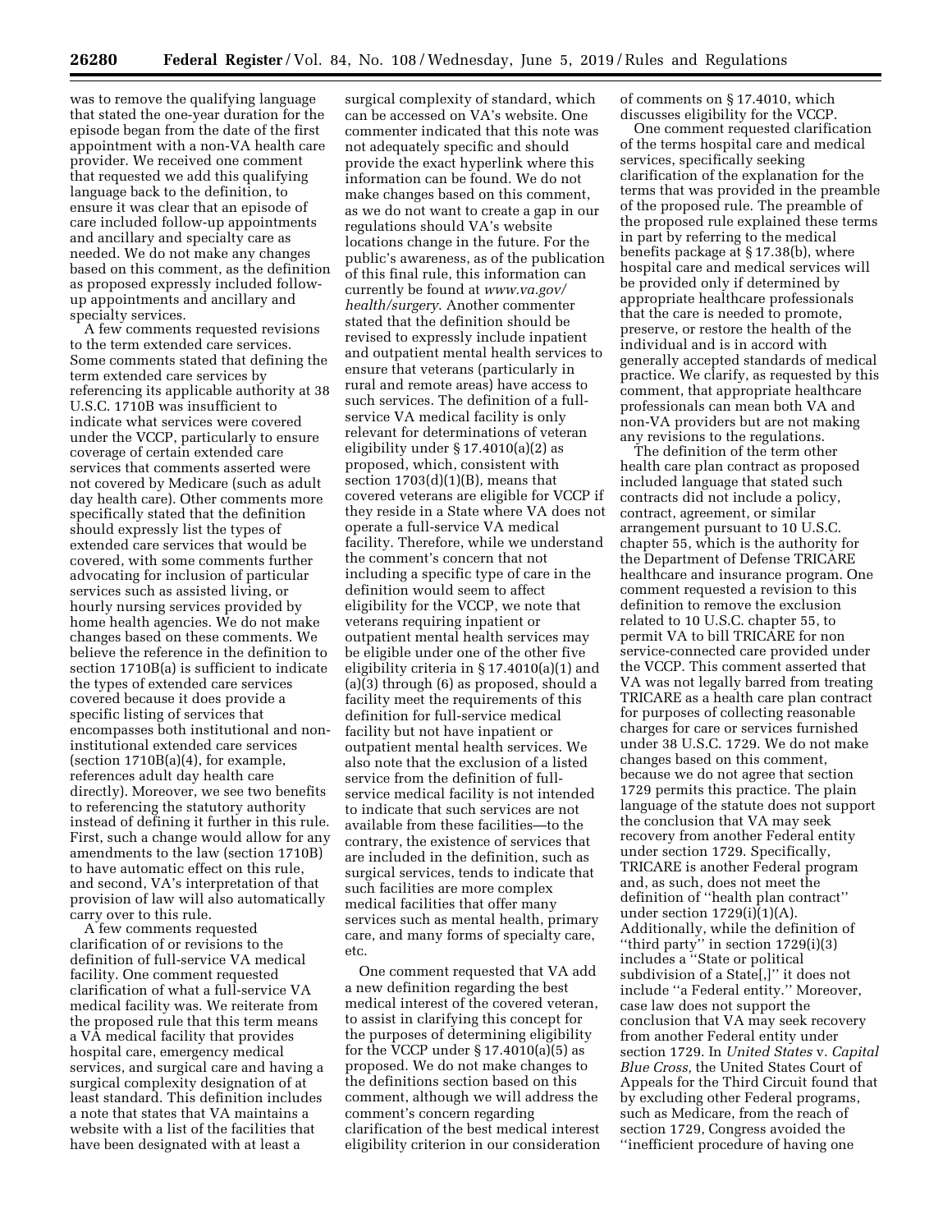was to remove the qualifying language that stated the one-year duration for the episode began from the date of the first appointment with a non-VA health care provider. We received one comment that requested we add this qualifying language back to the definition, to ensure it was clear that an episode of care included follow-up appointments and ancillary and specialty care as needed. We do not make any changes based on this comment, as the definition as proposed expressly included follow-up appointments and ancillary and specialty services.

A few comments requested revisions to the term extended care services. Some comments stated that defining the term extended care services by referencing its applicable authority at 38 U.S.C. 1710B was insufficient to indicate what services were covered under the VCCP, particularly to ensure coverage of certain extended care services that comments asserted were not covered by Medicare (such as adult day health care). Other comments more specifically stated that the definition should expressly list the types of extended care services that would be covered, with some comments further advocating for inclusion of particular services such as assisted living, or hourly nursing services provided by home health agencies. We do not make changes based on these comments. We believe the reference in the definition to section 1710B(a) is sufficient to indicate the types of extended care services covered because it does provide a specific listing of services that encompasses both institutional and non-institutional extended care services (section 1710B(a)(4), for example, references adult day health care directly). Moreover, we see two benefits to referencing the statutory authority instead of defining it further in this rule. First, such a change would allow for any amendments to the law (section 1710B) to have automatic effect on this rule, and second, VA's interpretation of that provision of law will also automatically carry over to this rule.

A few comments requested clarification of or revisions to the definition of full-service VA medical facility. One comment requested clarification of what a full-service VA medical facility was. We reiterate from the proposed rule that this term means a VA medical facility that provides hospital care, emergency medical services, and surgical care and having a surgical complexity designation of at least standard. This definition includes a note that states that VA maintains a website with a list of the facilities that have been designated with at least a surgical complexity of standard, which can be accessed on VA's website. One commenter indicated that this note was not adequately specific and should provide the exact hyperlink where this information can be found. We do not make changes based on this comment, as we do not want to create a gap in our regulations should VA's website locations change in the future. For the public's awareness, as of the publication of this final rule, this information can currently be found at *www.va.gov/health/surgery*. Another commenter stated that the definition should be revised to expressly include inpatient and outpatient mental health services to ensure that veterans (particularly in rural and remote areas) have access to such services. The definition of a full-service VA medical facility is only relevant for determinations of veteran eligibility under § 17.4010(a)(2) as proposed, which, consistent with section 1703(d)(1)(B), means that covered veterans are eligible for VCCP if they reside in a State where VA does not operate a full-service VA medical facility. Therefore, while we understand the comment's concern that not including a specific type of care in the definition would seem to affect eligibility for the VCCP, we note that veterans requiring inpatient or outpatient mental health services may be eligible under one of the other five eligibility criteria in § 17.4010(a)(1) and (a)(3) through (6) as proposed, should a facility meet the requirements of this definition for full-service medical facility but not have inpatient or outpatient mental health services. We also note that the exclusion of a listed service from the definition of full-service medical facility is not intended to indicate that such services are not available from these facilities—to the contrary, the existence of services that are included in the definition, such as surgical services, tends to indicate that such facilities are more complex medical facilities that offer many services such as mental health, primary care, and many forms of specialty care, etc.

One comment requested that VA add a new definition regarding the best medical interest of the covered veteran, to assist in clarifying this concept for the purposes of determining eligibility for the VCCP under § 17.4010(a)(5) as proposed. We do not make changes to the definitions section based on this comment, although we will address the comment's concern regarding clarification of the best medical interest eligibility criterion in our consideration of comments on § 17.4010, which discusses eligibility for the VCCP.

One comment requested clarification of the terms hospital care and medical services, specifically seeking clarification of the explanation for the terms that was provided in the preamble of the proposed rule. The preamble of the proposed rule explained these terms in part by referring to the medical benefits package at § 17.38(b), where hospital care and medical services will be provided only if determined by appropriate healthcare professionals that the care is needed to promote, preserve, or restore the health of the individual and is in accord with generally accepted standards of medical practice. We clarify, as requested by this comment, that appropriate healthcare professionals can mean both VA and non-VA providers but are not making any revisions to the regulations.

The definition of the term other health care plan contract as proposed included language that stated such contracts did not include a policy, contract, agreement, or similar arrangement pursuant to 10 U.S.C. chapter 55, which is the authority for the Department of Defense TRICARE healthcare and insurance program. One comment requested a revision to this definition to remove the exclusion related to 10 U.S.C. chapter 55, to permit VA to bill TRICARE for non service-connected care provided under the VCCP. This comment asserted that VA was not legally barred from treating TRICARE as a health care plan contract for purposes of collecting reasonable charges for care or services furnished under 38 U.S.C. 1729. We do not make changes based on this comment, because we do not agree that section 1729 permits this practice. The plain language of the statute does not support the conclusion that VA may seek recovery from another Federal entity under section 1729. Specifically, TRICARE is another Federal program and, as such, does not meet the definition of ''health plan contract'' under section 1729(i)(1)(A). Additionally, while the definition of ''third party'' in section 1729(i)(3) includes a ''State or political subdivision of a State[,]'' it does not include ''a Federal entity.'' Moreover, case law does not support the conclusion that VA may seek recovery from another Federal entity under section 1729. In *United States* v. *Capital Blue Cross,* the United States Court of Appeals for the Third Circuit found that by excluding other Federal programs, such as Medicare, from the reach of section 1729, Congress avoided the ''inefficient procedure of having one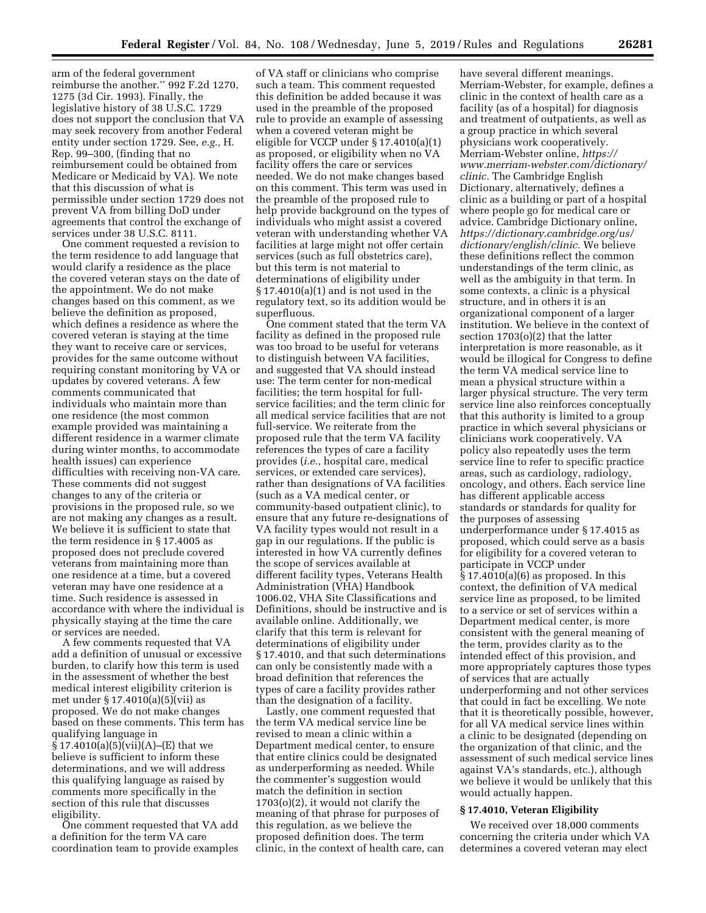arm of the federal government reimburse the another.'' 992 F.2d 1270, 1275 (3d Cir. 1993). Finally, the legislative history of 38 U.S.C. 1729 does not support the conclusion that VA may seek recovery from another Federal entity under section 1729. See, *e.g.,* H. Rep. 99–300, (finding that no reimbursement could be obtained from Medicare or Medicaid by VA). We note that this discussion of what is permissible under section 1729 does not prevent VA from billing DoD under agreements that control the exchange of services under 38 U.S.C. 8111.

One comment requested a revision to the term residence to add language that would clarify a residence as the place the covered veteran stays on the date of the appointment. We do not make changes based on this comment, as we believe the definition as proposed, which defines a residence as where the covered veteran is staying at the time they want to receive care or services, provides for the same outcome without requiring constant monitoring by VA or updates by covered veterans. A few comments communicated that individuals who maintain more than one residence (the most common example provided was maintaining a different residence in a warmer climate during winter months, to accommodate health issues) can experience difficulties with receiving non-VA care. These comments did not suggest changes to any of the criteria or provisions in the proposed rule, so we are not making any changes as a result. We believe it is sufficient to state that the term residence in § 17.4005 as proposed does not preclude covered veterans from maintaining more than one residence at a time, but a covered veteran may have one residence at a time. Such residence is assessed in accordance with where the individual is physically staying at the time the care or services are needed.

A few comments requested that VA add a definition of unusual or excessive burden, to clarify how this term is used in the assessment of whether the best medical interest eligibility criterion is met under § 17.4010(a)(5)(vii) as proposed. We do not make changes based on these comments. This term has qualifying language in § 17.4010(a)(5)(vii)(A)–(E) that we believe is sufficient to inform these determinations, and we will address this qualifying language as raised by comments more specifically in the section of this rule that discusses eligibility.

One comment requested that VA add a definition for the term VA care coordination team to provide examples of VA staff or clinicians who comprise such a team. This comment requested this definition be added because it was used in the preamble of the proposed rule to provide an example of assessing when a covered veteran might be eligible for VCCP under § 17.4010(a)(1) as proposed, or eligibility when no VA facility offers the care or services needed. We do not make changes based on this comment. This term was used in the preamble of the proposed rule to help provide background on the types of individuals who might assist a covered veteran with understanding whether VA facilities at large might not offer certain services (such as full obstetrics care), but this term is not material to determinations of eligibility under § 17.4010(a)(1) and is not used in the regulatory text, so its addition would be superfluous.

One comment stated that the term VA facility as defined in the proposed rule was too broad to be useful for veterans to distinguish between VA facilities, and suggested that VA should instead use: The term center for non-medical facilities; the term hospital for full-service facilities; and the term clinic for all medical service facilities that are not full-service. We reiterate from the proposed rule that the term VA facility references the types of care a facility provides (*i.e.,* hospital care, medical services, or extended care services), rather than designations of VA facilities (such as a VA medical center, or community-based outpatient clinic), to ensure that any future re-designations of VA facility types would not result in a gap in our regulations. If the public is interested in how VA currently defines the scope of services available at different facility types, Veterans Health Administration (VHA) Handbook 1006.02, VHA Site Classifications and Definitions, should be instructive and is available online. Additionally, we clarify that this term is relevant for determinations of eligibility under § 17.4010, and that such determinations can only be consistently made with a broad definition that references the types of care a facility provides rather than the designation of a facility.

Lastly, one comment requested that the term VA medical service line be revised to mean a clinic within a Department medical center, to ensure that entire clinics could be designated as underperforming as needed. While the commenter's suggestion would match the definition in section 1703(o)(2), it would not clarify the meaning of that phrase for purposes of this regulation, as we believe the proposed definition does. The term clinic, in the context of health care, can have several different meanings. Merriam-Webster, for example, defines a clinic in the context of health care as a facility (as of a hospital) for diagnosis and treatment of outpatients, as well as a group practice in which several physicians work cooperatively. Merriam-Webster online, *https://www.merriam-webster.com/dictionary/clinic.* The Cambridge English Dictionary, alternatively, defines a clinic as a building or part of a hospital where people go for medical care or advice. Cambridge Dictionary online, *https://dictionary.cambridge.org/us/dictionary/english/clinic.* We believe these definitions reflect the common understandings of the term clinic, as well as the ambiguity in that term. In some contexts, a clinic is a physical structure, and in others it is an organizational component of a larger institution. We believe in the context of section 1703(o)(2) that the latter interpretation is more reasonable, as it would be illogical for Congress to define the term VA medical service line to mean a physical structure within a larger physical structure. The very term service line also reinforces conceptually that this authority is limited to a group practice in which several physicians or clinicians work cooperatively. VA policy also repeatedly uses the term service line to refer to specific practice areas, such as cardiology, radiology, oncology, and others. Each service line has different applicable access standards or standards for quality for the purposes of assessing underperformance under § 17.4015 as proposed, which could serve as a basis for eligibility for a covered veteran to participate in VCCP under § 17.4010(a)(6) as proposed. In this context, the definition of VA medical service line as proposed, to be limited to a service or set of services within a Department medical center, is more consistent with the general meaning of the term, provides clarity as to the intended effect of this provision, and more appropriately captures those types of services that are actually underperforming and not other services that could in fact be excelling. We note that it is theoretically possible, however, for all VA medical service lines within a clinic to be designated (depending on the organization of that clinic, and the assessment of such medical service lines against VA's standards, etc.), although we believe it would be unlikely that this would actually happen.

## § 17.4010, Veteran Eligibility

We received over 18,000 comments concerning the criteria under which VA determines a covered veteran may elect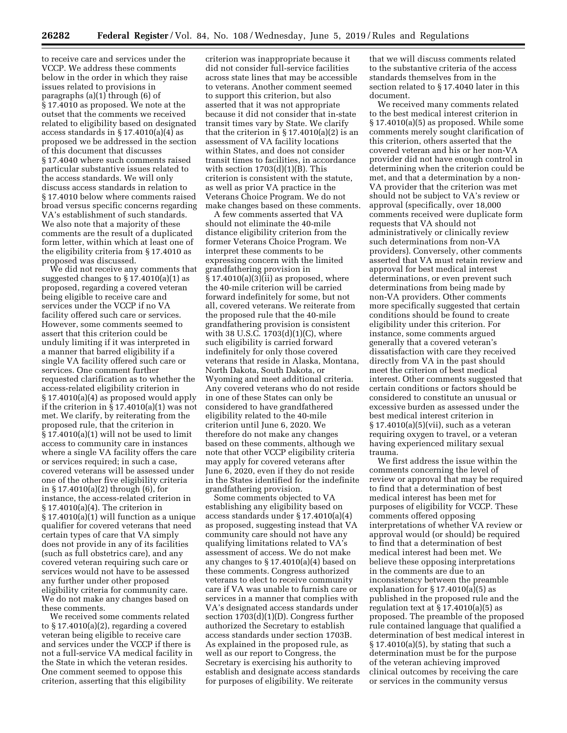to receive care and services under the VCCP. We address these comments below in the order in which they raise issues related to provisions in paragraphs (a)(1) through (6) of § 17.4010 as proposed. We note at the outset that the comments we received related to eligibility based on designated access standards in § 17.4010(a)(4) as proposed we be addressed in the section of this document that discusses § 17.4040 where such comments raised particular substantive issues related to the access standards. We will only discuss access standards in relation to § 17.4010 below where comments raised broad versus specific concerns regarding VA's establishment of such standards. We also note that a majority of these comments are the result of a duplicated form letter, within which at least one of the eligibility criteria from § 17.4010 as proposed was discussed.

We did not receive any comments that suggested changes to § 17.4010(a)(1) as proposed, regarding a covered veteran being eligible to receive care and services under the VCCP if no VA facility offered such care or services. However, some comments seemed to assert that this criterion could be unduly limiting if it was interpreted in a manner that barred eligibility if a single VA facility offered such care or services. One comment further requested clarification as to whether the access-related eligibility criterion in § 17.4010(a)(4) as proposed would apply if the criterion in § 17.4010(a)(1) was not met. We clarify, by reiterating from the proposed rule, that the criterion in § 17.4010(a)(1) will not be used to limit access to community care in instances where a single VA facility offers the care or services required; in such a case, covered veterans will be assessed under one of the other five eligibility criteria in § 17.4010(a)(2) through (6), for instance, the access-related criterion in § 17.4010(a)(4). The criterion in § 17.4010(a)(1) will function as a unique qualifier for covered veterans that need certain types of care that VA simply does not provide in any of its facilities (such as full obstetrics care), and any covered veteran requiring such care or services would not have to be assessed any further under other proposed eligibility criteria for community care. We do not make any changes based on these comments.

We received some comments related to § 17.4010(a)(2), regarding a covered veteran being eligible to receive care and services under the VCCP if there is not a full-service VA medical facility in the State in which the veteran resides. One comment seemed to oppose this criterion, asserting that this eligibility criterion was inappropriate because it did not consider full-service facilities across state lines that may be accessible to veterans. Another comment seemed to support this criterion, but also asserted that it was not appropriate because it did not consider that in-state transit times vary by State. We clarify that the criterion in § 17.4010(a)(2) is an assessment of VA facility locations within States, and does not consider transit times to facilities, in accordance with section 1703(d)(1)(B). This criterion is consistent with the statute, as well as prior VA practice in the Veterans Choice Program. We do not make changes based on these comments.

A few comments asserted that VA should not eliminate the 40-mile distance eligibility criterion from the former Veterans Choice Program. We interpret these comments to be expressing concern with the limited grandfathering provision in § 17.4010(a)(3)(ii) as proposed, where the 40-mile criterion will be carried forward indefinitely for some, but not all, covered veterans. We reiterate from the proposed rule that the 40-mile grandfathering provision is consistent with 38 U.S.C. 1703(d)(1)(C), where such eligibility is carried forward indefinitely for only those covered veterans that reside in Alaska, Montana, North Dakota, South Dakota, or Wyoming and meet additional criteria. Any covered veterans who do not reside in one of these States can only be considered to have grandfathered eligibility related to the 40-mile criterion until June 6, 2020. We therefore do not make any changes based on these comments, although we note that other VCCP eligibility criteria may apply for covered veterans after June 6, 2020, even if they do not reside in the States identified for the indefinite grandfathering provision.

Some comments objected to VA establishing any eligibility based on access standards under § 17.4010(a)(4) as proposed, suggesting instead that VA community care should not have any qualifying limitations related to VA's assessment of access. We do not make any changes to § 17.4010(a)(4) based on these comments. Congress authorized veterans to elect to receive community care if VA was unable to furnish care or services in a manner that complies with VA's designated access standards under section 1703(d)(1)(D). Congress further authorized the Secretary to establish access standards under section 1703B. As explained in the proposed rule, as well as our report to Congress, the Secretary is exercising his authority to establish and designate access standards for purposes of eligibility. We reiterate that we will discuss comments related to the substantive criteria of the access standards themselves from in the section related to § 17.4040 later in this document.

We received many comments related to the best medical interest criterion in § 17.4010(a)(5) as proposed. While some comments merely sought clarification of this criterion, others asserted that the covered veteran and his or her non-VA provider did not have enough control in determining when the criterion could be met, and that a determination by a non-VA provider that the criterion was met should not be subject to VA's review or approval (specifically, over 18,000 comments received were duplicate form requests that VA should not administratively or clinically review such determinations from non-VA providers). Conversely, other comments asserted that VA must retain review and approval for best medical interest determinations, or even prevent such determinations from being made by non-VA providers. Other comments more specifically suggested that certain conditions should be found to create eligibility under this criterion. For instance, some comments argued generally that a covered veteran's dissatisfaction with care they received directly from VA in the past should meet the criterion of best medical interest. Other comments suggested that certain conditions or factors should be considered to constitute an unusual or excessive burden as assessed under the best medical interest criterion in § 17.4010(a)(5)(vii), such as a veteran requiring oxygen to travel, or a veteran having experienced military sexual trauma.

We first address the issue within the comments concerning the level of review or approval that may be required to find that a determination of best medical interest has been met for purposes of eligibility for VCCP. These comments offered opposing interpretations of whether VA review or approval would (or should) be required to find that a determination of best medical interest had been met. We believe these opposing interpretations in the comments are due to an inconsistency between the preamble explanation for § 17.4010(a)(5) as published in the proposed rule and the regulation text at § 17.4010(a)(5) as proposed. The preamble of the proposed rule contained language that qualified a determination of best medical interest in § 17.4010(a)(5), by stating that such a determination must be for the purpose of the veteran achieving improved clinical outcomes by receiving the care or services in the community versus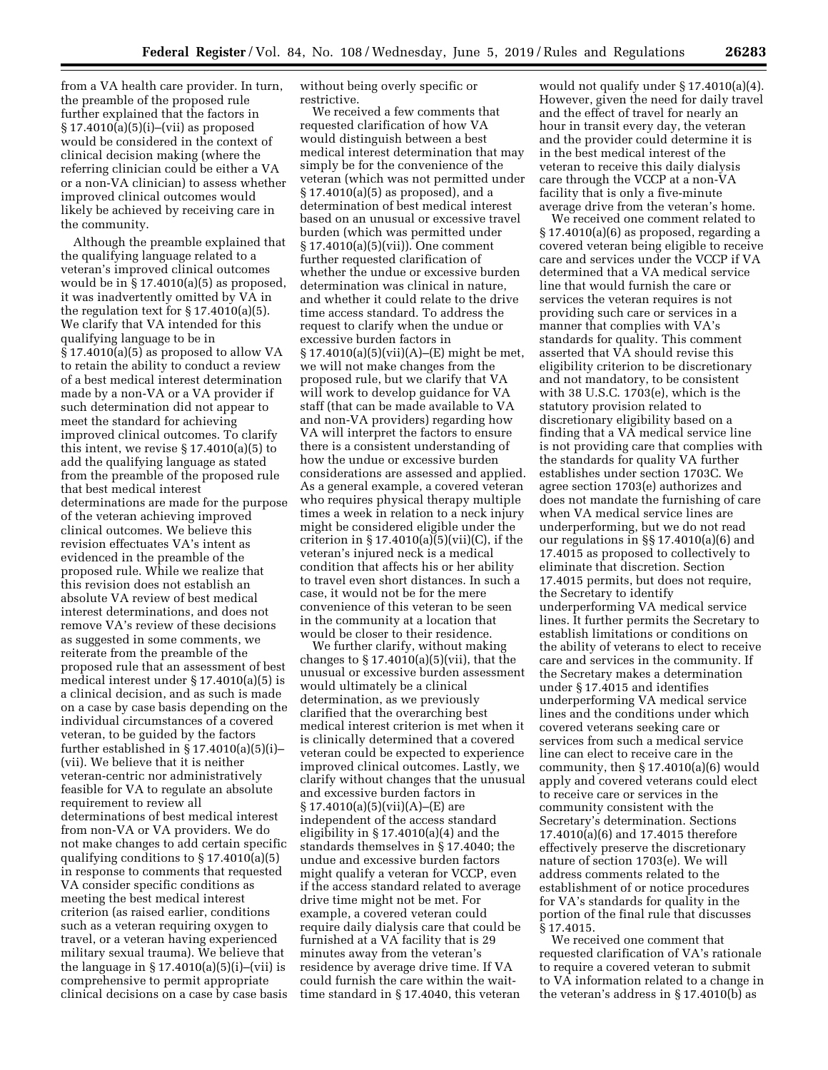from a VA health care provider. In turn, the preamble of the proposed rule further explained that the factors in § 17.4010(a)(5)(i)–(vii) as proposed would be considered in the context of clinical decision making (where the referring clinician could be either a VA or a non-VA clinician) to assess whether improved clinical outcomes would likely be achieved by receiving care in the community.

Although the preamble explained that the qualifying language related to a veteran's improved clinical outcomes would be in § 17.4010(a)(5) as proposed, it was inadvertently omitted by VA in the regulation text for § 17.4010(a)(5). We clarify that VA intended for this qualifying language to be in § 17.4010(a)(5) as proposed to allow VA to retain the ability to conduct a review of a best medical interest determination made by a non-VA or a VA provider if such determination did not appear to meet the standard for achieving improved clinical outcomes. To clarify this intent, we revise § 17.4010(a)(5) to add the qualifying language as stated from the preamble of the proposed rule that best medical interest determinations are made for the purpose of the veteran achieving improved clinical outcomes. We believe this revision effectuates VA's intent as evidenced in the preamble of the proposed rule. While we realize that this revision does not establish an absolute VA review of best medical interest determinations, and does not remove VA's review of these decisions as suggested in some comments, we reiterate from the preamble of the proposed rule that an assessment of best medical interest under § 17.4010(a)(5) is a clinical decision, and as such is made on a case by case basis depending on the individual circumstances of a covered veteran, to be guided by the factors further established in § 17.4010(a)(5)(i)–(vii). We believe that it is neither veteran-centric nor administratively feasible for VA to regulate an absolute requirement to review all determinations of best medical interest from non-VA or VA providers. We do not make changes to add certain specific qualifying conditions to § 17.4010(a)(5) in response to comments that requested VA consider specific conditions as meeting the best medical interest criterion (as raised earlier, conditions such as a veteran requiring oxygen to travel, or a veteran having experienced military sexual trauma). We believe that the language in § 17.4010(a)(5)(i)–(vii) is comprehensive to permit appropriate clinical decisions on a case by case basis without being overly specific or restrictive.

We received a few comments that requested clarification of how VA would distinguish between a best medical interest determination that may simply be for the convenience of the veteran (which was not permitted under § 17.4010(a)(5) as proposed), and a determination of best medical interest based on an unusual or excessive travel burden (which was permitted under § 17.4010(a)(5)(vii)). One comment further requested clarification of whether the undue or excessive burden determination was clinical in nature, and whether it could relate to the drive time access standard. To address the request to clarify when the undue or excessive burden factors in § 17.4010(a)(5)(vii)(A)–(E) might be met, we will not make changes from the proposed rule, but we clarify that VA will work to develop guidance for VA staff (that can be made available to VA and non-VA providers) regarding how VA will interpret the factors to ensure there is a consistent understanding of how the undue or excessive burden considerations are assessed and applied. As a general example, a covered veteran who requires physical therapy multiple times a week in relation to a neck injury might be considered eligible under the criterion in § 17.4010(a)(5)(vii)(C), if the veteran's injured neck is a medical condition that affects his or her ability to travel even short distances. In such a case, it would not be for the mere convenience of this veteran to be seen in the community at a location that would be closer to their residence.

We further clarify, without making changes to § 17.4010(a)(5)(vii), that the unusual or excessive burden assessment would ultimately be a clinical determination, as we previously clarified that the overarching best medical interest criterion is met when it is clinically determined that a covered veteran could be expected to experience improved clinical outcomes. Lastly, we clarify without changes that the unusual and excessive burden factors in § 17.4010(a)(5)(vii)(A)–(E) are independent of the access standard eligibility in § 17.4010(a)(4) and the standards themselves in § 17.4040; the undue and excessive burden factors might qualify a veteran for VCCP, even if the access standard related to average drive time might not be met. For example, a covered veteran could require daily dialysis care that could be furnished at a VA facility that is 29 minutes away from the veteran's residence by average drive time. If VA could furnish the care within the wait-time standard in § 17.4040, this veteran would not qualify under § 17.4010(a)(4). However, given the need for daily travel and the effect of travel for nearly an hour in transit every day, the veteran and the provider could determine it is in the best medical interest of the veteran to receive this daily dialysis care through the VCCP at a non-VA facility that is only a five-minute average drive from the veteran's home.

We received one comment related to § 17.4010(a)(6) as proposed, regarding a covered veteran being eligible to receive care and services under the VCCP if VA determined that a VA medical service line that would furnish the care or services the veteran requires is not providing such care or services in a manner that complies with VA's standards for quality. This comment asserted that VA should revise this eligibility criterion to be discretionary and not mandatory, to be consistent with 38 U.S.C. 1703(e), which is the statutory provision related to discretionary eligibility based on a finding that a VA medical service line is not providing care that complies with the standards for quality VA further establishes under section 1703C. We agree section 1703(e) authorizes and does not mandate the furnishing of care when VA medical service lines are underperforming, but we do not read our regulations in §§ 17.4010(a)(6) and 17.4015 as proposed to collectively to eliminate that discretion. Section 17.4015 permits, but does not require, the Secretary to identify underperforming VA medical service lines. It further permits the Secretary to establish limitations or conditions on the ability of veterans to elect to receive care and services in the community. If the Secretary makes a determination under § 17.4015 and identifies underperforming VA medical service lines and the conditions under which covered veterans seeking care or services from such a medical service line can elect to receive care in the community, then § 17.4010(a)(6) would apply and covered veterans could elect to receive care or services in the community consistent with the Secretary's determination. Sections 17.4010(a)(6) and 17.4015 therefore effectively preserve the discretionary nature of section 1703(e). We will address comments related to the establishment of or notice procedures for VA's standards for quality in the portion of the final rule that discusses § 17.4015.

We received one comment that requested clarification of VA's rationale to require a covered veteran to submit to VA information related to a change in the veteran's address in § 17.4010(b) as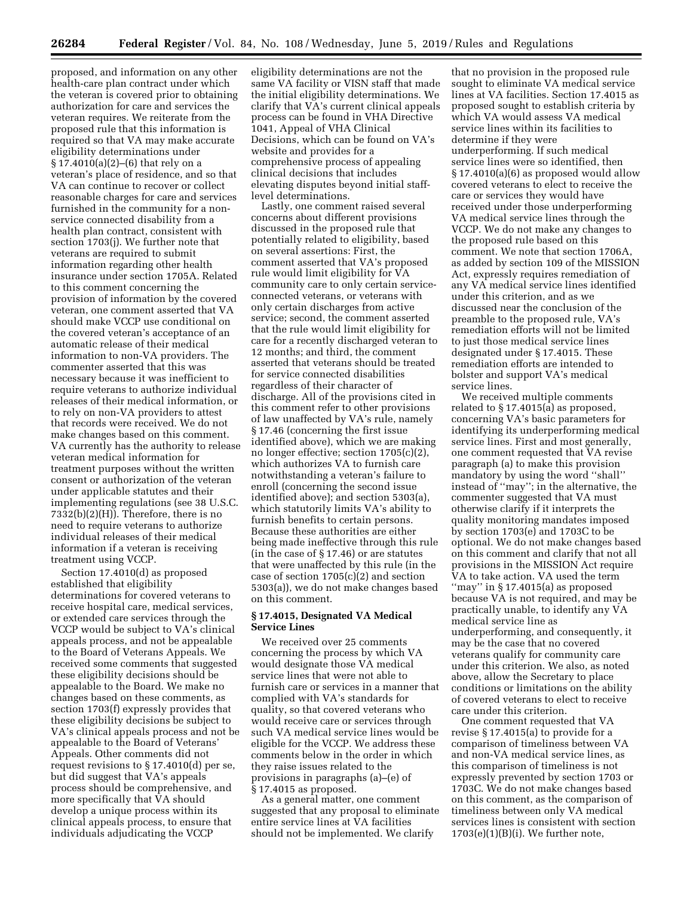proposed, and information on any other health-care plan contract under which the veteran is covered prior to obtaining authorization for care and services the veteran requires. We reiterate from the proposed rule that this information is required so that VA may make accurate eligibility determinations under § 17.4010(a)(2)–(6) that rely on a veteran's place of residence, and so that VA can continue to recover or collect reasonable charges for care and services furnished in the community for a non-service connected disability from a health plan contract, consistent with section 1703(j). We further note that veterans are required to submit information regarding other health insurance under section 1705A. Related to this comment concerning the provision of information by the covered veteran, one comment asserted that VA should make VCCP use conditional on the covered veteran's acceptance of an automatic release of their medical information to non-VA providers. The commenter asserted that this was necessary because it was inefficient to require veterans to authorize individual releases of their medical information, or to rely on non-VA providers to attest that records were received. We do not make changes based on this comment. VA currently has the authority to release veteran medical information for treatment purposes without the written consent or authorization of the veteran under applicable statutes and their implementing regulations (see 38 U.S.C. 7332(b)(2)(H)). Therefore, there is no need to require veterans to authorize individual releases of their medical information if a veteran is receiving treatment using VCCP.

Section 17.4010(d) as proposed established that eligibility determinations for covered veterans to receive hospital care, medical services, or extended care services through the VCCP would be subject to VA's clinical appeals process, and not be appealable to the Board of Veterans Appeals. We received some comments that suggested these eligibility decisions should be appealable to the Board. We make no changes based on these comments, as section 1703(f) expressly provides that these eligibility decisions be subject to VA's clinical appeals process and not be appealable to the Board of Veterans' Appeals. Other comments did not request revisions to § 17.4010(d) per se, but did suggest that VA's appeals process should be comprehensive, and more specifically that VA should develop a unique process within its clinical appeals process, to ensure that individuals adjudicating the VCCP eligibility determinations are not the same VA facility or VISN staff that made the initial eligibility determinations. We clarify that VA's current clinical appeals process can be found in VHA Directive 1041, Appeal of VHA Clinical Decisions, which can be found on VA's website and provides for a comprehensive process of appealing clinical decisions that includes elevating disputes beyond initial staff-level determinations.

Lastly, one comment raised several concerns about different provisions discussed in the proposed rule that potentially related to eligibility, based on several assertions: First, the comment asserted that VA's proposed rule would limit eligibility for VA community care to only certain service-connected veterans, or veterans with only certain discharges from active service; second, the comment asserted that the rule would limit eligibility for care for a recently discharged veteran to 12 months; and third, the comment asserted that veterans should be treated for service connected disabilities regardless of their character of discharge. All of the provisions cited in this comment refer to other provisions of law unaffected by VA's rule, namely § 17.46 (concerning the first issue identified above), which we are making no longer effective; section 1705(c)(2), which authorizes VA to furnish care notwithstanding a veteran's failure to enroll (concerning the second issue identified above); and section 5303(a), which statutorily limits VA's ability to furnish benefits to certain persons. Because these authorities are either being made ineffective through this rule (in the case of § 17.46) or are statutes that were unaffected by this rule (in the case of section 1705(c)(2) and section 5303(a)), we do not make changes based on this comment.

## § 17.4015, Designated VA Medical Service Lines

We received over 25 comments concerning the process by which VA would designate those VA medical service lines that were not able to furnish care or services in a manner that complied with VA's standards for quality, so that covered veterans who would receive care or services through such VA medical service lines would be eligible for the VCCP. We address these comments below in the order in which they raise issues related to the provisions in paragraphs (a)–(e) of § 17.4015 as proposed.

As a general matter, one comment suggested that any proposal to eliminate entire service lines at VA facilities should not be implemented. We clarify that no provision in the proposed rule sought to eliminate VA medical service lines at VA facilities. Section 17.4015 as proposed sought to establish criteria by which VA would assess VA medical service lines within its facilities to determine if they were underperforming. If such medical service lines were so identified, then § 17.4010(a)(6) as proposed would allow covered veterans to elect to receive the care or services they would have received under those underperforming VA medical service lines through the VCCP. We do not make any changes to the proposed rule based on this comment. We note that section 1706A, as added by section 109 of the MISSION Act, expressly requires remediation of any VA medical service lines identified under this criterion, and as we discussed near the conclusion of the preamble to the proposed rule, VA's remediation efforts will not be limited to just those medical service lines designated under § 17.4015. These remediation efforts are intended to bolster and support VA's medical service lines.

We received multiple comments related to § 17.4015(a) as proposed, concerning VA's basic parameters for identifying its underperforming medical service lines. First and most generally, one comment requested that VA revise paragraph (a) to make this provision mandatory by using the word "shall" instead of "may"; in the alternative, the commenter suggested that VA must otherwise clarify if it interprets the quality monitoring mandates imposed by section 1703(e) and 1703C to be optional. We do not make changes based on this comment and clarify that not all provisions in the MISSION Act require VA to take action. VA used the term "may" in § 17.4015(a) as proposed because VA is not required, and may be practically unable, to identify any VA medical service line as underperforming, and consequently, it may be the case that no covered veterans qualify for community care under this criterion. We also, as noted above, allow the Secretary to place conditions or limitations on the ability of covered veterans to elect to receive care under this criterion.

One comment requested that VA revise § 17.4015(a) to provide for a comparison of timeliness between VA and non-VA medical service lines, as this comparison of timeliness is not expressly prevented by section 1703 or 1703C. We do not make changes based on this comment, as the comparison of timeliness between only VA medical services lines is consistent with section 1703(e)(1)(B)(i). We further note,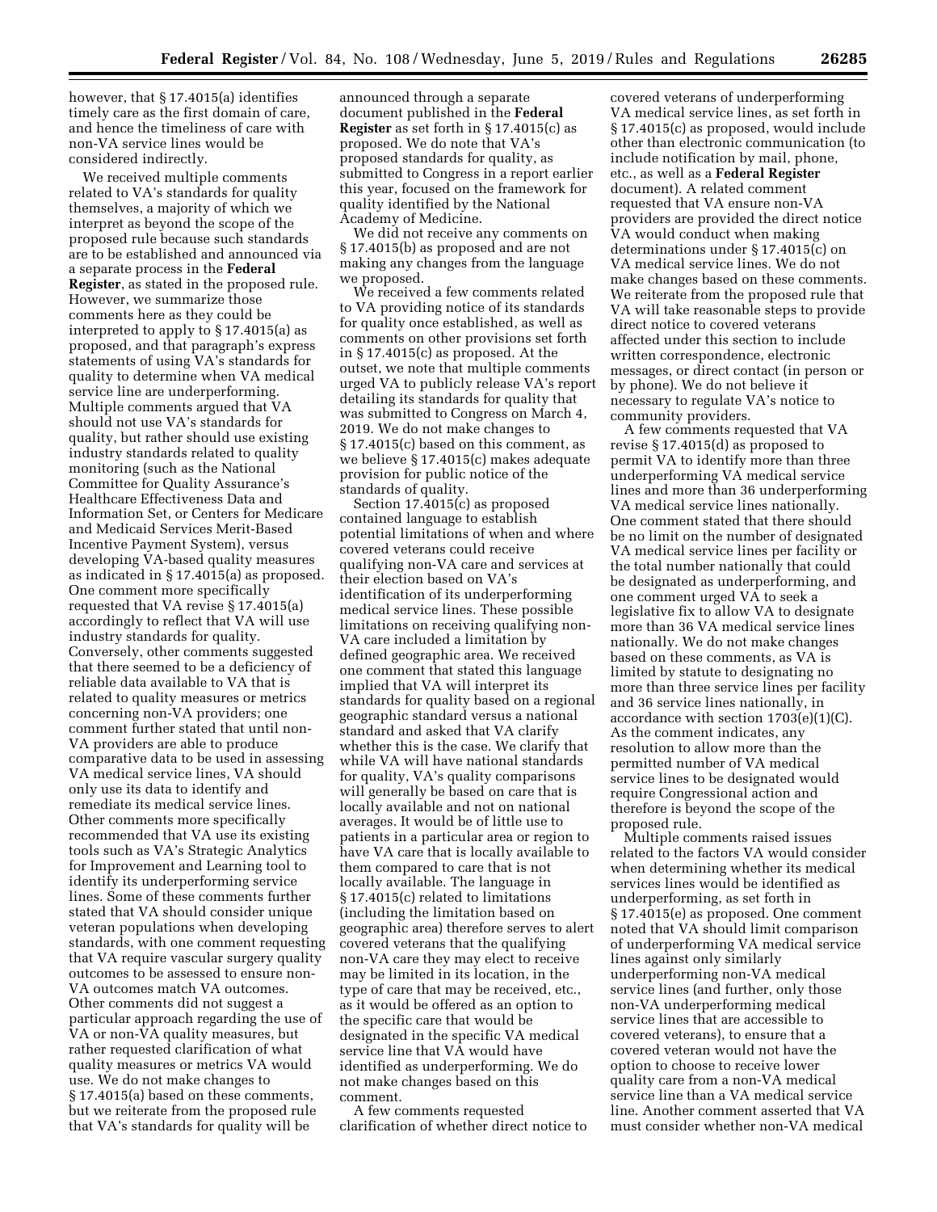however, that § 17.4015(a) identifies timely care as the first domain of care, and hence the timeliness of care with non-VA service lines would be considered indirectly.

We received multiple comments related to VA's standards for quality themselves, a majority of which we interpret as beyond the scope of the proposed rule because such standards are to be established and announced via a separate process in the **Federal Register**, as stated in the proposed rule. However, we summarize those comments here as they could be interpreted to apply to § 17.4015(a) as proposed, and that paragraph's express statements of using VA's standards for quality to determine when VA medical service line are underperforming. Multiple comments argued that VA should not use VA's standards for quality, but rather should use existing industry standards related to quality monitoring (such as the National Committee for Quality Assurance's Healthcare Effectiveness Data and Information Set, or Centers for Medicare and Medicaid Services Merit-Based Incentive Payment System), versus developing VA-based quality measures as indicated in § 17.4015(a) as proposed. One comment more specifically requested that VA revise § 17.4015(a) accordingly to reflect that VA will use industry standards for quality. Conversely, other comments suggested that there seemed to be a deficiency of reliable data available to VA that is related to quality measures or metrics concerning non-VA providers; one comment further stated that until non-VA providers are able to produce comparative data to be used in assessing VA medical service lines, VA should only use its data to identify and remediate its medical service lines. Other comments more specifically recommended that VA use its existing tools such as VA's Strategic Analytics for Improvement and Learning tool to identify its underperforming service lines. Some of these comments further stated that VA should consider unique veteran populations when developing standards, with one comment requesting that VA require vascular surgery quality outcomes to be assessed to ensure non-VA outcomes match VA outcomes. Other comments did not suggest a particular approach regarding the use of VA or non-VA quality measures, but rather requested clarification of what quality measures or metrics VA would use. We do not make changes to § 17.4015(a) based on these comments, but we reiterate from the proposed rule that VA's standards for quality will be announced through a separate document published in the **Federal Register** as set forth in § 17.4015(c) as proposed. We do note that VA's proposed standards for quality, as submitted to Congress in a report earlier this year, focused on the framework for quality identified by the National Academy of Medicine.

We did not receive any comments on § 17.4015(b) as proposed and are not making any changes from the language we proposed.

We received a few comments related to VA providing notice of its standards for quality once established, as well as comments on other provisions set forth in § 17.4015(c) as proposed. At the outset, we note that multiple comments urged VA to publicly release VA's report detailing its standards for quality that was submitted to Congress on March 4, 2019. We do not make changes to § 17.4015(c) based on this comment, as we believe § 17.4015(c) makes adequate provision for public notice of the standards of quality.

Section 17.4015(c) as proposed contained language to establish potential limitations of when and where covered veterans could receive qualifying non-VA care and services at their election based on VA's identification of its underperforming medical service lines. These possible limitations on receiving qualifying non-VA care included a limitation by defined geographic area. We received one comment that stated this language implied that VA will interpret its standards for quality based on a regional geographic standard versus a national standard and asked that VA clarify whether this is the case. We clarify that while VA will have national standards for quality, VA's quality comparisons will generally be based on care that is locally available and not on national averages. It would be of little use to patients in a particular area or region to have VA care that is locally available to them compared to care that is not locally available. The language in § 17.4015(c) related to limitations (including the limitation based on geographic area) therefore serves to alert covered veterans that the qualifying non-VA care they may elect to receive may be limited in its location, in the type of care that may be received, etc., as it would be offered as an option to the specific care that would be designated in the specific VA medical service line that VA would have identified as underperforming. We do not make changes based on this comment.

A few comments requested clarification of whether direct notice to covered veterans of underperforming VA medical service lines, as set forth in § 17.4015(c) as proposed, would include other than electronic communication (to include notification by mail, phone, etc., as well as a **Federal Register** document). A related comment requested that VA ensure non-VA providers are provided the direct notice VA would conduct when making determinations under § 17.4015(c) on VA medical service lines. We do not make changes based on these comments. We reiterate from the proposed rule that VA will take reasonable steps to provide direct notice to covered veterans affected under this section to include written correspondence, electronic messages, or direct contact (in person or by phone). We do not believe it necessary to regulate VA's notice to community providers.

A few comments requested that VA revise § 17.4015(d) as proposed to permit VA to identify more than three underperforming VA medical service lines and more than 36 underperforming VA medical service lines nationally. One comment stated that there should be no limit on the number of designated VA medical service lines per facility or the total number nationally that could be designated as underperforming, and one comment urged VA to seek a legislative fix to allow VA to designate more than 36 VA medical service lines nationally. We do not make changes based on these comments, as VA is limited by statute to designating no more than three service lines per facility and 36 service lines nationally, in accordance with section 1703(e)(1)(C). As the comment indicates, any resolution to allow more than the permitted number of VA medical service lines to be designated would require Congressional action and therefore is beyond the scope of the proposed rule.

Multiple comments raised issues related to the factors VA would consider when determining whether its medical services lines would be identified as underperforming, as set forth in § 17.4015(e) as proposed. One comment noted that VA should limit comparison of underperforming VA medical service lines against only similarly underperforming non-VA medical service lines (and further, only those non-VA underperforming medical service lines that are accessible to covered veterans), to ensure that a covered veteran would not have the option to choose to receive lower quality care from a non-VA medical service line than a VA medical service line. Another comment asserted that VA must consider whether non-VA medical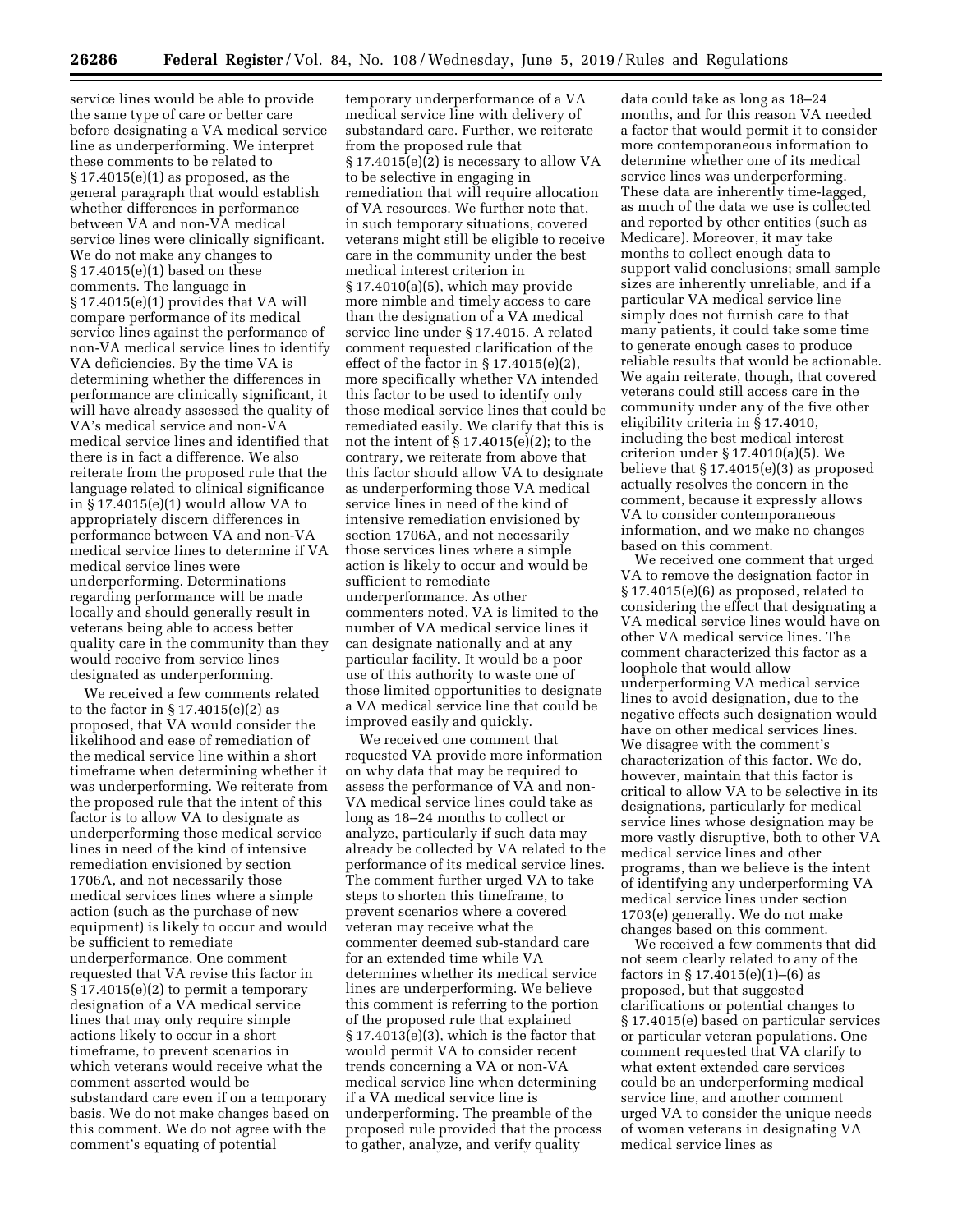service lines would be able to provide the same type of care or better care before designating a VA medical service line as underperforming. We interpret these comments to be related to § 17.4015(e)(1) as proposed, as the general paragraph that would establish whether differences in performance between VA and non-VA medical service lines were clinically significant. We do not make any changes to § 17.4015(e)(1) based on these comments. The language in § 17.4015(e)(1) provides that VA will compare performance of its medical service lines against the performance of non-VA medical service lines to identify VA deficiencies. By the time VA is determining whether the differences in performance are clinically significant, it will have already assessed the quality of VA's medical service and non-VA medical service lines and identified that there is in fact a difference. We also reiterate from the proposed rule that the language related to clinical significance in § 17.4015(e)(1) would allow VA to appropriately discern differences in performance between VA and non-VA medical service lines to determine if VA medical service lines were underperforming. Determinations regarding performance will be made locally and should generally result in veterans being able to access better quality care in the community than they would receive from service lines designated as underperforming.

We received a few comments related to the factor in § 17.4015(e)(2) as proposed, that VA would consider the likelihood and ease of remediation of the medical service line within a short timeframe when determining whether it was underperforming. We reiterate from the proposed rule that the intent of this factor is to allow VA to designate as underperforming those medical service lines in need of the kind of intensive remediation envisioned by section 1706A, and not necessarily those medical services lines where a simple action (such as the purchase of new equipment) is likely to occur and would be sufficient to remediate underperformance. One comment requested that VA revise this factor in § 17.4015(e)(2) to permit a temporary designation of a VA medical service lines that may only require simple actions likely to occur in a short timeframe, to prevent scenarios in which veterans would receive what the comment asserted would be substandard care even if on a temporary basis. We do not make changes based on this comment. We do not agree with the comment's equating of potential temporary underperformance of a VA medical service line with delivery of substandard care. Further, we reiterate from the proposed rule that § 17.4015(e)(2) is necessary to allow VA to be selective in engaging in remediation that will require allocation of VA resources. We further note that, in such temporary situations, covered veterans might still be eligible to receive care in the community under the best medical interest criterion in § 17.4010(a)(5), which may provide more nimble and timely access to care than the designation of a VA medical service line under § 17.4015. A related comment requested clarification of the effect of the factor in § 17.4015(e)(2), more specifically whether VA intended this factor to be used to identify only those medical service lines that could be remediated easily. We clarify that this is not the intent of § 17.4015(e)(2); to the contrary, we reiterate from above that this factor should allow VA to designate as underperforming those VA medical service lines in need of the kind of intensive remediation envisioned by section 1706A, and not necessarily those services lines where a simple action is likely to occur and would be sufficient to remediate underperformance. As other commenters noted, VA is limited to the number of VA medical service lines it can designate nationally and at any particular facility. It would be a poor use of this authority to waste one of those limited opportunities to designate a VA medical service line that could be improved easily and quickly.

We received one comment that requested VA provide more information on why data that may be required to assess the performance of VA and non-VA medical service lines could take as long as 18–24 months to collect or analyze, particularly if such data may already be collected by VA related to the performance of its medical service lines. The comment further urged VA to take steps to shorten this timeframe, to prevent scenarios where a covered veteran may receive what the commenter deemed sub-standard care for an extended time while VA determines whether its medical service lines are underperforming. We believe this comment is referring to the portion of the proposed rule that explained § 17.4013(e)(3), which is the factor that would permit VA to consider recent trends concerning a VA or non-VA medical service line when determining if a VA medical service line is underperforming. The preamble of the proposed rule provided that the process to gather, analyze, and verify quality data could take as long as 18–24 months, and for this reason VA needed a factor that would permit it to consider more contemporaneous information to determine whether one of its medical service lines was underperforming. These data are inherently time-lagged, as much of the data we use is collected and reported by other entities (such as Medicare). Moreover, it may take months to collect enough data to support valid conclusions; small sample sizes are inherently unreliable, and if a particular VA medical service line simply does not furnish care to that many patients, it could take some time to generate enough cases to produce reliable results that would be actionable. We again reiterate, though, that covered veterans could still access care in the community under any of the five other eligibility criteria in § 17.4010, including the best medical interest criterion under § 17.4010(a)(5). We believe that § 17.4015(e)(3) as proposed actually resolves the concern in the comment, because it expressly allows VA to consider contemporaneous information, and we make no changes based on this comment.

We received one comment that urged VA to remove the designation factor in § 17.4015(e)(6) as proposed, related to considering the effect that designating a VA medical service lines would have on other VA medical service lines. The comment characterized this factor as a loophole that would allow underperforming VA medical service lines to avoid designation, due to the negative effects such designation would have on other medical services lines. We disagree with the comment's characterization of this factor. We do, however, maintain that this factor is critical to allow VA to be selective in its designations, particularly for medical service lines whose designation may be more vastly disruptive, both to other VA medical service lines and other programs, than we believe is the intent of identifying any underperforming VA medical service lines under section 1703(e) generally. We do not make changes based on this comment.

We received a few comments that did not seem clearly related to any of the factors in § 17.4015(e)(1)–(6) as proposed, but that suggested clarifications or potential changes to § 17.4015(e) based on particular services or particular veteran populations. One comment requested that VA clarify to what extent extended care services could be an underperforming medical service line, and another comment urged VA to consider the unique needs of women veterans in designating VA medical service lines as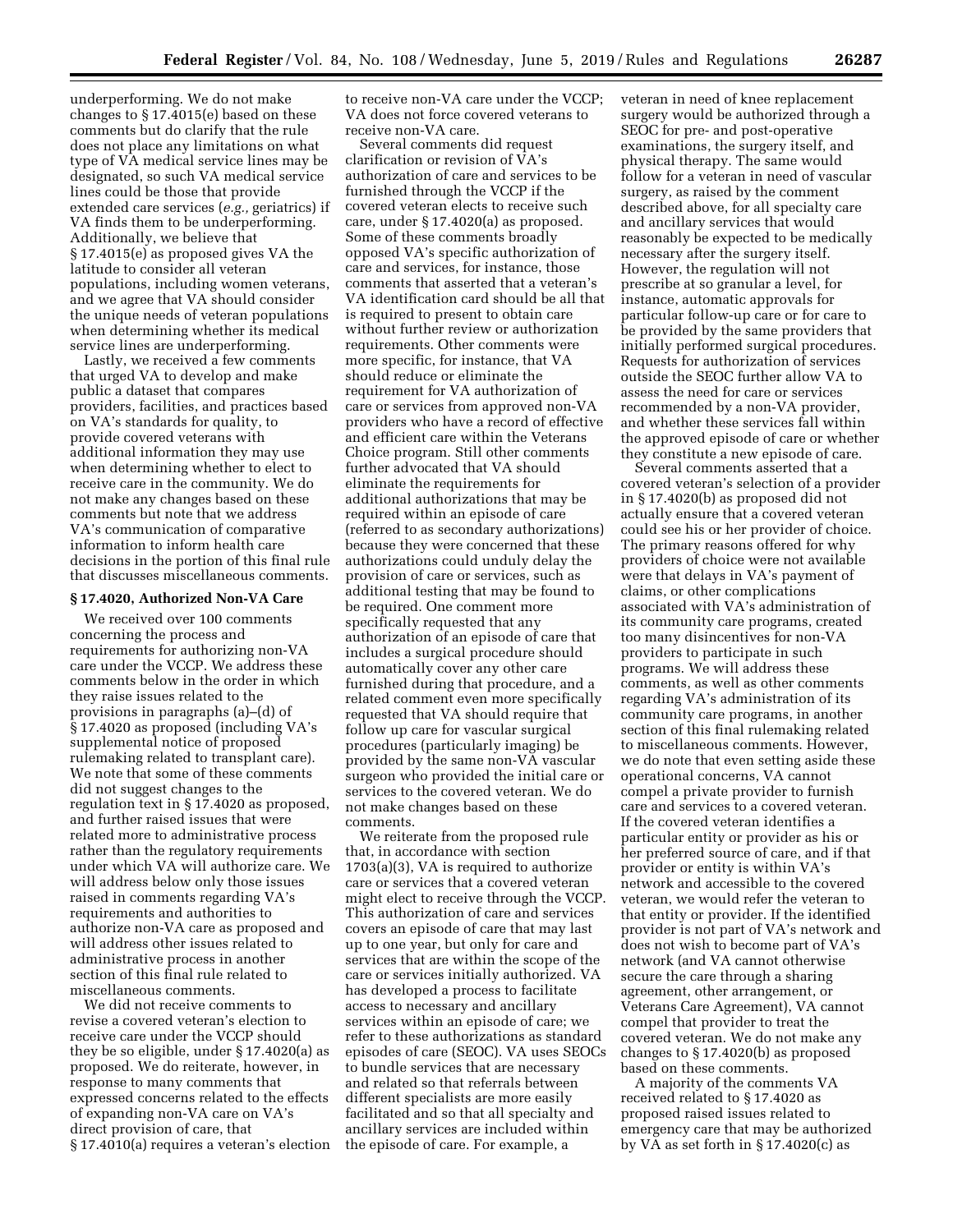underperforming. We do not make changes to § 17.4015(e) based on these comments but do clarify that the rule does not place any limitations on what type of VA medical service lines may be designated, so such VA medical service lines could be those that provide extended care services (*e.g.,* geriatrics) if VA finds them to be underperforming. Additionally, we believe that § 17.4015(e) as proposed gives VA the latitude to consider all veteran populations, including women veterans, and we agree that VA should consider the unique needs of veteran populations when determining whether its medical service lines are underperforming.

Lastly, we received a few comments that urged VA to develop and make public a dataset that compares providers, facilities, and practices based on VA's standards for quality, to provide covered veterans with additional information they may use when determining whether to elect to receive care in the community. We do not make any changes based on these comments but note that we address VA's communication of comparative information to inform health care decisions in the portion of this final rule that discusses miscellaneous comments.

### § 17.4020, Authorized Non-VA Care

We received over 100 comments concerning the process and requirements for authorizing non-VA care under the VCCP. We address these comments below in the order in which they raise issues related to the provisions in paragraphs (a)–(d) of § 17.4020 as proposed (including VA's supplemental notice of proposed rulemaking related to transplant care). We note that some of these comments did not suggest changes to the regulation text in § 17.4020 as proposed, and further raised issues that were related more to administrative process rather than the regulatory requirements under which VA will authorize care. We will address below only those issues raised in comments regarding VA's requirements and authorities to authorize non-VA care as proposed and will address other issues related to administrative process in another section of this final rule related to miscellaneous comments.

We did not receive comments to revise a covered veteran's election to receive care under the VCCP should they be so eligible, under § 17.4020(a) as proposed. We do reiterate, however, in response to many comments that expressed concerns related to the effects of expanding non-VA care on VA's direct provision of care, that § 17.4010(a) requires a veteran's election to receive non-VA care under the VCCP; VA does not force covered veterans to receive non-VA care.

Several comments did request clarification or revision of VA's authorization of care and services to be furnished through the VCCP if the covered veteran elects to receive such care, under § 17.4020(a) as proposed. Some of these comments broadly opposed VA's specific authorization of care and services, for instance, those comments that asserted that a veteran's VA identification card should be all that is required to present to obtain care without further review or authorization requirements. Other comments were more specific, for instance, that VA should reduce or eliminate the requirement for VA authorization of care or services from approved non-VA providers who have a record of effective and efficient care within the Veterans Choice program. Still other comments further advocated that VA should eliminate the requirements for additional authorizations that may be required within an episode of care (referred to as secondary authorizations) because they were concerned that these authorizations could unduly delay the provision of care or services, such as additional testing that may be found to be required. One comment more specifically requested that any authorization of an episode of care that includes a surgical procedure should automatically cover any other care furnished during that procedure, and a related comment even more specifically requested that VA should require that follow up care for vascular surgical procedures (particularly imaging) be provided by the same non-VA vascular surgeon who provided the initial care or services to the covered veteran. We do not make changes based on these comments.

We reiterate from the proposed rule that, in accordance with section 1703(a)(3), VA is required to authorize care or services that a covered veteran might elect to receive through the VCCP. This authorization of care and services covers an episode of care that may last up to one year, but only for care and services that are within the scope of the care or services initially authorized. VA has developed a process to facilitate access to necessary and ancillary services within an episode of care; we refer to these authorizations as standard episodes of care (SEOC). VA uses SEOCs to bundle services that are necessary and related so that referrals between different specialists are more easily facilitated and so that all specialty and ancillary services are included within the episode of care. For example, a veteran in need of knee replacement surgery would be authorized through a SEOC for pre- and post-operative examinations, the surgery itself, and physical therapy. The same would follow for a veteran in need of vascular surgery, as raised by the comment described above, for all specialty care and ancillary services that would reasonably be expected to be medically necessary after the surgery itself. However, the regulation will not prescribe at so granular a level, for instance, automatic approvals for particular follow-up care or for care to be provided by the same providers that initially performed surgical procedures. Requests for authorization of services outside the SEOC further allow VA to assess the need for care or services recommended by a non-VA provider, and whether these services fall within the approved episode of care or whether they constitute a new episode of care.

Several comments asserted that a covered veteran's selection of a provider in § 17.4020(b) as proposed did not actually ensure that a covered veteran could see his or her provider of choice. The primary reasons offered for why providers of choice were not available were that delays in VA's payment of claims, or other complications associated with VA's administration of its community care programs, created too many disincentives for non-VA providers to participate in such programs. We will address these comments, as well as other comments regarding VA's administration of its community care programs, in another section of this final rulemaking related to miscellaneous comments. However, we do note that even setting aside these operational concerns, VA cannot compel a private provider to furnish care and services to a covered veteran. If the covered veteran identifies a particular entity or provider as his or her preferred source of care, and if that provider or entity is within VA's network and accessible to the covered veteran, we would refer the veteran to that entity or provider. If the identified provider is not part of VA's network and does not wish to become part of VA's network (and VA cannot otherwise secure the care through a sharing agreement, other arrangement, or Veterans Care Agreement), VA cannot compel that provider to treat the covered veteran. We do not make any changes to § 17.4020(b) as proposed based on these comments.

A majority of the comments VA received related to § 17.4020 as proposed raised issues related to emergency care that may be authorized by VA as set forth in § 17.4020(c) as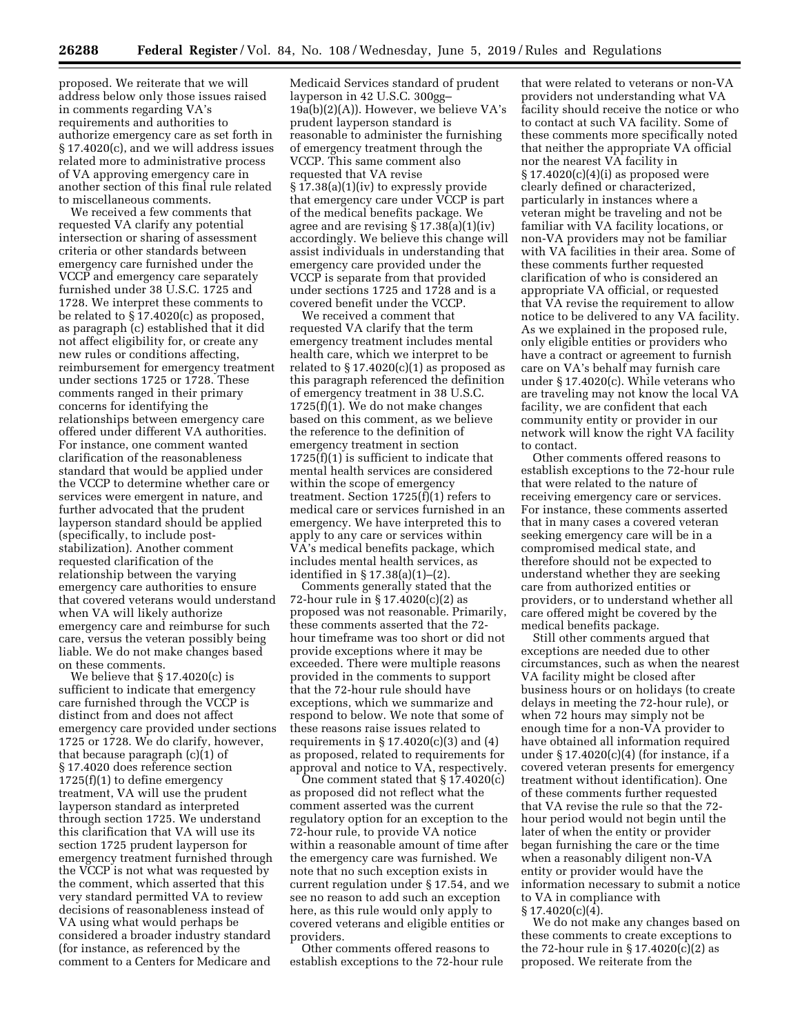proposed. We reiterate that we will address below only those issues raised in comments regarding VA's requirements and authorities to authorize emergency care as set forth in § 17.4020(c), and we will address issues related more to administrative process of VA approving emergency care in another section of this final rule related to miscellaneous comments.

We received a few comments that requested VA clarify any potential intersection or sharing of assessment criteria or other standards between emergency care furnished under the VCCP and emergency care separately furnished under 38 U.S.C. 1725 and 1728. We interpret these comments to be related to § 17.4020(c) as proposed, as paragraph (c) established that it did not affect eligibility for, or create any new rules or conditions affecting, reimbursement for emergency treatment under sections 1725 or 1728. These comments ranged in their primary concerns for identifying the relationships between emergency care offered under different VA authorities. For instance, one comment wanted clarification of the reasonableness standard that would be applied under the VCCP to determine whether care or services were emergent in nature, and further advocated that the prudent layperson standard should be applied (specifically, to include post-stabilization). Another comment requested clarification of the relationship between the varying emergency care authorities to ensure that covered veterans would understand when VA will likely authorize emergency care and reimburse for such care, versus the veteran possibly being liable. We do not make changes based on these comments.

We believe that § 17.4020(c) is sufficient to indicate that emergency care furnished through the VCCP is distinct from and does not affect emergency care provided under sections 1725 or 1728. We do clarify, however, that because paragraph (c)(1) of § 17.4020 does reference section 1725(f)(1) to define emergency treatment, VA will use the prudent layperson standard as interpreted through section 1725. We understand this clarification that VA will use its section 1725 prudent layperson for emergency treatment furnished through the VCCP is not what was requested by the comment, which asserted that this very standard permitted VA to review decisions of reasonableness instead of VA using what would perhaps be considered a broader industry standard (for instance, as referenced by the comment to a Centers for Medicare and Medicaid Services standard of prudent layperson in 42 U.S.C. 300gg–19a(b)(2)(A)). However, we believe VA's prudent layperson standard is reasonable to administer the furnishing of emergency treatment through the VCCP. This same comment also requested that VA revise § 17.38(a)(1)(iv) to expressly provide that emergency care under VCCP is part of the medical benefits package. We agree and are revising § 17.38(a)(1)(iv) accordingly. We believe this change will assist individuals in understanding that emergency care provided under the VCCP is separate from that provided under sections 1725 and 1728 and is a covered benefit under the VCCP.

We received a comment that requested VA clarify that the term emergency treatment includes mental health care, which we interpret to be related to § 17.4020(c)(1) as proposed as this paragraph referenced the definition of emergency treatment in 38 U.S.C. 1725(f)(1). We do not make changes based on this comment, as we believe the reference to the definition of emergency treatment in section 1725(f)(1) is sufficient to indicate that mental health services are considered within the scope of emergency treatment. Section 1725(f)(1) refers to medical care or services furnished in an emergency. We have interpreted this to apply to any care or services within VA's medical benefits package, which includes mental health services, as identified in § 17.38(a)(1)–(2).

Comments generally stated that the 72-hour rule in § 17.4020(c)(2) as proposed was not reasonable. Primarily, these comments asserted that the 72-hour timeframe was too short or did not provide exceptions where it may be exceeded. There were multiple reasons provided in the comments to support that the 72-hour rule should have exceptions, which we summarize and respond to below. We note that some of these reasons raise issues related to requirements in § 17.4020(c)(3) and (4) as proposed, related to requirements for approval and notice to VA, respectively.

One comment stated that § 17.4020(c) as proposed did not reflect what the comment asserted was the current regulatory option for an exception to the 72-hour rule, to provide VA notice within a reasonable amount of time after the emergency care was furnished. We note that no such exception exists in current regulation under § 17.54, and we see no reason to add such an exception here, as this rule would only apply to covered veterans and eligible entities or providers.

Other comments offered reasons to establish exceptions to the 72-hour rule that were related to veterans or non-VA providers not understanding what VA facility should receive the notice or who to contact at such VA facility. Some of these comments more specifically noted that neither the appropriate VA official nor the nearest VA facility in § 17.4020(c)(4)(i) as proposed were clearly defined or characterized, particularly in instances where a veteran might be traveling and not be familiar with VA facility locations, or non-VA providers may not be familiar with VA facilities in their area. Some of these comments further requested clarification of who is considered an appropriate VA official, or requested that VA revise the requirement to allow notice to be delivered to any VA facility. As we explained in the proposed rule, only eligible entities or providers who have a contract or agreement to furnish care on VA's behalf may furnish care under § 17.4020(c). While veterans who are traveling may not know the local VA facility, we are confident that each community entity or provider in our network will know the right VA facility to contact.

Other comments offered reasons to establish exceptions to the 72-hour rule that were related to the nature of receiving emergency care or services. For instance, these comments asserted that in many cases a covered veteran seeking emergency care will be in a compromised medical state, and therefore should not be expected to understand whether they are seeking care from authorized entities or providers, or to understand whether all care offered might be covered by the medical benefits package.

Still other comments argued that exceptions are needed due to other circumstances, such as when the nearest VA facility might be closed after business hours or on holidays (to create delays in meeting the 72-hour rule), or when 72 hours may simply not be enough time for a non-VA provider to have obtained all information required under § 17.4020(c)(4) (for instance, if a covered veteran presents for emergency treatment without identification). One of these comments further requested that VA revise the rule so that the 72-hour period would not begin until the later of when the entity or provider began furnishing the care or the time when a reasonably diligent non-VA entity or provider would have the information necessary to submit a notice to VA in compliance with § 17.4020(c)(4).

We do not make any changes based on these comments to create exceptions to the 72-hour rule in § 17.4020(c)(2) as proposed. We reiterate from the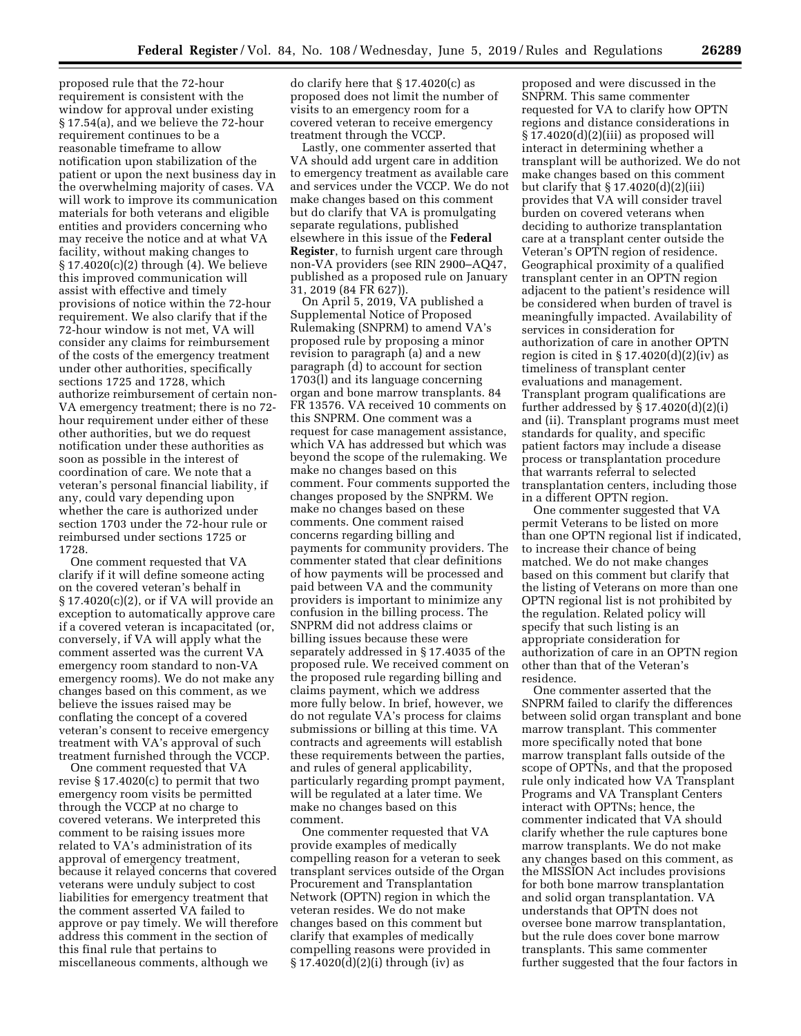proposed rule that the 72-hour requirement is consistent with the window for approval under existing § 17.54(a), and we believe the 72-hour requirement continues to be a reasonable timeframe to allow notification upon stabilization of the patient or upon the next business day in the overwhelming majority of cases. VA will work to improve its communication materials for both veterans and eligible entities and providers concerning who may receive the notice and at what VA facility, without making changes to § 17.4020(c)(2) through (4). We believe this improved communication will assist with effective and timely provisions of notice within the 72-hour requirement. We also clarify that if the 72-hour window is not met, VA will consider any claims for reimbursement of the costs of the emergency treatment under other authorities, specifically sections 1725 and 1728, which authorize reimbursement of certain non-VA emergency treatment; there is no 72-hour requirement under either of these other authorities, but we do request notification under these authorities as soon as possible in the interest of coordination of care. We note that a veteran's personal financial liability, if any, could vary depending upon whether the care is authorized under section 1703 under the 72-hour rule or reimbursed under sections 1725 or 1728.

One comment requested that VA clarify if it will define someone acting on the covered veteran's behalf in § 17.4020(c)(2), or if VA will provide an exception to automatically approve care if a covered veteran is incapacitated (or, conversely, if VA will apply what the comment asserted was the current VA emergency room standard to non-VA emergency rooms). We do not make any changes based on this comment, as we believe the issues raised may be conflating the concept of a covered veteran's consent to receive emergency treatment with VA's approval of such treatment furnished through the VCCP.

One comment requested that VA revise § 17.4020(c) to permit that two emergency room visits be permitted through the VCCP at no charge to covered veterans. We interpreted this comment to be raising issues more related to VA's administration of its approval of emergency treatment, because it relayed concerns that covered veterans were unduly subject to cost liabilities for emergency treatment that the comment asserted VA failed to approve or pay timely. We will therefore address this comment in the section of this final rule that pertains to miscellaneous comments, although we do clarify here that § 17.4020(c) as proposed does not limit the number of visits to an emergency room for a covered veteran to receive emergency treatment through the VCCP.

Lastly, one commenter asserted that VA should add urgent care in addition to emergency treatment as available care and services under the VCCP. We do not make changes based on this comment but do clarify that VA is promulgating separate regulations, published elsewhere in this issue of the **Federal Register**, to furnish urgent care through non-VA providers (see RIN 2900–AQ47, published as a proposed rule on January 31, 2019 (84 FR 627)).

On April 5, 2019, VA published a Supplemental Notice of Proposed Rulemaking (SNPRM) to amend VA's proposed rule by proposing a minor revision to paragraph (a) and a new paragraph (d) to account for section 1703(l) and its language concerning organ and bone marrow transplants. 84 FR 13576. VA received 10 comments on this SNPRM. One comment was a request for case management assistance, which VA has addressed but which was beyond the scope of the rulemaking. We make no changes based on this comment. Four comments supported the changes proposed by the SNPRM. We make no changes based on these comments. One comment raised concerns regarding billing and payments for community providers. The commenter stated that clear definitions of how payments will be processed and paid between VA and the community providers is important to minimize any confusion in the billing process. The SNPRM did not address claims or billing issues because these were separately addressed in § 17.4035 of the proposed rule. We received comment on the proposed rule regarding billing and claims payment, which we address more fully below. In brief, however, we do not regulate VA's process for claims submissions or billing at this time. VA contracts and agreements will establish these requirements between the parties, and rules of general applicability, particularly regarding prompt payment, will be regulated at a later time. We make no changes based on this comment.

One commenter requested that VA provide examples of medically compelling reason for a veteran to seek transplant services outside of the Organ Procurement and Transplantation Network (OPTN) region in which the veteran resides. We do not make changes based on this comment but clarify that examples of medically compelling reasons were provided in § 17.4020(d)(2)(i) through (iv) as proposed and were discussed in the SNPRM. This same commenter requested for VA to clarify how OPTN regions and distance considerations in § 17.4020(d)(2)(iii) as proposed will interact in determining whether a transplant will be authorized. We do not make changes based on this comment but clarify that § 17.4020(d)(2)(iii) provides that VA will consider travel burden on covered veterans when deciding to authorize transplantation care at a transplant center outside the Veteran's OPTN region of residence. Geographical proximity of a qualified transplant center in an OPTN region adjacent to the patient's residence will be considered when burden of travel is meaningfully impacted. Availability of services in consideration for authorization of care in another OPTN region is cited in § 17.4020(d)(2)(iv) as timeliness of transplant center evaluations and management. Transplant program qualifications are further addressed by § 17.4020(d)(2)(i) and (ii). Transplant programs must meet standards for quality, and specific patient factors may include a disease process or transplantation procedure that warrants referral to selected transplantation centers, including those in a different OPTN region.

One commenter suggested that VA permit Veterans to be listed on more than one OPTN regional list if indicated, to increase their chance of being matched. We do not make changes based on this comment but clarify that the listing of Veterans on more than one OPTN regional list is not prohibited by the regulation. Related policy will specify that such listing is an appropriate consideration for authorization of care in an OPTN region other than that of the Veteran's residence.

One commenter asserted that the SNPRM failed to clarify the differences between solid organ transplant and bone marrow transplant. This commenter more specifically noted that bone marrow transplant falls outside of the scope of OPTNs, and that the proposed rule only indicated how VA Transplant Programs and VA Transplant Centers interact with OPTNs; hence, the commenter indicated that VA should clarify whether the rule captures bone marrow transplants. We do not make any changes based on this comment, as the MISSION Act includes provisions for both bone marrow transplantation and solid organ transplantation. VA understands that OPTN does not oversee bone marrow transplantation, but the rule does cover bone marrow transplants. This same commenter further suggested that the four factors in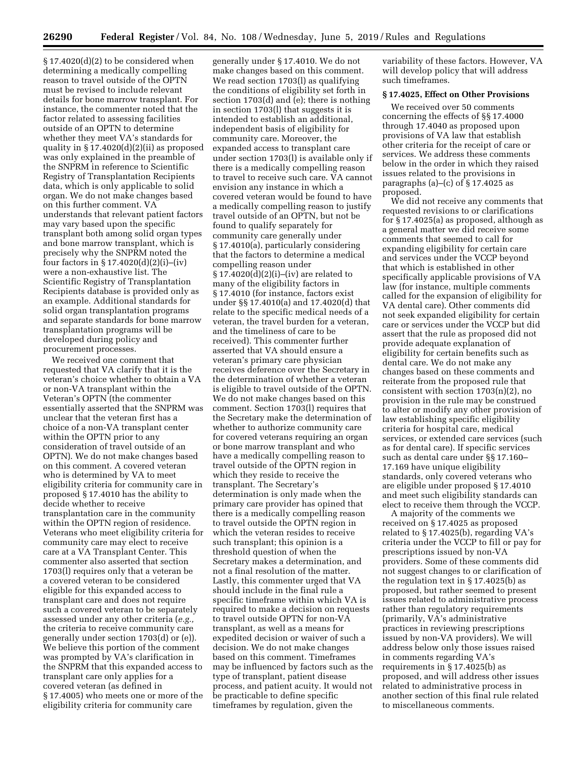§ 17.4020(d)(2) to be considered when determining a medically compelling reason to travel outside of the OPTN must be revised to include relevant details for bone marrow transplant. For instance, the commenter noted that the factor related to assessing facilities outside of an OPTN to determine whether they meet VA's standards for quality in § 17.4020(d)(2)(ii) as proposed was only explained in the preamble of the SNPRM in reference to Scientific Registry of Transplantation Recipients data, which is only applicable to solid organ. We do not make changes based on this further comment. VA understands that relevant patient factors may vary based upon the specific transplant both among solid organ types and bone marrow transplant, which is precisely why the SNPRM noted the four factors in § 17.4020(d)(2)(i)–(iv) were a non-exhaustive list. The Scientific Registry of Transplantation Recipients database is provided only as an example. Additional standards for solid organ transplantation programs and separate standards for bone marrow transplantation programs will be developed during policy and procurement processes.

We received one comment that requested that VA clarify that it is the veteran's choice whether to obtain a VA or non-VA transplant within the Veteran's OPTN (the commenter essentially asserted that the SNPRM was unclear that the veteran first has a choice of a non-VA transplant center within the OPTN prior to any consideration of travel outside of an OPTN). We do not make changes based on this comment. A covered veteran who is determined by VA to meet eligibility criteria for community care in proposed § 17.4010 has the ability to decide whether to receive transplantation care in the community within the OPTN region of residence. Veterans who meet eligibility criteria for community care may elect to receive care at a VA Transplant Center. This commenter also asserted that section 1703(l) requires only that a veteran be a covered veteran to be considered eligible for this expanded access to transplant care and does not require such a covered veteran to be separately assessed under any other criteria (*e.g.,* the criteria to receive community care generally under section 1703(d) or (e)). We believe this portion of the comment was prompted by VA's clarification in the SNPRM that this expanded access to transplant care only applies for a covered veteran (as defined in § 17.4005) who meets one or more of the eligibility criteria for community care generally under § 17.4010. We do not make changes based on this comment. We read section 1703(l) as qualifying the conditions of eligibility set forth in section 1703(d) and (e); there is nothing in section 1703(l) that suggests it is intended to establish an additional, independent basis of eligibility for community care. Moreover, the expanded access to transplant care under section 1703(l) is available only if there is a medically compelling reason to travel to receive such care. VA cannot envision any instance in which a covered veteran would be found to have a medically compelling reason to justify travel outside of an OPTN, but not be found to qualify separately for community care generally under § 17.4010(a), particularly considering that the factors to determine a medical compelling reason under § 17.4020(d)(2)(i)–(iv) are related to many of the eligibility factors in § 17.4010 (for instance, factors exist under §§ 17.4010(a) and 17.4020(d) that relate to the specific medical needs of a veteran, the travel burden for a veteran, and the timeliness of care to be received). This commenter further asserted that VA should ensure a veteran's primary care physician receives deference over the Secretary in the determination of whether a veteran is eligible to travel outside of the OPTN. We do not make changes based on this comment. Section 1703(l) requires that the Secretary make the determination of whether to authorize community care for covered veterans requiring an organ or bone marrow transplant and who have a medically compelling reason to travel outside of the OPTN region in which they reside to receive the transplant. The Secretary's determination is only made when the primary care provider has opined that there is a medically compelling reason to travel outside the OPTN region in which the veteran resides to receive such transplant; this opinion is a threshold question of when the Secretary makes a determination, and not a final resolution of the matter. Lastly, this commenter urged that VA should include in the final rule a specific timeframe within which VA is required to make a decision on requests to travel outside OPTN for non-VA transplant, as well as a means for expedited decision or waiver of such a decision. We do not make changes based on this comment. Timeframes may be influenced by factors such as the type of transplant, patient disease process, and patient acuity. It would not be practicable to define specific timeframes by regulation, given the variability of these factors. However, VA will develop policy that will address such timeframes.

### § 17.4025, Effect on Other Provisions

We received over 50 comments concerning the effects of §§ 17.4000 through 17.4040 as proposed upon provisions of VA law that establish other criteria for the receipt of care or services. We address these comments below in the order in which they raised issues related to the provisions in paragraphs (a)–(c) of § 17.4025 as proposed.

We did not receive any comments that requested revisions to or clarifications for § 17.4025(a) as proposed, although as a general matter we did receive some comments that seemed to call for expanding eligibility for certain care and services under the VCCP beyond that which is established in other specifically applicable provisions of VA law (for instance, multiple comments called for the expansion of eligibility for VA dental care). Other comments did not seek expanded eligibility for certain care or services under the VCCP but did assert that the rule as proposed did not provide adequate explanation of eligibility for certain benefits such as dental care. We do not make any changes based on these comments and reiterate from the proposed rule that consistent with section 1703(n)(2), no provision in the rule may be construed to alter or modify any other provision of law establishing specific eligibility criteria for hospital care, medical services, or extended care services (such as for dental care). If specific services such as dental care under §§ 17.160–17.169 have unique eligibility standards, only covered veterans who are eligible under proposed § 17.4010 and meet such eligibility standards can elect to receive them through the VCCP.

A majority of the comments we received on § 17.4025 as proposed related to § 17.4025(b), regarding VA's criteria under the VCCP to fill or pay for prescriptions issued by non-VA providers. Some of these comments did not suggest changes to or clarification of the regulation text in § 17.4025(b) as proposed, but rather seemed to present issues related to administrative process rather than regulatory requirements (primarily, VA's administrative practices in reviewing prescriptions issued by non-VA providers). We will address below only those issues raised in comments regarding VA's requirements in § 17.4025(b) as proposed, and will address other issues related to administrative process in another section of this final rule related to miscellaneous comments.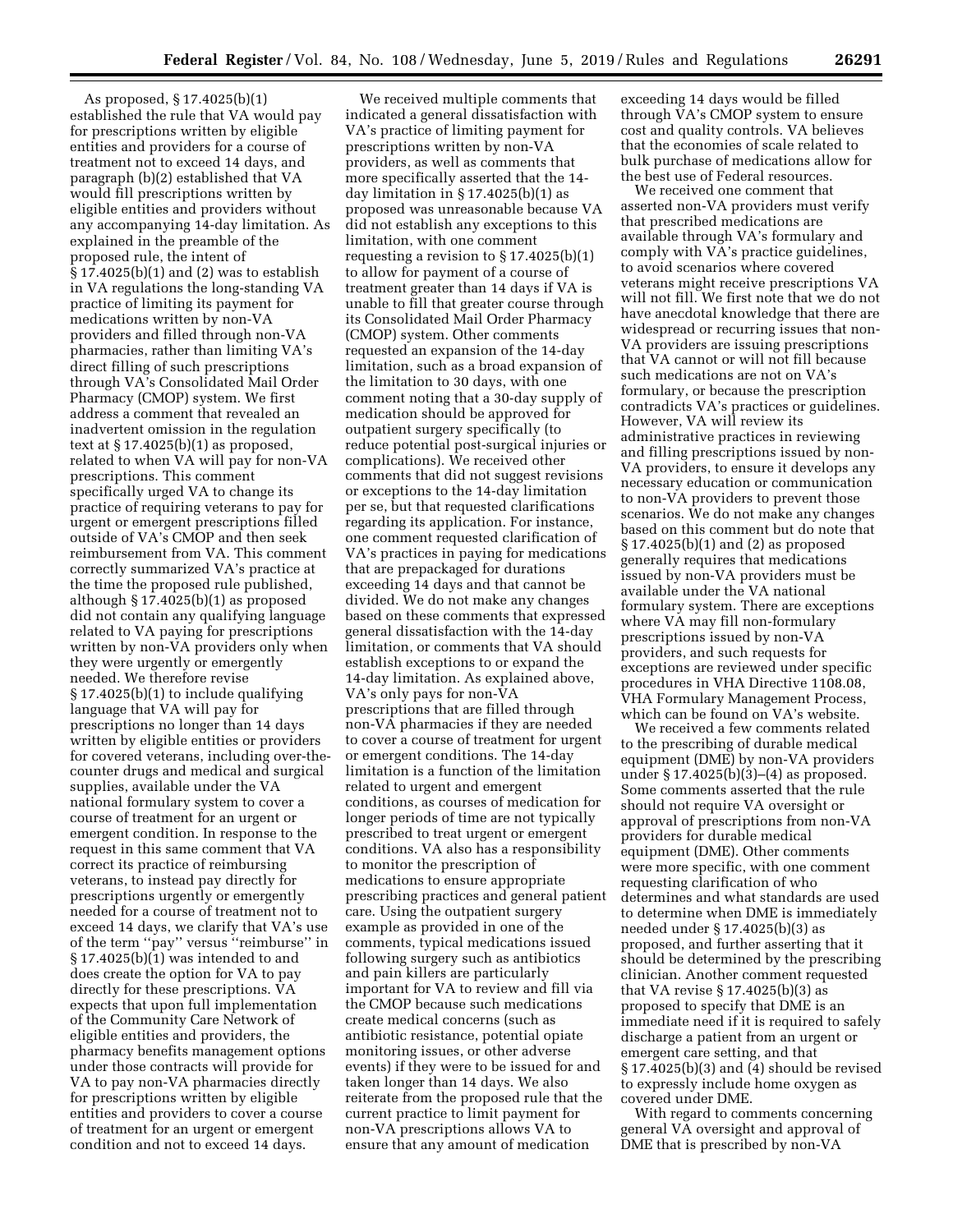As proposed, § 17.4025(b)(1) established the rule that VA would pay for prescriptions written by eligible entities and providers for a course of treatment not to exceed 14 days, and paragraph (b)(2) established that VA would fill prescriptions written by eligible entities and providers without any accompanying 14-day limitation. As explained in the preamble of the proposed rule, the intent of § 17.4025(b)(1) and (2) was to establish in VA regulations the long-standing VA practice of limiting its payment for medications written by non-VA providers and filled through non-VA pharmacies, rather than limiting VA's direct filling of such prescriptions through VA's Consolidated Mail Order Pharmacy (CMOP) system. We first address a comment that revealed an inadvertent omission in the regulation text at § 17.4025(b)(1) as proposed, related to when VA will pay for non-VA prescriptions. This comment specifically urged VA to change its practice of requiring veterans to pay for urgent or emergent prescriptions filled outside of VA's CMOP and then seek reimbursement from VA. This comment correctly summarized VA's practice at the time the proposed rule published, although § 17.4025(b)(1) as proposed did not contain any qualifying language related to VA paying for prescriptions written by non-VA providers only when they were urgently or emergently needed. We therefore revise § 17.4025(b)(1) to include qualifying language that VA will pay for prescriptions no longer than 14 days written by eligible entities or providers for covered veterans, including over-the-counter drugs and medical and surgical supplies, available under the VA national formulary system to cover a course of treatment for an urgent or emergent condition. In response to the request in this same comment that VA correct its practice of reimbursing veterans, to instead pay directly for prescriptions urgently or emergently needed for a course of treatment not to exceed 14 days, we clarify that VA's use of the term "pay" versus "reimburse" in § 17.4025(b)(1) was intended to and does create the option for VA to pay directly for these prescriptions. VA expects that upon full implementation of the Community Care Network of eligible entities and providers, the pharmacy benefits management options under those contracts will provide for VA to pay non-VA pharmacies directly for prescriptions written by eligible entities and providers to cover a course of treatment for an urgent or emergent condition and not to exceed 14 days.

We received multiple comments that indicated a general dissatisfaction with VA's practice of limiting payment for prescriptions written by non-VA providers, as well as comments that more specifically asserted that the 14-day limitation in § 17.4025(b)(1) as proposed was unreasonable because VA did not establish any exceptions to this limitation, with one comment requesting a revision to § 17.4025(b)(1) to allow for payment of a course of treatment greater than 14 days if VA is unable to fill that greater course through its Consolidated Mail Order Pharmacy (CMOP) system. Other comments requested an expansion of the 14-day limitation, such as a broad expansion of the limitation to 30 days, with one comment noting that a 30-day supply of medication should be approved for outpatient surgery specifically (to reduce potential post-surgical injuries or complications). We received other comments that did not suggest revisions or exceptions to the 14-day limitation per se, but that requested clarifications regarding its application. For instance, one comment requested clarification of VA's practices in paying for medications that are prepackaged for durations exceeding 14 days and that cannot be divided. We do not make any changes based on these comments that expressed general dissatisfaction with the 14-day limitation, or comments that VA should establish exceptions to or expand the 14-day limitation. As explained above, VA's only pays for non-VA prescriptions that are filled through non-VA pharmacies if they are needed to cover a course of treatment for urgent or emergent conditions. The 14-day limitation is a function of the limitation related to urgent and emergent conditions, as courses of medication for longer periods of time are not typically prescribed to treat urgent or emergent conditions. VA also has a responsibility to monitor the prescription of medications to ensure appropriate prescribing practices and general patient care. Using the outpatient surgery example as provided in one of the comments, typical medications issued following surgery such as antibiotics and pain killers are particularly important for VA to review and fill via the CMOP because such medications create medical concerns (such as antibiotic resistance, potential opiate monitoring issues, or other adverse events) if they were to be issued for and taken longer than 14 days. We also reiterate from the proposed rule that the current practice to limit payment for non-VA prescriptions allows VA to ensure that any amount of medication exceeding 14 days would be filled through VA's CMOP system to ensure cost and quality controls. VA believes that the economies of scale related to bulk purchase of medications allow for the best use of Federal resources.

We received one comment that asserted non-VA providers must verify that prescribed medications are available through VA's formulary and comply with VA's practice guidelines, to avoid scenarios where covered veterans might receive prescriptions VA will not fill. We first note that we do not have anecdotal knowledge that there are widespread or recurring issues that non-VA providers are issuing prescriptions that VA cannot or will not fill because such medications are not on VA's formulary, or because the prescription contradicts VA's practices or guidelines. However, VA will review its administrative practices in reviewing and filling prescriptions issued by non-VA providers, to ensure it develops any necessary education or communication to non-VA providers to prevent those scenarios. We do not make any changes based on this comment but do note that § 17.4025(b)(1) and (2) as proposed generally requires that medications issued by non-VA providers must be available under the VA national formulary system. There are exceptions where VA may fill non-formulary prescriptions issued by non-VA providers, and such requests for exceptions are reviewed under specific procedures in VHA Directive 1108.08, VHA Formulary Management Process, which can be found on VA's website.

We received a few comments related to the prescribing of durable medical equipment (DME) by non-VA providers under § 17.4025(b)(3)–(4) as proposed. Some comments asserted that the rule should not require VA oversight or approval of prescriptions from non-VA providers for durable medical equipment (DME). Other comments were more specific, with one comment requesting clarification of who determines and what standards are used to determine when DME is immediately needed under § 17.4025(b)(3) as proposed, and further asserting that it should be determined by the prescribing clinician. Another comment requested that VA revise § 17.4025(b)(3) as proposed to specify that DME is an immediate need if it is required to safely discharge a patient from an urgent or emergent care setting, and that § 17.4025(b)(3) and (4) should be revised to expressly include home oxygen as covered under DME.

With regard to comments concerning general VA oversight and approval of DME that is prescribed by non-VA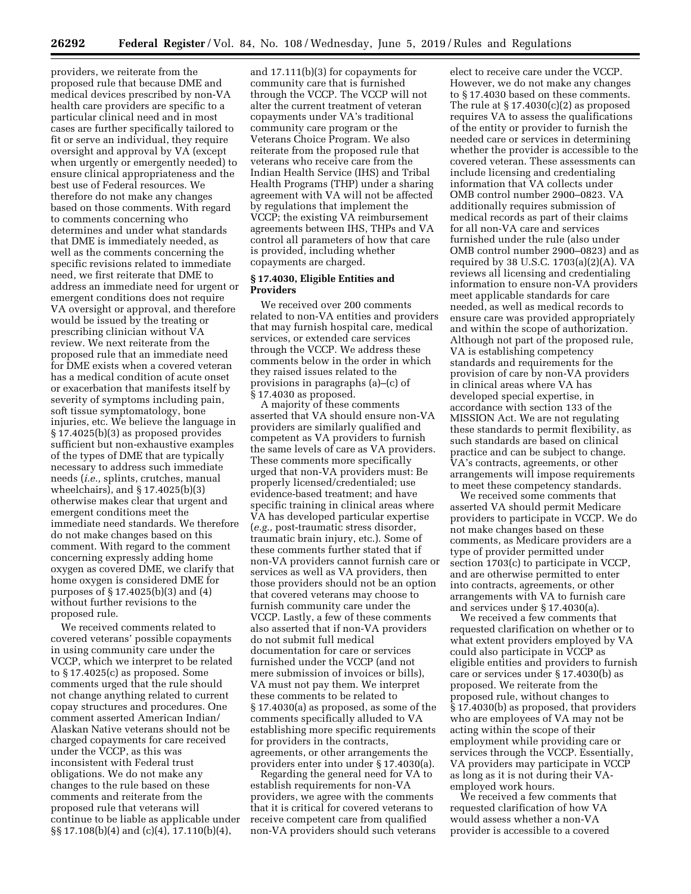providers, we reiterate from the proposed rule that because DME and medical devices prescribed by non-VA health care providers are specific to a particular clinical need and in most cases are further specifically tailored to fit or serve an individual, they require oversight and approval by VA (except when urgently or emergently needed) to ensure clinical appropriateness and the best use of Federal resources. We therefore do not make any changes based on those comments. With regard to comments concerning who determines and under what standards that DME is immediately needed, as well as the comments concerning the specific revisions related to immediate need, we first reiterate that DME to address an immediate need for urgent or emergent conditions does not require VA oversight or approval, and therefore would be issued by the treating or prescribing clinician without VA review. We next reiterate from the proposed rule that an immediate need for DME exists when a covered veteran has a medical condition of acute onset or exacerbation that manifests itself by severity of symptoms including pain, soft tissue symptomatology, bone injuries, etc. We believe the language in § 17.4025(b)(3) as proposed provides sufficient but non-exhaustive examples of the types of DME that are typically necessary to address such immediate needs (*i.e.,* splints, crutches, manual wheelchairs), and § 17.4025(b)(3) otherwise makes clear that urgent and emergent conditions meet the immediate need standards. We therefore do not make changes based on this comment. With regard to the comment concerning expressly adding home oxygen as covered DME, we clarify that home oxygen is considered DME for purposes of § 17.4025(b)(3) and (4) without further revisions to the proposed rule.

We received comments related to covered veterans' possible copayments in using community care under the VCCP, which we interpret to be related to § 17.4025(c) as proposed. Some comments urged that the rule should not change anything related to current copay structures and procedures. One comment asserted American Indian/Alaskan Native veterans should not be charged copayments for care received under the VCCP, as this was inconsistent with Federal trust obligations. We do not make any changes to the rule based on these comments and reiterate from the proposed rule that veterans will continue to be liable as applicable under §§ 17.108(b)(4) and (c)(4), 17.110(b)(4), and 17.111(b)(3) for copayments for community care that is furnished through the VCCP. The VCCP will not alter the current treatment of veteran copayments under VA's traditional community care program or the Veterans Choice Program. We also reiterate from the proposed rule that veterans who receive care from the Indian Health Service (IHS) and Tribal Health Programs (THP) under a sharing agreement with VA will not be affected by regulations that implement the VCCP; the existing VA reimbursement agreements between IHS, THPs and VA control all parameters of how that care is provided, including whether copayments are charged.

### § 17.4030, Eligible Entities and Providers

We received over 200 comments related to non-VA entities and providers that may furnish hospital care, medical services, or extended care services through the VCCP. We address these comments below in the order in which they raised issues related to the provisions in paragraphs (a)–(c) of § 17.4030 as proposed.

A majority of these comments asserted that VA should ensure non-VA providers are similarly qualified and competent as VA providers to furnish the same levels of care as VA providers. These comments more specifically urged that non-VA providers must: Be properly licensed/credentialed; use evidence-based treatment; and have specific training in clinical areas where VA has developed particular expertise (*e.g.,* post-traumatic stress disorder, traumatic brain injury, etc.). Some of these comments further stated that if non-VA providers cannot furnish care or services as well as VA providers, then those providers should not be an option that covered veterans may choose to furnish community care under the VCCP. Lastly, a few of these comments also asserted that if non-VA providers do not submit full medical documentation for care or services furnished under the VCCP (and not mere submission of invoices or bills), VA must not pay them. We interpret these comments to be related to § 17.4030(a) as proposed, as some of the comments specifically alluded to VA establishing more specific requirements for providers in the contracts, agreements, or other arrangements the providers enter into under § 17.4030(a).

Regarding the general need for VA to establish requirements for non-VA providers, we agree with the comments that it is critical for covered veterans to receive competent care from qualified non-VA providers should such veterans elect to receive care under the VCCP. However, we do not make any changes to § 17.4030 based on these comments. The rule at § 17.4030(c)(2) as proposed requires VA to assess the qualifications of the entity or provider to furnish the needed care or services in determining whether the provider is accessible to the covered veteran. These assessments can include licensing and credentialing information that VA collects under OMB control number 2900–0823. VA additionally requires submission of medical records as part of their claims for all non-VA care and services furnished under the rule (also under OMB control number 2900–0823) and as required by 38 U.S.C. 1703(a)(2)(A). VA reviews all licensing and credentialing information to ensure non-VA providers meet applicable standards for care needed, as well as medical records to ensure care was provided appropriately and within the scope of authorization. Although not part of the proposed rule, VA is establishing competency standards and requirements for the provision of care by non-VA providers in clinical areas where VA has developed special expertise, in accordance with section 133 of the MISSION Act. We are not regulating these standards to permit flexibility, as such standards are based on clinical practice and can be subject to change. VA's contracts, agreements, or other arrangements will impose requirements to meet these competency standards.

We received some comments that asserted VA should permit Medicare providers to participate in VCCP. We do not make changes based on these comments, as Medicare providers are a type of provider permitted under section 1703(c) to participate in VCCP, and are otherwise permitted to enter into contracts, agreements, or other arrangements with VA to furnish care and services under § 17.4030(a).

We received a few comments that requested clarification on whether or to what extent providers employed by VA could also participate in VCCP as eligible entities and providers to furnish care or services under § 17.4030(b) as proposed. We reiterate from the proposed rule, without changes to § 17.4030(b) as proposed, that providers who are employees of VA may not be acting within the scope of their employment while providing care or services through the VCCP. Essentially, VA providers may participate in VCCP as long as it is not during their VA-employed work hours.

We received a few comments that requested clarification of how VA would assess whether a non-VA provider is accessible to a covered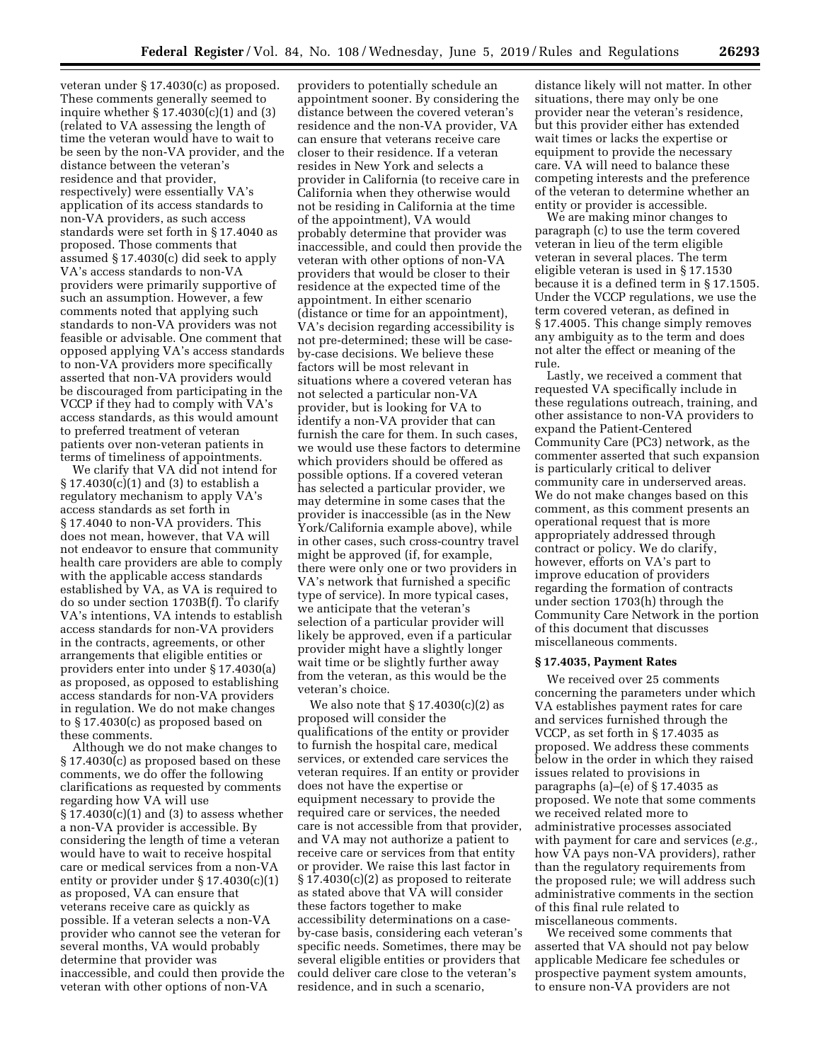veteran under § 17.4030(c) as proposed. These comments generally seemed to inquire whether § 17.4030(c)(1) and (3) (related to VA assessing the length of time the veteran would have to wait to be seen by the non-VA provider, and the distance between the veteran's residence and that provider, respectively) were essentially VA's application of its access standards to non-VA providers, as such access standards were set forth in § 17.4040 as proposed. Those comments that assumed § 17.4030(c) did seek to apply VA's access standards to non-VA providers were primarily supportive of such an assumption. However, a few comments noted that applying such standards to non-VA providers was not feasible or advisable. One comment that opposed applying VA's access standards to non-VA providers more specifically asserted that non-VA providers would be discouraged from participating in the VCCP if they had to comply with VA's access standards, as this would amount to preferred treatment of veteran patients over non-veteran patients in terms of timeliness of appointments.

We clarify that VA did not intend for § 17.4030(c)(1) and (3) to establish a regulatory mechanism to apply VA's access standards as set forth in § 17.4040 to non-VA providers. This does not mean, however, that VA will not endeavor to ensure that community health care providers are able to comply with the applicable access standards established by VA, as VA is required to do so under section 1703B(f). To clarify VA's intentions, VA intends to establish access standards for non-VA providers in the contracts, agreements, or other arrangements that eligible entities or providers enter into under § 17.4030(a) as proposed, as opposed to establishing access standards for non-VA providers in regulation. We do not make changes to § 17.4030(c) as proposed based on these comments.

Although we do not make changes to § 17.4030(c) as proposed based on these comments, we do offer the following clarifications as requested by comments regarding how VA will use § 17.4030(c)(1) and (3) to assess whether a non-VA provider is accessible. By considering the length of time a veteran would have to wait to receive hospital care or medical services from a non-VA entity or provider under § 17.4030(c)(1) as proposed, VA can ensure that veterans receive care as quickly as possible. If a veteran selects a non-VA provider who cannot see the veteran for several months, VA would probably determine that provider was inaccessible, and could then provide the veteran with other options of non-VA providers to potentially schedule an appointment sooner. By considering the distance between the covered veteran's residence and the non-VA provider, VA can ensure that veterans receive care closer to their residence. If a veteran resides in New York and selects a provider in California (to receive care in California when they otherwise would not be residing in California at the time of the appointment), VA would probably determine that provider was inaccessible, and could then provide the veteran with other options of non-VA providers that would be closer to their residence at the expected time of the appointment. In either scenario (distance or time for an appointment), VA's decision regarding accessibility is not pre-determined; these will be case-by-case decisions. We believe these factors will be most relevant in situations where a covered veteran has not selected a particular non-VA provider, but is looking for VA to identify a non-VA provider that can furnish the care for them. In such cases, we would use these factors to determine which providers should be offered as possible options. If a covered veteran has selected a particular provider, we may determine in some cases that the provider is inaccessible (as in the New York/California example above), while in other cases, such cross-country travel might be approved (if, for example, there were only one or two providers in VA's network that furnished a specific type of service). In more typical cases, we anticipate that the veteran's selection of a particular provider will likely be approved, even if a particular provider might have a slightly longer wait time or be slightly further away from the veteran, as this would be the veteran's choice.

We also note that § 17.4030(c)(2) as proposed will consider the qualifications of the entity or provider to furnish the hospital care, medical services, or extended care services the veteran requires. If an entity or provider does not have the expertise or equipment necessary to provide the required care or services, the needed care is not accessible from that provider, and VA may not authorize a patient to receive care or services from that entity or provider. We raise this last factor in § 17.4030(c)(2) as proposed to reiterate as stated above that VA will consider these factors together to make accessibility determinations on a case-by-case basis, considering each veteran's specific needs. Sometimes, there may be several eligible entities or providers that could deliver care close to the veteran's residence, and in such a scenario, distance likely will not matter. In other situations, there may only be one provider near the veteran's residence, but this provider either has extended wait times or lacks the expertise or equipment to provide the necessary care. VA will need to balance these competing interests and the preference of the veteran to determine whether an entity or provider is accessible.

We are making minor changes to paragraph (c) to use the term covered veteran in lieu of the term eligible veteran in several places. The term eligible veteran is used in § 17.1530 because it is a defined term in § 17.1505. Under the VCCP regulations, we use the term covered veteran, as defined in § 17.4005. This change simply removes any ambiguity as to the term and does not alter the effect or meaning of the rule.

Lastly, we received a comment that requested VA specifically include in these regulations outreach, training, and other assistance to non-VA providers to expand the Patient-Centered Community Care (PC3) network, as the commenter asserted that such expansion is particularly critical to deliver community care in underserved areas. We do not make changes based on this comment, as this comment presents an operational request that is more appropriately addressed through contract or policy. We do clarify, however, efforts on VA's part to improve education of providers regarding the formation of contracts under section 1703(h) through the Community Care Network in the portion of this document that discusses miscellaneous comments.

### § 17.4035, Payment Rates

We received over 25 comments concerning the parameters under which VA establishes payment rates for care and services furnished through the VCCP, as set forth in § 17.4035 as proposed. We address these comments below in the order in which they raised issues related to provisions in paragraphs (a)–(e) of § 17.4035 as proposed. We note that some comments we received related more to administrative processes associated with payment for care and services (*e.g.,* how VA pays non-VA providers), rather than the regulatory requirements from the proposed rule; we will address such administrative comments in the section of this final rule related to miscellaneous comments.

We received some comments that asserted that VA should not pay below applicable Medicare fee schedules or prospective payment system amounts, to ensure non-VA providers are not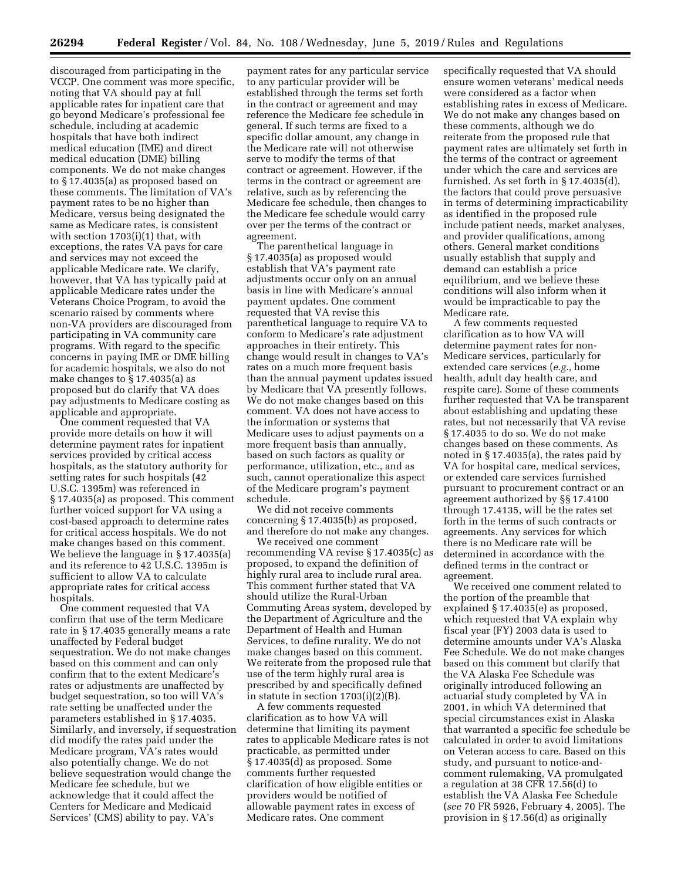discouraged from participating in the VCCP. One comment was more specific, noting that VA should pay at full applicable rates for inpatient care that go beyond Medicare's professional fee schedule, including at academic hospitals that have both indirect medical education (IME) and direct medical education (DME) billing components. We do not make changes to § 17.4035(a) as proposed based on these comments. The limitation of VA's payment rates to be no higher than Medicare, versus being designated the same as Medicare rates, is consistent with section 1703(i)(1) that, with exceptions, the rates VA pays for care and services may not exceed the applicable Medicare rate. We clarify, however, that VA has typically paid at applicable Medicare rates under the Veterans Choice Program, to avoid the scenario raised by comments where non-VA providers are discouraged from participating in VA community care programs. With regard to the specific concerns in paying IME or DME billing for academic hospitals, we also do not make changes to § 17.4035(a) as proposed but do clarify that VA does pay adjustments to Medicare costing as applicable and appropriate.

One comment requested that VA provide more details on how it will determine payment rates for inpatient services provided by critical access hospitals, as the statutory authority for setting rates for such hospitals (42 U.S.C. 1395m) was referenced in § 17.4035(a) as proposed. This comment further voiced support for VA using a cost-based approach to determine rates for critical access hospitals. We do not make changes based on this comment. We believe the language in § 17.4035(a) and its reference to 42 U.S.C. 1395m is sufficient to allow VA to calculate appropriate rates for critical access hospitals.

One comment requested that VA confirm that use of the term Medicare rate in § 17.4035 generally means a rate unaffected by Federal budget sequestration. We do not make changes based on this comment and can only confirm that to the extent Medicare's rates or adjustments are unaffected by budget sequestration, so too will VA's rate setting be unaffected under the parameters established in § 17.4035. Similarly, and inversely, if sequestration did modify the rates paid under the Medicare program, VA's rates would also potentially change. We do not believe sequestration would change the Medicare fee schedule, but we acknowledge that it could affect the Centers for Medicare and Medicaid Services' (CMS) ability to pay. VA's payment rates for any particular service to any particular provider will be established through the terms set forth in the contract or agreement and may reference the Medicare fee schedule in general. If such terms are fixed to a specific dollar amount, any change in the Medicare rate will not otherwise serve to modify the terms of that contract or agreement. However, if the terms in the contract or agreement are relative, such as by referencing the Medicare fee schedule, then changes to the Medicare fee schedule would carry over per the terms of the contract or agreement.

The parenthetical language in § 17.4035(a) as proposed would establish that VA's payment rate adjustments occur only on an annual basis in line with Medicare's annual payment updates. One comment requested that VA revise this parenthetical language to require VA to conform to Medicare's rate adjustment approaches in their entirety. This change would result in changes to VA's rates on a much more frequent basis than the annual payment updates issued by Medicare that VA presently follows. We do not make changes based on this comment. VA does not have access to the information or systems that Medicare uses to adjust payments on a more frequent basis than annually, based on such factors as quality or performance, utilization, etc., and as such, cannot operationalize this aspect of the Medicare program's payment schedule.

We did not receive comments concerning § 17.4035(b) as proposed, and therefore do not make any changes.

We received one comment recommending VA revise § 17.4035(c) as proposed, to expand the definition of highly rural area to include rural area. This comment further stated that VA should utilize the Rural-Urban Commuting Areas system, developed by the Department of Agriculture and the Department of Health and Human Services, to define rurality. We do not make changes based on this comment. We reiterate from the proposed rule that use of the term highly rural area is prescribed by and specifically defined in statute in section 1703(i)(2)(B).

A few comments requested clarification as to how VA will determine that limiting its payment rates to applicable Medicare rates is not practicable, as permitted under § 17.4035(d) as proposed. Some comments further requested clarification of how eligible entities or providers would be notified of allowable payment rates in excess of Medicare rates. One comment specifically requested that VA should ensure women veterans' medical needs were considered as a factor when establishing rates in excess of Medicare. We do not make any changes based on these comments, although we do reiterate from the proposed rule that payment rates are ultimately set forth in the terms of the contract or agreement under which the care and services are furnished. As set forth in § 17.4035(d), the factors that could prove persuasive in terms of determining impracticability as identified in the proposed rule include patient needs, market analyses, and provider qualifications, among others. General market conditions usually establish that supply and demand can establish a price equilibrium, and we believe these conditions will also inform when it would be impracticable to pay the Medicare rate.

A few comments requested clarification as to how VA will determine payment rates for non-Medicare services, particularly for extended care services (*e.g.,* home health, adult day health care, and respite care). Some of these comments further requested that VA be transparent about establishing and updating these rates, but not necessarily that VA revise § 17.4035 to do so. We do not make changes based on these comments. As noted in § 17.4035(a), the rates paid by VA for hospital care, medical services, or extended care services furnished pursuant to procurement contract or an agreement authorized by §§ 17.4100 through 17.4135, will be the rates set forth in the terms of such contracts or agreements. Any services for which there is no Medicare rate will be determined in accordance with the defined terms in the contract or agreement.

We received one comment related to the portion of the preamble that explained § 17.4035(e) as proposed, which requested that VA explain why fiscal year (FY) 2003 data is used to determine amounts under VA's Alaska Fee Schedule. We do not make changes based on this comment but clarify that the VA Alaska Fee Schedule was originally introduced following an actuarial study completed by VA in 2001, in which VA determined that special circumstances exist in Alaska that warranted a specific fee schedule be calculated in order to avoid limitations on Veteran access to care. Based on this study, and pursuant to notice-and-comment rulemaking, VA promulgated a regulation at 38 CFR 17.56(d) to establish the VA Alaska Fee Schedule (*see* 70 FR 5926, February 4, 2005). The provision in § 17.56(d) as originally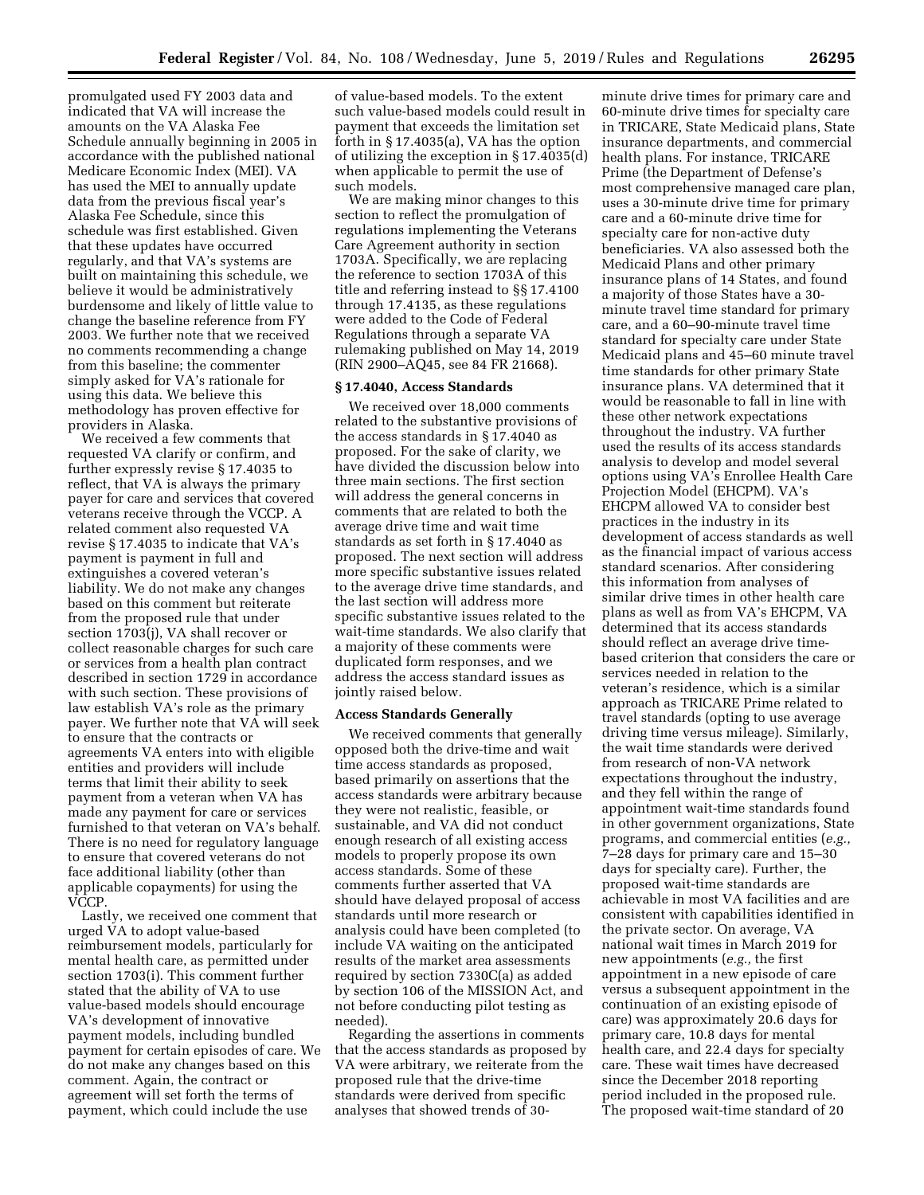promulgated used FY 2003 data and indicated that VA will increase the amounts on the VA Alaska Fee Schedule annually beginning in 2005 in accordance with the published national Medicare Economic Index (MEI). VA has used the MEI to annually update data from the previous fiscal year's Alaska Fee Schedule, since this schedule was first established. Given that these updates have occurred regularly, and that VA's systems are built on maintaining this schedule, we believe it would be administratively burdensome and likely of little value to change the baseline reference from FY 2003. We further note that we received no comments recommending a change from this baseline; the commenter simply asked for VA's rationale for using this data. We believe this methodology has proven effective for providers in Alaska.

We received a few comments that requested VA clarify or confirm, and further expressly revise § 17.4035 to reflect, that VA is always the primary payer for care and services that covered veterans receive through the VCCP. A related comment also requested VA revise § 17.4035 to indicate that VA's payment is payment in full and extinguishes a covered veteran's liability. We do not make any changes based on this comment but reiterate from the proposed rule that under section 1703(j), VA shall recover or collect reasonable charges for such care or services from a health plan contract described in section 1729 in accordance with such section. These provisions of law establish VA's role as the primary payer. We further note that VA will seek to ensure that the contracts or agreements VA enters into with eligible entities and providers will include terms that limit their ability to seek payment from a veteran when VA has made any payment for care or services furnished to that veteran on VA's behalf. There is no need for regulatory language to ensure that covered veterans do not face additional liability (other than applicable copayments) for using the VCCP.

Lastly, we received one comment that urged VA to adopt value-based reimbursement models, particularly for mental health care, as permitted under section 1703(i). This comment further stated that the ability of VA to use value-based models should encourage VA's development of innovative payment models, including bundled payment for certain episodes of care. We do not make any changes based on this comment. Again, the contract or agreement will set forth the terms of payment, which could include the use of value-based models. To the extent such value-based models could result in payment that exceeds the limitation set forth in § 17.4035(a), VA has the option of utilizing the exception in § 17.4035(d) when applicable to permit the use of such models.

We are making minor changes to this section to reflect the promulgation of regulations implementing the Veterans Care Agreement authority in section 1703A. Specifically, we are replacing the reference to section 1703A of this title and referring instead to §§ 17.4100 through 17.4135, as these regulations were added to the Code of Federal Regulations through a separate VA rulemaking published on May 14, 2019 (RIN 2900–AQ45, see 84 FR 21668).

### § 17.4040, Access Standards

We received over 18,000 comments related to the substantive provisions of the access standards in § 17.4040 as proposed. For the sake of clarity, we have divided the discussion below into three main sections. The first section will address the general concerns in comments that are related to both the average drive time and wait time standards as set forth in § 17.4040 as proposed. The next section will address more specific substantive issues related to the average drive time standards, and the last section will address more specific substantive issues related to the wait-time standards. We also clarify that a majority of these comments were duplicated form responses, and we address the access standard issues as jointly raised below.

#### Access Standards Generally

We received comments that generally opposed both the drive-time and wait time access standards as proposed, based primarily on assertions that the access standards were arbitrary because they were not realistic, feasible, or sustainable, and VA did not conduct enough research of all existing access models to properly propose its own access standards. Some of these comments further asserted that VA should have delayed proposal of access standards until more research or analysis could have been completed (to include VA waiting on the anticipated results of the market area assessments required by section 7330C(a) as added by section 106 of the MISSION Act, and not before conducting pilot testing as needed).

Regarding the assertions in comments that the access standards as proposed by VA were arbitrary, we reiterate from the proposed rule that the drive-time standards were derived from specific analyses that showed trends of 30-minute drive times for primary care and 60-minute drive times for specialty care in TRICARE, State Medicaid plans, State insurance departments, and commercial health plans. For instance, TRICARE Prime (the Department of Defense's most comprehensive managed care plan, uses a 30-minute drive time for primary care and a 60-minute drive time for specialty care for non-active duty beneficiaries. VA also assessed both the Medicaid Plans and other primary insurance plans of 14 States, and found a majority of those States have a 30-minute travel time standard for primary care, and a 60–90-minute travel time standard for specialty care under State Medicaid plans and 45–60 minute travel time standards for other primary State insurance plans. VA determined that it would be reasonable to fall in line with these other network expectations throughout the industry. VA further used the results of its access standards analysis to develop and model several options using VA's Enrollee Health Care Projection Model (EHCPM). VA's EHCPM allowed VA to consider best practices in the industry in its development of access standards as well as the financial impact of various access standard scenarios. After considering this information from analyses of similar drive times in other health care plans as well as from VA's EHCPM, VA determined that its access standards should reflect an average drive time-based criterion that considers the care or services needed in relation to the veteran's residence, which is a similar approach as TRICARE Prime related to travel standards (opting to use average driving time versus mileage). Similarly, the wait time standards were derived from research of non-VA network expectations throughout the industry, and they fell within the range of appointment wait-time standards found in other government organizations, State programs, and commercial entities (*e.g.,* 7–28 days for primary care and 15–30 days for specialty care). Further, the proposed wait-time standards are achievable in most VA facilities and are consistent with capabilities identified in the private sector. On average, VA national wait times in March 2019 for new appointments (*e.g.,* the first appointment in a new episode of care versus a subsequent appointment in the continuation of an existing episode of care) was approximately 20.6 days for primary care, 10.8 days for mental health care, and 22.4 days for specialty care. These wait times have decreased since the December 2018 reporting period included in the proposed rule. The proposed wait-time standard of 20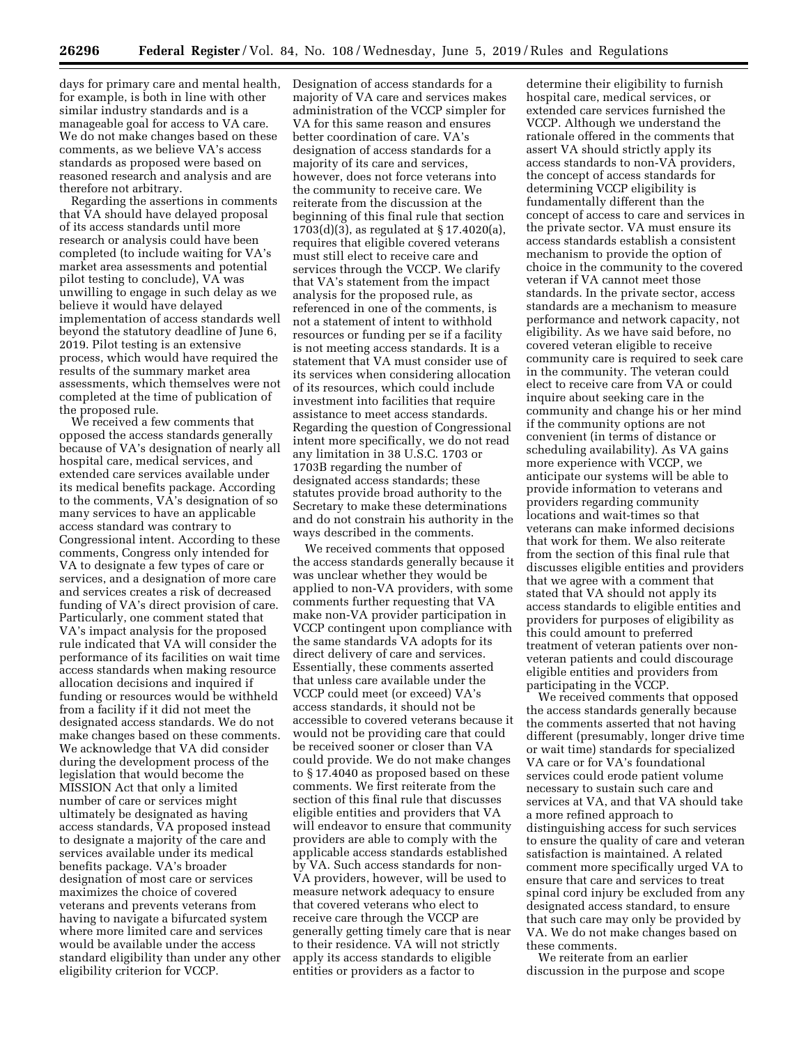days for primary care and mental health, for example, is both in line with other similar industry standards and is a manageable goal for access to VA care. We do not make changes based on these comments, as we believe VA's access standards as proposed were based on reasoned research and analysis and are therefore not arbitrary.

Regarding the assertions in comments that VA should have delayed proposal of its access standards until more research or analysis could have been completed (to include waiting for VA's market area assessments and potential pilot testing to conclude), VA was unwilling to engage in such delay as we believe it would have delayed implementation of access standards well beyond the statutory deadline of June 6, 2019. Pilot testing is an extensive process, which would have required the results of the summary market area assessments, which themselves were not completed at the time of publication of the proposed rule.

We received a few comments that opposed the access standards generally because of VA's designation of nearly all hospital care, medical services, and extended care services available under its medical benefits package. According to the comments, VA's designation of so many services to have an applicable access standard was contrary to Congressional intent. According to these comments, Congress only intended for VA to designate a few types of care or services, and a designation of more care and services creates a risk of decreased funding of VA's direct provision of care. Particularly, one comment stated that VA's impact analysis for the proposed rule indicated that VA will consider the performance of its facilities on wait time access standards when making resource allocation decisions and inquired if funding or resources would be withheld from a facility if it did not meet the designated access standards. We do not make changes based on these comments. We acknowledge that VA did consider during the development process of the legislation that would become the MISSION Act that only a limited number of care or services might ultimately be designated as having access standards, VA proposed instead to designate a majority of the care and services available under its medical benefits package. VA's broader designation of most care or services maximizes the choice of covered veterans and prevents veterans from having to navigate a bifurcated system where more limited care and services would be available under the access standard eligibility than under any other eligibility criterion for VCCP. Designation of access standards for a majority of VA care and services makes administration of the VCCP simpler for VA for this same reason and ensures better coordination of care. VA's designation of access standards for a majority of its care and services, however, does not force veterans into the community to receive care. We reiterate from the discussion at the beginning of this final rule that section 1703(d)(3), as regulated at § 17.4020(a), requires that eligible covered veterans must still elect to receive care and services through the VCCP. We clarify that VA's statement from the impact analysis for the proposed rule, as referenced in one of the comments, is not a statement of intent to withhold resources or funding per se if a facility is not meeting access standards. It is a statement that VA must consider use of its services when considering allocation of its resources, which could include investment into facilities that require assistance to meet access standards. Regarding the question of Congressional intent more specifically, we do not read any limitation in 38 U.S.C. 1703 or 1703B regarding the number of designated access standards; these statutes provide broad authority to the Secretary to make these determinations and do not constrain his authority in the ways described in the comments.

We received comments that opposed the access standards generally because it was unclear whether they would be applied to non-VA providers, with some comments further requesting that VA make non-VA provider participation in VCCP contingent upon compliance with the same standards VA adopts for its direct delivery of care and services. Essentially, these comments asserted that unless care available under the VCCP could meet (or exceed) VA's access standards, it should not be accessible to covered veterans because it would not be providing care that could be received sooner or closer than VA could provide. We do not make changes to § 17.4040 as proposed based on these comments. We first reiterate from the section of this final rule that discusses eligible entities and providers that VA will endeavor to ensure that community providers are able to comply with the applicable access standards established by VA. Such access standards for non-VA providers, however, will be used to measure network adequacy to ensure that covered veterans who elect to receive care through the VCCP are generally getting timely care that is near to their residence. VA will not strictly apply its access standards to eligible entities or providers as a factor to determine their eligibility to furnish hospital care, medical services, or extended care services furnished the VCCP. Although we understand the rationale offered in the comments that assert VA should strictly apply its access standards to non-VA providers, the concept of access standards for determining VCCP eligibility is fundamentally different than the concept of access to care and services in the private sector. VA must ensure its access standards establish a consistent mechanism to provide the option of choice in the community to the covered veteran if VA cannot meet those standards. In the private sector, access standards are a mechanism to measure performance and network capacity, not eligibility. As we have said before, no covered veteran eligible to receive community care is required to seek care in the community. The veteran could elect to receive care from VA or could inquire about seeking care in the community and change his or her mind if the community options are not convenient (in terms of distance or scheduling availability). As VA gains more experience with VCCP, we anticipate our systems will be able to provide information to veterans and providers regarding community locations and wait-times so that veterans can make informed decisions that work for them. We also reiterate from the section of this final rule that discusses eligible entities and providers that we agree with a comment that stated that VA should not apply its access standards to eligible entities and providers for purposes of eligibility as this could amount to preferred treatment of veteran patients over non-veteran patients and could discourage eligible entities and providers from participating in the VCCP.

We received comments that opposed the access standards generally because the comments asserted that not having different (presumably, longer drive time or wait time) standards for specialized VA care or for VA's foundational services could erode patient volume necessary to sustain such care and services at VA, and that VA should take a more refined approach to distinguishing access for such services to ensure the quality of care and veteran satisfaction is maintained. A related comment more specifically urged VA to ensure that care and services to treat spinal cord injury be excluded from any designated access standard, to ensure that such care may only be provided by VA. We do not make changes based on these comments.

We reiterate from an earlier discussion in the purpose and scope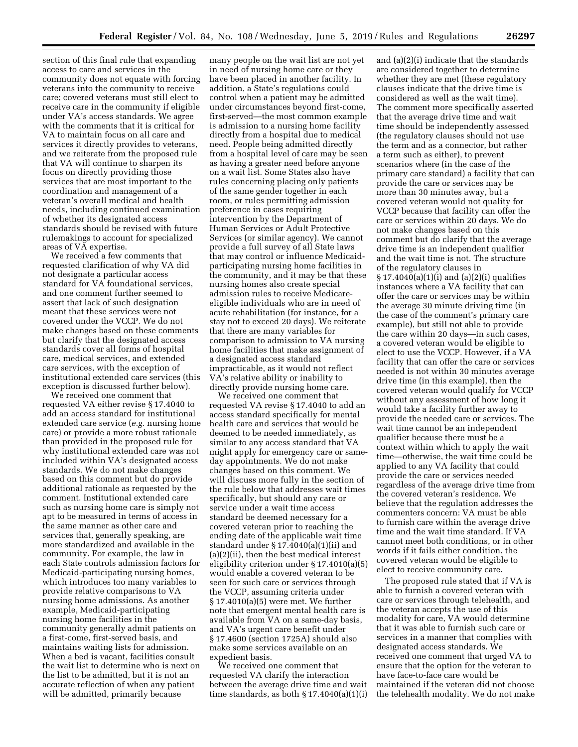section of this final rule that expanding access to care and services in the community does not equate with forcing veterans into the community to receive care; covered veterans must still elect to receive care in the community if eligible under VA's access standards. We agree with the comments that it is critical for VA to maintain focus on all care and services it directly provides to veterans, and we reiterate from the proposed rule that VA will continue to sharpen its focus on directly providing those services that are most important to the coordination and management of a veteran's overall medical and health needs, including continued examination of whether its designated access standards should be revised with future rulemakings to account for specialized areas of VA expertise.

We received a few comments that requested clarification of why VA did not designate a particular access standard for VA foundational services, and one comment further seemed to assert that lack of such designation meant that these services were not covered under the VCCP. We do not make changes based on these comments but clarify that the designated access standards cover all forms of hospital care, medical services, and extended care services, with the exception of institutional extended care services (this exception is discussed further below).

We received one comment that requested VA either revise § 17.4040 to add an access standard for institutional extended care service (*e.g.* nursing home care) or provide a more robust rationale than provided in the proposed rule for why institutional extended care was not included within VA's designated access standards. We do not make changes based on this comment but do provide additional rationale as requested by the comment. Institutional extended care such as nursing home care is simply not apt to be measured in terms of access in the same manner as other care and services that, generally speaking, are more standardized and available in the community. For example, the law in each State controls admission factors for Medicaid-participating nursing homes, which introduces too many variables to provide relative comparisons to VA nursing home admissions. As another example, Medicaid-participating nursing home facilities in the community generally admit patients on a first-come, first-served basis, and maintains waiting lists for admission. When a bed is vacant, facilities consult the wait list to determine who is next on the list to be admitted, but it is not an accurate reflection of when any patient will be admitted, primarily because many people on the wait list are not yet in need of nursing home care or they have been placed in another facility. In addition, a State's regulations could control when a patient may be admitted under circumstances beyond first-come, first-served—the most common example is admission to a nursing home facility directly from a hospital due to medical need. People being admitted directly from a hospital level of care may be seen as having a greater need before anyone on a wait list. Some States also have rules concerning placing only patients of the same gender together in each room, or rules permitting admission preference in cases requiring intervention by the Department of Human Services or Adult Protective Services (or similar agency). We cannot provide a full survey of all State laws that may control or influence Medicaid-participating nursing home facilities in the community, and it may be that these nursing homes also create special admission rules to receive Medicare-eligible individuals who are in need of acute rehabilitation (for instance, for a stay not to exceed 20 days). We reiterate that there are many variables for comparison to admission to VA nursing home facilities that make assignment of a designated access standard impracticable, as it would not reflect VA's relative ability or inability to directly provide nursing home care.

We received one comment that requested VA revise § 17.4040 to add an access standard specifically for mental health care and services that would be deemed to be needed immediately, as similar to any access standard that VA might apply for emergency care or same-day appointments. We do not make changes based on this comment. We will discuss more fully in the section of the rule below that addresses wait times specifically, but should any care or service under a wait time access standard be deemed necessary for a covered veteran prior to reaching the ending date of the applicable wait time standard under § 17.4040(a)(1)(ii) and (a)(2)(ii), then the best medical interest eligibility criterion under § 17.4010(a)(5) would enable a covered veteran to be seen for such care or services through the VCCP, assuming criteria under § 17.4010(a)(5) were met. We further note that emergent mental health care is available from VA on a same-day basis, and VA's urgent care benefit under § 17.4600 (section 1725A) should also make some services available on an expedient basis.

We received one comment that requested VA clarify the interaction between the average drive time and wait time standards, as both § 17.4040(a)(1)(i) and (a)(2)(i) indicate that the standards are considered together to determine whether they are met (these regulatory clauses indicate that the drive time is considered as well as the wait time). The comment more specifically asserted that the average drive time and wait time should be independently assessed (the regulatory clauses should not use the term and as a connector, but rather a term such as either), to prevent scenarios where (in the case of the primary care standard) a facility that can provide the care or services may be more than 30 minutes away, but a covered veteran would not quality for VCCP because that facility can offer the care or services within 20 days. We do not make changes based on this comment but do clarify that the average drive time is an independent qualifier and the wait time is not. The structure of the regulatory clauses in § 17.4040(a)(1)(i) and (a)(2)(i) qualifies instances where a VA facility that can offer the care or services may be within the average 30 minute driving time (in the case of the comment's primary care example), but still not able to provide the care within 20 days—in such cases, a covered veteran would be eligible to elect to use the VCCP. However, if a VA facility that can offer the care or services needed is not within 30 minutes average drive time (in this example), then the covered veteran would qualify for VCCP without any assessment of how long it would take a facility further away to provide the needed care or services. The wait time cannot be an independent qualifier because there must be a context within which to apply the wait time—otherwise, the wait time could be applied to any VA facility that could provide the care or services needed regardless of the average drive time from the covered veteran's residence. We believe that the regulation addresses the commenters concern: VA must be able to furnish care within the average drive time and the wait time standard. If VA cannot meet both conditions, or in other words if it fails either condition, the covered veteran would be eligible to elect to receive community care.

The proposed rule stated that if VA is able to furnish a covered veteran with care or services through telehealth, and the veteran accepts the use of this modality for care, VA would determine that it was able to furnish such care or services in a manner that complies with designated access standards. We received one comment that urged VA to ensure that the option for the veteran to have face-to-face care would be maintained if the veteran did not choose the telehealth modality. We do not make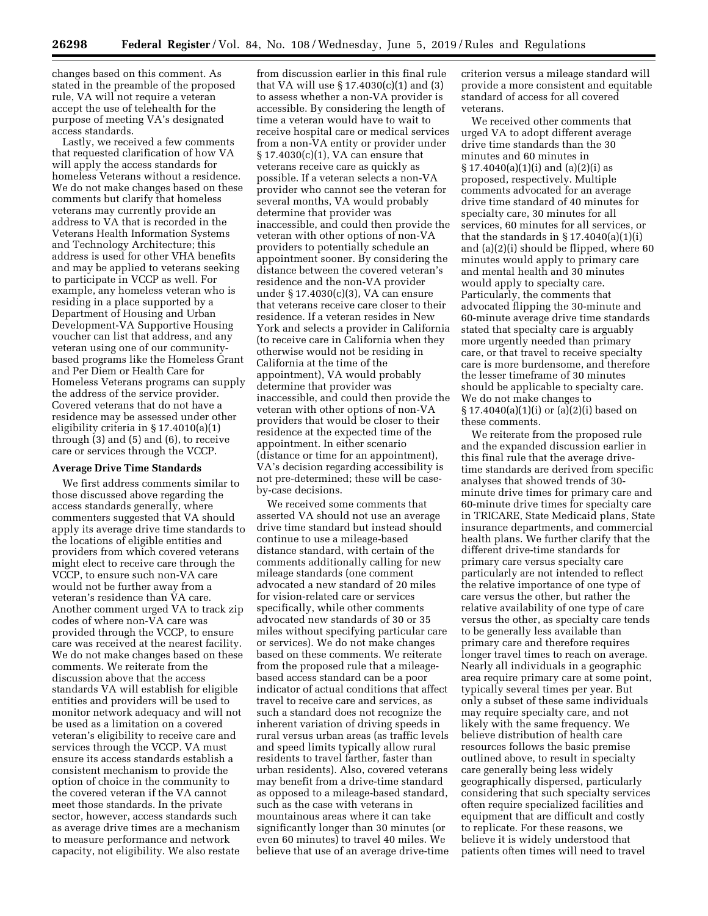changes based on this comment. As stated in the preamble of the proposed rule, VA will not require a veteran accept the use of telehealth for the purpose of meeting VA's designated access standards.

Lastly, we received a few comments that requested clarification of how VA will apply the access standards for homeless Veterans without a residence. We do not make changes based on these comments but clarify that homeless veterans may currently provide an address to VA that is recorded in the Veterans Health Information Systems and Technology Architecture; this address is used for other VHA benefits and may be applied to veterans seeking to participate in VCCP as well. For example, any homeless veteran who is residing in a place supported by a Department of Housing and Urban Development-VA Supportive Housing voucher can list that address, and any veteran using one of our community-based programs like the Homeless Grant and Per Diem or Health Care for Homeless Veterans programs can supply the address of the service provider. Covered veterans that do not have a residence may be assessed under other eligibility criteria in § 17.4010(a)(1) through (3) and (5) and (6), to receive care or services through the VCCP.

**Average Drive Time Standards**

We first address comments similar to those discussed above regarding the access standards generally, where commenters suggested that VA should apply its average drive time standards to the locations of eligible entities and providers from which covered veterans might elect to receive care through the VCCP, to ensure such non-VA care would not be further away from a veteran's residence than VA care. Another comment urged VA to track zip codes of where non-VA care was provided through the VCCP, to ensure care was received at the nearest facility. We do not make changes based on these comments. We reiterate from the discussion above that the access standards VA will establish for eligible entities and providers will be used to monitor network adequacy and will not be used as a limitation on a covered veteran's eligibility to receive care and services through the VCCP. VA must ensure its access standards establish a consistent mechanism to provide the option of choice in the community to the covered veteran if the VA cannot meet those standards. In the private sector, however, access standards such as average drive times are a mechanism to measure performance and network capacity, not eligibility. We also restate from discussion earlier in this final rule that VA will use § 17.4030(c)(1) and (3) to assess whether a non-VA provider is accessible. By considering the length of time a veteran would have to wait to receive hospital care or medical services from a non-VA entity or provider under § 17.4030(c)(1), VA can ensure that veterans receive care as quickly as possible. If a veteran selects a non-VA provider who cannot see the veteran for several months, VA would probably determine that provider was inaccessible, and could then provide the veteran with other options of non-VA providers to potentially schedule an appointment sooner. By considering the distance between the covered veteran's residence and the non-VA provider under § 17.4030(c)(3), VA can ensure that veterans receive care closer to their residence. If a veteran resides in New York and selects a provider in California (to receive care in California when they otherwise would not be residing in California at the time of the appointment), VA would probably determine that provider was inaccessible, and could then provide the veteran with other options of non-VA providers that would be closer to their residence at the expected time of the appointment. In either scenario (distance or time for an appointment), VA's decision regarding accessibility is not pre-determined; these will be case-by-case decisions.

We received some comments that asserted VA should not use an average drive time standard but instead should continue to use a mileage-based distance standard, with certain of the comments additionally calling for new mileage standards (one comment advocated a new standard of 20 miles for vision-related care or services specifically, while other comments advocated new standards of 30 or 35 miles without specifying particular care or services). We do not make changes based on these comments. We reiterate from the proposed rule that a mileage-based access standard can be a poor indicator of actual conditions that affect travel to receive care and services, as such a standard does not recognize the inherent variation of driving speeds in rural versus urban areas (as traffic levels and speed limits typically allow rural residents to travel farther, faster than urban residents). Also, covered veterans may benefit from a drive-time standard as opposed to a mileage-based standard, such as the case with veterans in mountainous areas where it can take significantly longer than 30 minutes (or even 60 minutes) to travel 40 miles. We believe that use of an average drive-time criterion versus a mileage standard will provide a more consistent and equitable standard of access for all covered veterans.

We received other comments that urged VA to adopt different average drive time standards than the 30 minutes and 60 minutes in § 17.4040(a)(1)(i) and (a)(2)(i) as proposed, respectively. Multiple comments advocated for an average drive time standard of 40 minutes for specialty care, 30 minutes for all services, 60 minutes for all services, or that the standards in § 17.4040(a)(1)(i) and (a)(2)(i) should be flipped, where 60 minutes would apply to primary care and mental health and 30 minutes would apply to specialty care. Particularly, the comments that advocated flipping the 30-minute and 60-minute average drive time standards stated that specialty care is arguably more urgently needed than primary care, or that travel to receive specialty care is more burdensome, and therefore the lesser timeframe of 30 minutes should be applicable to specialty care. We do not make changes to § 17.4040(a)(1)(i) or (a)(2)(i) based on these comments.

We reiterate from the proposed rule and the expanded discussion earlier in this final rule that the average drive-time standards are derived from specific analyses that showed trends of 30-minute drive times for primary care and 60-minute drive times for specialty care in TRICARE, State Medicaid plans, State insurance departments, and commercial health plans. We further clarify that the different drive-time standards for primary care versus specialty care particularly are not intended to reflect the relative importance of one type of care versus the other, but rather the relative availability of one type of care versus the other, as specialty care tends to be generally less available than primary care and therefore requires longer travel times to reach on average. Nearly all individuals in a geographic area require primary care at some point, typically several times per year. But only a subset of these same individuals may require specialty care, and not likely with the same frequency. We believe distribution of health care resources follows the basic premise outlined above, to result in specialty care generally being less widely geographically dispersed, particularly considering that such specialty services often require specialized facilities and equipment that are difficult and costly to replicate. For these reasons, we believe it is widely understood that patients often times will need to travel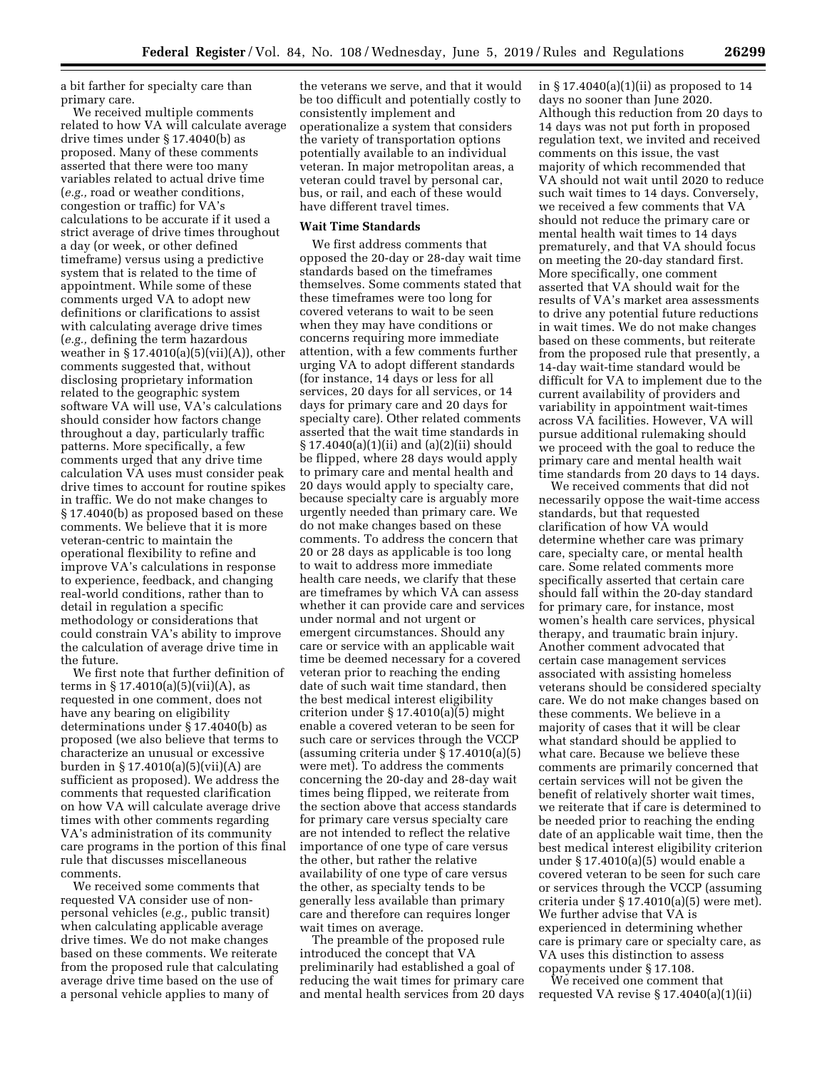a bit farther for specialty care than primary care.

We received multiple comments related to how VA will calculate average drive times under § 17.4040(b) as proposed. Many of these comments asserted that there were too many variables related to actual drive time (*e.g.,* road or weather conditions, congestion or traffic) for VA's calculations to be accurate if it used a strict average of drive times throughout a day (or week, or other defined timeframe) versus using a predictive system that is related to the time of appointment. While some of these comments urged VA to adopt new definitions or clarifications to assist with calculating average drive times (*e.g.,* defining the term hazardous weather in § 17.4010(a)(5)(vii)(A)), other comments suggested that, without disclosing proprietary information related to the geographic system software VA will use, VA's calculations should consider how factors change throughout a day, particularly traffic patterns. More specifically, a few comments urged that any drive time calculation VA uses must consider peak drive times to account for routine spikes in traffic. We do not make changes to § 17.4040(b) as proposed based on these comments. We believe that it is more veteran-centric to maintain the operational flexibility to refine and improve VA's calculations in response to experience, feedback, and changing real-world conditions, rather than to detail in regulation a specific methodology or considerations that could constrain VA's ability to improve the calculation of average drive time in the future.

We first note that further definition of terms in § 17.4010(a)(5)(vii)(A), as requested in one comment, does not have any bearing on eligibility determinations under § 17.4040(b) as proposed (we also believe that terms to characterize an unusual or excessive burden in § 17.4010(a)(5)(vii)(A) are sufficient as proposed). We address the comments that requested clarification on how VA will calculate average drive times with other comments regarding VA's administration of its community care programs in the portion of this final rule that discusses miscellaneous comments.

We received some comments that requested VA consider use of non-personal vehicles (*e.g.,* public transit) when calculating applicable average drive times. We do not make changes based on these comments. We reiterate from the proposed rule that calculating average drive time based on the use of a personal vehicle applies to many of the veterans we serve, and that it would be too difficult and potentially costly to consistently implement and operationalize a system that considers the variety of transportation options potentially available to an individual veteran. In major metropolitan areas, a veteran could travel by personal car, bus, or rail, and each of these would have different travel times.

### Wait Time Standards

We first address comments that opposed the 20-day or 28-day wait time standards based on the timeframes themselves. Some comments stated that these timeframes were too long for covered veterans to wait to be seen when they may have conditions or concerns requiring more immediate attention, with a few comments further urging VA to adopt different standards (for instance, 14 days or less for all services, 20 days for all services, or 14 days for primary care and 20 days for specialty care). Other related comments asserted that the wait time standards in § 17.4040(a)(1)(ii) and (a)(2)(ii) should be flipped, where 28 days would apply to primary care and mental health and 20 days would apply to specialty care, because specialty care is arguably more urgently needed than primary care. We do not make changes based on these comments. To address the concern that 20 or 28 days as applicable is too long to wait to address more immediate health care needs, we clarify that these are timeframes by which VA can assess whether it can provide care and services under normal and not urgent or emergent circumstances. Should any care or service with an applicable wait time be deemed necessary for a covered veteran prior to reaching the ending date of such wait time standard, then the best medical interest eligibility criterion under § 17.4010(a)(5) might enable a covered veteran to be seen for such care or services through the VCCP (assuming criteria under § 17.4010(a)(5) were met). To address the comments concerning the 20-day and 28-day wait times being flipped, we reiterate from the section above that access standards for primary care versus specialty care are not intended to reflect the relative importance of one type of care versus the other, but rather the relative availability of one type of care versus the other, as specialty tends to be generally less available than primary care and therefore can requires longer wait times on average.

The preamble of the proposed rule introduced the concept that VA preliminarily had established a goal of reducing the wait times for primary care and mental health services from 20 days in § 17.4040(a)(1)(ii) as proposed to 14 days no sooner than June 2020. Although this reduction from 20 days to 14 days was not put forth in proposed regulation text, we invited and received comments on this issue, the vast majority of which recommended that VA should not wait until 2020 to reduce such wait times to 14 days. Conversely, we received a few comments that VA should not reduce the primary care or mental health wait times to 14 days prematurely, and that VA should focus on meeting the 20-day standard first. More specifically, one comment asserted that VA should wait for the results of VA's market area assessments to drive any potential future reductions in wait times. We do not make changes based on these comments, but reiterate from the proposed rule that presently, a 14-day wait-time standard would be difficult for VA to implement due to the current availability of providers and variability in appointment wait-times across VA facilities. However, VA will pursue additional rulemaking should we proceed with the goal to reduce the primary care and mental health wait time standards from 20 days to 14 days.

We received comments that did not necessarily oppose the wait-time access standards, but that requested clarification of how VA would determine whether care was primary care, specialty care, or mental health care. Some related comments more specifically asserted that certain care should fall within the 20-day standard for primary care, for instance, most women's health care services, physical therapy, and traumatic brain injury. Another comment advocated that certain case management services associated with assisting homeless veterans should be considered specialty care. We do not make changes based on these comments. We believe in a majority of cases that it will be clear what standard should be applied to what care. Because we believe these comments are primarily concerned that certain services will not be given the benefit of relatively shorter wait times, we reiterate that if care is determined to be needed prior to reaching the ending date of an applicable wait time, then the best medical interest eligibility criterion under § 17.4010(a)(5) would enable a covered veteran to be seen for such care or services through the VCCP (assuming criteria under § 17.4010(a)(5) were met). We further advise that VA is experienced in determining whether care is primary care or specialty care, as VA uses this distinction to assess copayments under § 17.108.

We received one comment that requested VA revise § 17.4040(a)(1)(ii)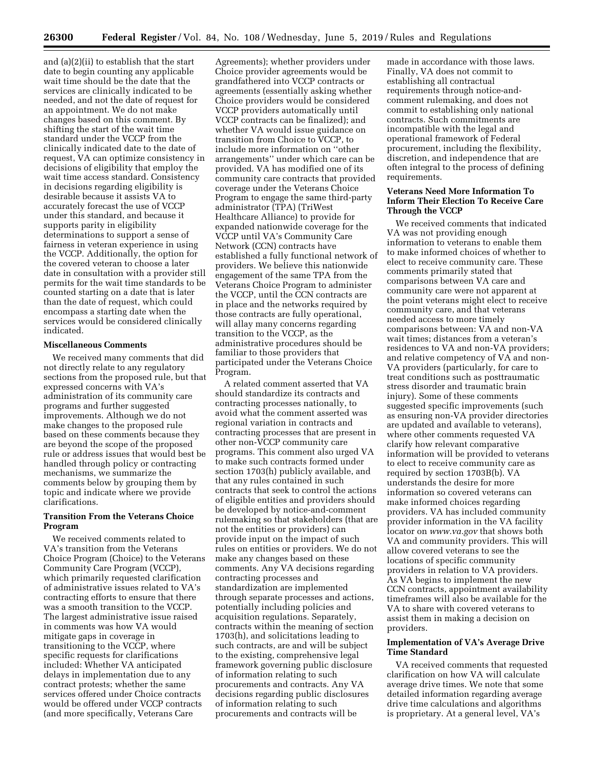and (a)(2)(ii) to establish that the start date to begin counting any applicable wait time should be the date that the services are clinically indicated to be needed, and not the date of request for an appointment. We do not make changes based on this comment. By shifting the start of the wait time standard under the VCCP from the clinically indicated date to the date of request, VA can optimize consistency in decisions of eligibility that employ the wait time access standard. Consistency in decisions regarding eligibility is desirable because it assists VA to accurately forecast the use of VCCP under this standard, and because it supports parity in eligibility determinations to support a sense of fairness in veteran experience in using the VCCP. Additionally, the option for the covered veteran to choose a later date in consultation with a provider still permits for the wait time standards to be counted starting on a date that is later than the date of request, which could encompass a starting date when the services would be considered clinically indicated.

**Miscellaneous Comments**

We received many comments that did not directly relate to any regulatory sections from the proposed rule, but that expressed concerns with VA's administration of its community care programs and further suggested improvements. Although we do not make changes to the proposed rule based on these comments because they are beyond the scope of the proposed rule or address issues that would best be handled through policy or contracting mechanisms, we summarize the comments below by grouping them by topic and indicate where we provide clarifications.

**Transition From the Veterans Choice Program**

We received comments related to VA's transition from the Veterans Choice Program (Choice) to the Veterans Community Care Program (VCCP), which primarily requested clarification of administrative issues related to VA's contracting efforts to ensure that there was a smooth transition to the VCCP. The largest administrative issue raised in comments was how VA would mitigate gaps in coverage in transitioning to the VCCP, where specific requests for clarifications included: Whether VA anticipated delays in implementation due to any contract protests; whether the same services offered under Choice contracts would be offered under VCCP contracts (and more specifically, Veterans Care Agreements); whether providers under Choice provider agreements would be grandfathered into VCCP contracts or agreements (essentially asking whether Choice providers would be considered VCCP providers automatically until VCCP contracts can be finalized); and whether VA would issue guidance on transition from Choice to VCCP, to include more information on ''other arrangements'' under which care can be provided. VA has modified one of its community care contracts that provided coverage under the Veterans Choice Program to engage the same third-party administrator (TPA) (TriWest Healthcare Alliance) to provide for expanded nationwide coverage for the VCCP until VA's Community Care Network (CCN) contracts have established a fully functional network of providers. We believe this nationwide engagement of the same TPA from the Veterans Choice Program to administer the VCCP, until the CCN contracts are in place and the networks required by those contracts are fully operational, will allay many concerns regarding transition to the VCCP, as the administrative procedures should be familiar to those providers that participated under the Veterans Choice Program.

A related comment asserted that VA should standardize its contracts and contracting processes nationally, to avoid what the comment asserted was regional variation in contracts and contracting processes that are present in other non-VCCP community care programs. This comment also urged VA to make such contracts formed under section 1703(h) publicly available, and that any rules contained in such contracts that seek to control the actions of eligible entities and providers should be developed by notice-and-comment rulemaking so that stakeholders (that are not the entities or providers) can provide input on the impact of such rules on entities or providers. We do not make any changes based on these comments. Any VA decisions regarding contracting processes and standardization are implemented through separate processes and actions, potentially including policies and acquisition regulations. Separately, contracts within the meaning of section 1703(h), and solicitations leading to such contracts, are and will be subject to the existing, comprehensive legal framework governing public disclosure of information relating to such procurements and contracts. Any VA decisions regarding public disclosures of information relating to such procurements and contracts will be made in accordance with those laws. Finally, VA does not commit to establishing all contractual requirements through notice-and-comment rulemaking, and does not commit to establishing only national contracts. Such commitments are incompatible with the legal and operational framework of Federal procurement, including the flexibility, discretion, and independence that are often integral to the process of defining requirements.

**Veterans Need More Information To Inform Their Election To Receive Care Through the VCCP**

We received comments that indicated VA was not providing enough information to veterans to enable them to make informed choices of whether to elect to receive community care. These comments primarily stated that comparisons between VA care and community care were not apparent at the point veterans might elect to receive community care, and that veterans needed access to more timely comparisons between: VA and non-VA wait times; distances from a veteran's residences to VA and non-VA providers; and relative competency of VA and non-VA providers (particularly, for care to treat conditions such as posttraumatic stress disorder and traumatic brain injury). Some of these comments suggested specific improvements (such as ensuring non-VA provider directories are updated and available to veterans), where other comments requested VA clarify how relevant comparative information will be provided to veterans to elect to receive community care as required by section 1703B(b). VA understands the desire for more information so covered veterans can make informed choices regarding providers. VA has included community provider information in the VA facility locator on *www.va.gov* that shows both VA and community providers. This will allow covered veterans to see the locations of specific community providers in relation to VA providers. As VA begins to implement the new CCN contracts, appointment availability timeframes will also be available for the VA to share with covered veterans to assist them in making a decision on providers.

**Implementation of VA's Average Drive Time Standard**

VA received comments that requested clarification on how VA will calculate average drive times. We note that some detailed information regarding average drive time calculations and algorithms is proprietary. At a general level, VA's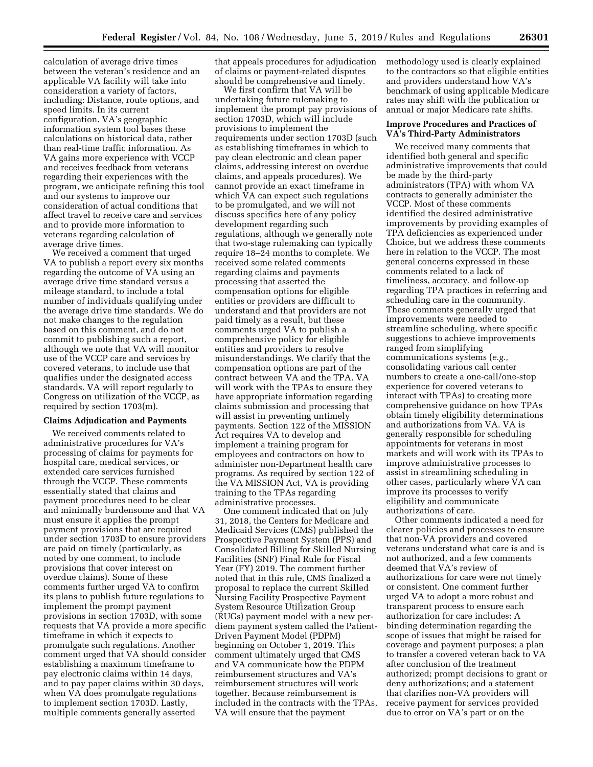calculation of average drive times between the veteran's residence and an applicable VA facility will take into consideration a variety of factors, including: Distance, route options, and speed limits. In its current configuration, VA's geographic information system tool bases these calculations on historical data, rather than real-time traffic information. As VA gains more experience with VCCP and receives feedback from veterans regarding their experiences with the program, we anticipate refining this tool and our systems to improve our consideration of actual conditions that affect travel to receive care and services and to provide more information to veterans regarding calculation of average drive times.

We received a comment that urged VA to publish a report every six months regarding the outcome of VA using an average drive time standard versus a mileage standard, to include a total number of individuals qualifying under the average drive time standards. We do not make changes to the regulation based on this comment, and do not commit to publishing such a report, although we note that VA will monitor use of the VCCP care and services by covered veterans, to include use that qualifies under the designated access standards. VA will report regularly to Congress on utilization of the VCCP, as required by section 1703(m).

### Claims Adjudication and Payments

We received comments related to administrative procedures for VA's processing of claims for payments for hospital care, medical services, or extended care services furnished through the VCCP. These comments essentially stated that claims and payment procedures need to be clear and minimally burdensome and that VA must ensure it applies the prompt payment provisions that are required under section 1703D to ensure providers are paid on timely (particularly, as noted by one comment, to include provisions that cover interest on overdue claims). Some of these comments further urged VA to confirm its plans to publish future regulations to implement the prompt payment provisions in section 1703D, with some requests that VA provide a more specific timeframe in which it expects to promulgate such regulations. Another comment urged that VA should consider establishing a maximum timeframe to pay electronic claims within 14 days, and to pay paper claims within 30 days, when VA does promulgate regulations to implement section 1703D. Lastly, multiple comments generally asserted that appeals procedures for adjudication of claims or payment-related disputes should be comprehensive and timely.

We first confirm that VA will be undertaking future rulemaking to implement the prompt pay provisions of section 1703D, which will include provisions to implement the requirements under section 1703D (such as establishing timeframes in which to pay clean electronic and clean paper claims, addressing interest on overdue claims, and appeals procedures). We cannot provide an exact timeframe in which VA can expect such regulations to be promulgated, and we will not discuss specifics here of any policy development regarding such regulations, although we generally note that two-stage rulemaking can typically require 18–24 months to complete. We received some related comments regarding claims and payments processing that asserted the compensation options for eligible entities or providers are difficult to understand and that providers are not paid timely as a result, but these comments urged VA to publish a comprehensive policy for eligible entities and providers to resolve misunderstandings. We clarify that the compensation options are part of the contract between VA and the TPA. VA will work with the TPAs to ensure they have appropriate information regarding claims submission and processing that will assist in preventing untimely payments. Section 122 of the MISSION Act requires VA to develop and implement a training program for employees and contractors on how to administer non-Department health care programs. As required by section 122 of the VA MISSION Act, VA is providing training to the TPAs regarding administrative processes.

One comment indicated that on July 31, 2018, the Centers for Medicare and Medicaid Services (CMS) published the Prospective Payment System (PPS) and Consolidated Billing for Skilled Nursing Facilities (SNF) Final Rule for Fiscal Year (FY) 2019. The comment further noted that in this rule, CMS finalized a proposal to replace the current Skilled Nursing Facility Prospective Payment System Resource Utilization Group (RUGs) payment model with a new per-diem payment system called the Patient-Driven Payment Model (PDPM) beginning on October 1, 2019. This comment ultimately urged that CMS and VA communicate how the PDPM reimbursement structures and VA's reimbursement structures will work together. Because reimbursement is included in the contracts with the TPAs, VA will ensure that the payment methodology used is clearly explained to the contractors so that eligible entities and providers understand how VA's benchmark of using applicable Medicare rates may shift with the publication or annual or major Medicare rate shifts.

### Improve Procedures and Practices of VA's Third-Party Administrators

We received many comments that identified both general and specific administrative improvements that could be made by the third-party administrators (TPA) with whom VA contracts to generally administer the VCCP. Most of these comments identified the desired administrative improvements by providing examples of TPA deficiencies as experienced under Choice, but we address these comments here in relation to the VCCP. The most general concerns expressed in these comments related to a lack of timeliness, accuracy, and follow-up regarding TPA practices in referring and scheduling care in the community. These comments generally urged that improvements were needed to streamline scheduling, where specific suggestions to achieve improvements ranged from simplifying communications systems (*e.g.,* consolidating various call center numbers to create a one-call/one-stop experience for covered veterans to interact with TPAs) to creating more comprehensive guidance on how TPAs obtain timely eligibility determinations and authorizations from VA. VA is generally responsible for scheduling appointments for veterans in most markets and will work with its TPAs to improve administrative processes to assist in streamlining scheduling in other cases, particularly where VA can improve its processes to verify eligibility and communicate authorizations of care.

Other comments indicated a need for clearer policies and processes to ensure that non-VA providers and covered veterans understand what care is and is not authorized, and a few comments deemed that VA's review of authorizations for care were not timely or consistent. One comment further urged VA to adopt a more robust and transparent process to ensure each authorization for care includes: A binding determination regarding the scope of issues that might be raised for coverage and payment purposes; a plan to transfer a covered veteran back to VA after conclusion of the treatment authorized; prompt decisions to grant or deny authorizations; and a statement that clarifies non-VA providers will receive payment for services provided due to error on VA's part or on the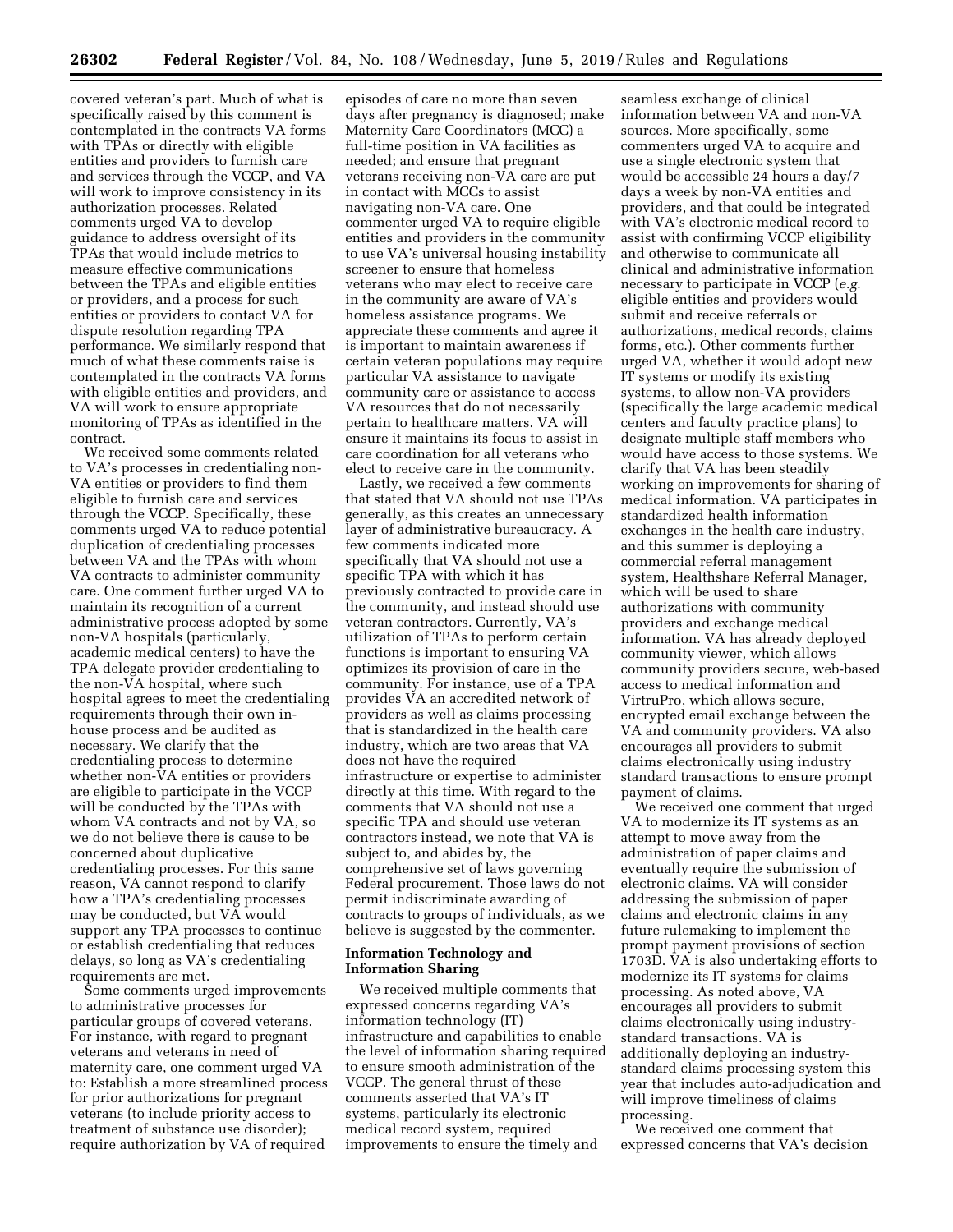covered veteran's part. Much of what is specifically raised by this comment is contemplated in the contracts VA forms with TPAs or directly with eligible entities and providers to furnish care and services through the VCCP, and VA will work to improve consistency in its authorization processes. Related comments urged VA to develop guidance to address oversight of its TPAs that would include metrics to measure effective communications between the TPAs and eligible entities or providers, and a process for such entities or providers to contact VA for dispute resolution regarding TPA performance. We similarly respond that much of what these comments raise is contemplated in the contracts VA forms with eligible entities and providers, and VA will work to ensure appropriate monitoring of TPAs as identified in the contract.

We received some comments related to VA's processes in credentialing non-VA entities or providers to find them eligible to furnish care and services through the VCCP. Specifically, these comments urged VA to reduce potential duplication of credentialing processes between VA and the TPAs with whom VA contracts to administer community care. One comment further urged VA to maintain its recognition of a current administrative process adopted by some non-VA hospitals (particularly, academic medical centers) to have the TPA delegate provider credentialing to the non-VA hospital, where such hospital agrees to meet the credentialing requirements through their own in-house process and be audited as necessary. We clarify that the credentialing process to determine whether non-VA entities or providers are eligible to participate in the VCCP will be conducted by the TPAs with whom VA contracts and not by VA, so we do not believe there is cause to be concerned about duplicative credentialing processes. For this same reason, VA cannot respond to clarify how a TPA's credentialing processes may be conducted, but VA would support any TPA processes to continue or establish credentialing that reduces delays, so long as VA's credentialing requirements are met.

Some comments urged improvements to administrative processes for particular groups of covered veterans. For instance, with regard to pregnant veterans and veterans in need of maternity care, one comment urged VA to: Establish a more streamlined process for prior authorizations for pregnant veterans (to include priority access to treatment of substance use disorder); require authorization by VA of required episodes of care no more than seven days after pregnancy is diagnosed; make Maternity Care Coordinators (MCC) a full-time position in VA facilities as needed; and ensure that pregnant veterans receiving non-VA care are put in contact with MCCs to assist navigating non-VA care. One commenter urged VA to require eligible entities and providers in the community to use VA's universal housing instability screener to ensure that homeless veterans who may elect to receive care in the community are aware of VA's homeless assistance programs. We appreciate these comments and agree it is important to maintain awareness if certain veteran populations may require particular VA assistance to navigate community care or assistance to access VA resources that do not necessarily pertain to healthcare matters. VA will ensure it maintains its focus to assist in care coordination for all veterans who elect to receive care in the community.

Lastly, we received a few comments that stated that VA should not use TPAs generally, as this creates an unnecessary layer of administrative bureaucracy. A few comments indicated more specifically that VA should not use a specific TPA with which it has previously contracted to provide care in the community, and instead should use veteran contractors. Currently, VA's utilization of TPAs to perform certain functions is important to ensuring VA optimizes its provision of care in the community. For instance, use of a TPA provides VA an accredited network of providers as well as claims processing that is standardized in the health care industry, which are two areas that VA does not have the required infrastructure or expertise to administer directly at this time. With regard to the comments that VA should not use a specific TPA and should use veteran contractors instead, we note that VA is subject to, and abides by, the comprehensive set of laws governing Federal procurement. Those laws do not permit indiscriminate awarding of contracts to groups of individuals, as we believe is suggested by the commenter.

**Information Technology and Information Sharing**

We received multiple comments that expressed concerns regarding VA's information technology (IT) infrastructure and capabilities to enable the level of information sharing required to ensure smooth administration of the VCCP. The general thrust of these comments asserted that VA's IT systems, particularly its electronic medical record system, required improvements to ensure the timely and seamless exchange of clinical information between VA and non-VA sources. More specifically, some commenters urged VA to acquire and use a single electronic system that would be accessible 24 hours a day/7 days a week by non-VA entities and providers, and that could be integrated with VA's electronic medical record to assist with confirming VCCP eligibility and otherwise to communicate all clinical and administrative information necessary to participate in VCCP (*e.g.* eligible entities and providers would submit and receive referrals or authorizations, medical records, claims forms, etc.). Other comments further urged VA, whether it would adopt new IT systems or modify its existing systems, to allow non-VA providers (specifically the large academic medical centers and faculty practice plans) to designate multiple staff members who would have access to those systems. We clarify that VA has been steadily working on improvements for sharing of medical information. VA participates in standardized health information exchanges in the health care industry, and this summer is deploying a commercial referral management system, Healthshare Referral Manager, which will be used to share authorizations with community providers and exchange medical information. VA has already deployed community viewer, which allows community providers secure, web-based access to medical information and VirtruPro, which allows secure, encrypted email exchange between the VA and community providers. VA also encourages all providers to submit claims electronically using industry standard transactions to ensure prompt payment of claims.

We received one comment that urged VA to modernize its IT systems as an attempt to move away from the administration of paper claims and eventually require the submission of electronic claims. VA will consider addressing the submission of paper claims and electronic claims in any future rulemaking to implement the prompt payment provisions of section 1703D. VA is also undertaking efforts to modernize its IT systems for claims processing. As noted above, VA encourages all providers to submit claims electronically using industry-standard transactions. VA is additionally deploying an industry-standard claims processing system this year that includes auto-adjudication and will improve timeliness of claims processing.

We received one comment that expressed concerns that VA's decision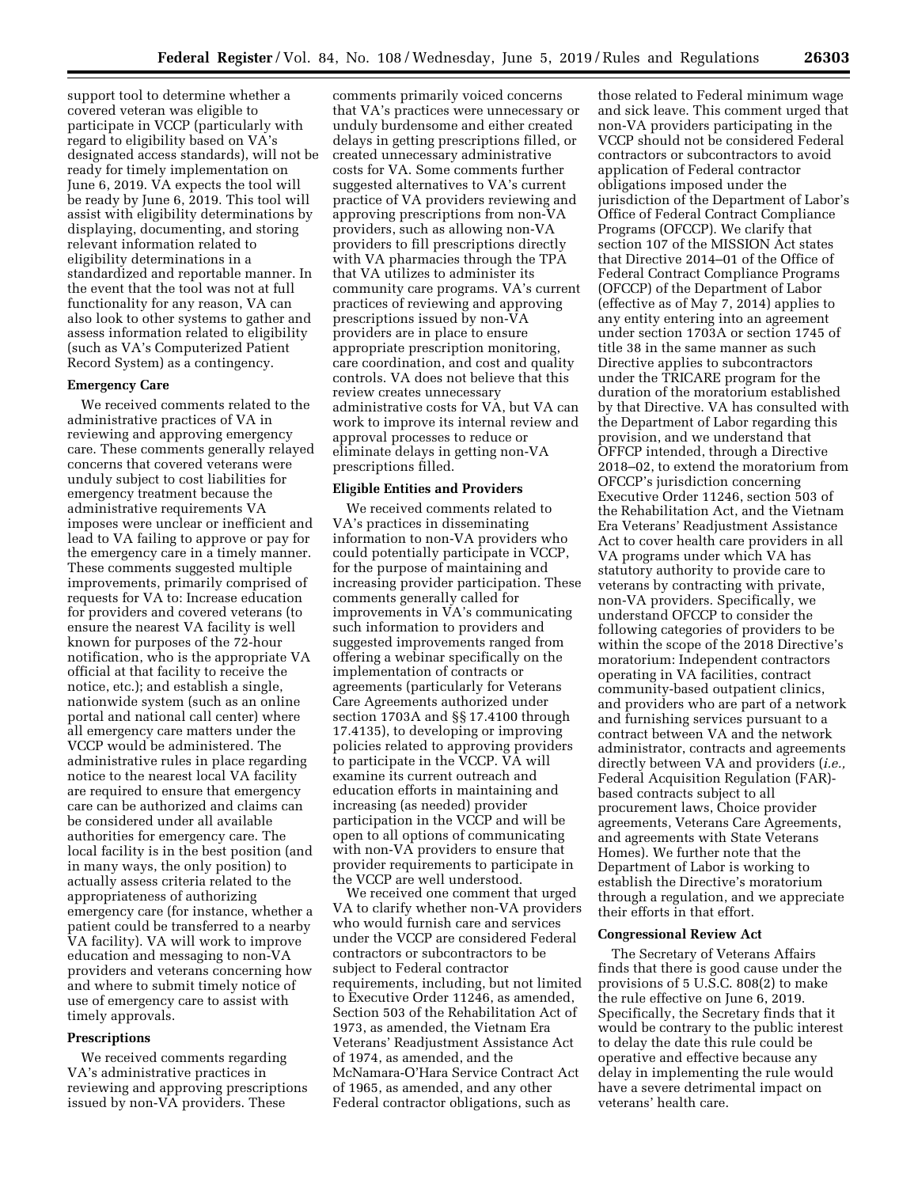support tool to determine whether a covered veteran was eligible to participate in VCCP (particularly with regard to eligibility based on VA's designated access standards), will not be ready for timely implementation on June 6, 2019. VA expects the tool will be ready by June 6, 2019. This tool will assist with eligibility determinations by displaying, documenting, and storing relevant information related to eligibility determinations in a standardized and reportable manner. In the event that the tool was not at full functionality for any reason, VA can also look to other systems to gather and assess information related to eligibility (such as VA's Computerized Patient Record System) as a contingency.

**Emergency Care**

We received comments related to the administrative practices of VA in reviewing and approving emergency care. These comments generally relayed concerns that covered veterans were unduly subject to cost liabilities for emergency treatment because the administrative requirements VA imposes were unclear or inefficient and lead to VA failing to approve or pay for the emergency care in a timely manner. These comments suggested multiple improvements, primarily comprised of requests for VA to: Increase education for providers and covered veterans (to ensure the nearest VA facility is well known for purposes of the 72-hour notification, who is the appropriate VA official at that facility to receive the notice, etc.); and establish a single, nationwide system (such as an online portal and national call center) where all emergency care matters under the VCCP would be administered. The administrative rules in place regarding notice to the nearest local VA facility are required to ensure that emergency care can be authorized and claims can be considered under all available authorities for emergency care. The local facility is in the best position (and in many ways, the only position) to actually assess criteria related to the appropriateness of authorizing emergency care (for instance, whether a patient could be transferred to a nearby VA facility). VA will work to improve education and messaging to non-VA providers and veterans concerning how and where to submit timely notice of use of emergency care to assist with timely approvals.

**Prescriptions**

We received comments regarding VA's administrative practices in reviewing and approving prescriptions issued by non-VA providers. These comments primarily voiced concerns that VA's practices were unnecessary or unduly burdensome and either created delays in getting prescriptions filled, or created unnecessary administrative costs for VA. Some comments further suggested alternatives to VA's current practice of VA providers reviewing and approving prescriptions from non-VA providers, such as allowing non-VA providers to fill prescriptions directly with VA pharmacies through the TPA that VA utilizes to administer its community care programs. VA's current practices of reviewing and approving prescriptions issued by non-VA providers are in place to ensure appropriate prescription monitoring, care coordination, and cost and quality controls. VA does not believe that this review creates unnecessary administrative costs for VA, but VA can work to improve its internal review and approval processes to reduce or eliminate delays in getting non-VA prescriptions filled.

**Eligible Entities and Providers**

We received comments related to VA's practices in disseminating information to non-VA providers who could potentially participate in VCCP, for the purpose of maintaining and increasing provider participation. These comments generally called for improvements in VA's communicating such information to providers and suggested improvements ranged from offering a webinar specifically on the implementation of contracts or agreements (particularly for Veterans Care Agreements authorized under section 1703A and §§ 17.4100 through 17.4135), to developing or improving policies related to approving providers to participate in the VCCP. VA will examine its current outreach and education efforts in maintaining and increasing (as needed) provider participation in the VCCP and will be open to all options of communicating with non-VA providers to ensure that provider requirements to participate in the VCCP are well understood.

We received one comment that urged VA to clarify whether non-VA providers who would furnish care and services under the VCCP are considered Federal contractors or subcontractors to be subject to Federal contractor requirements, including, but not limited to Executive Order 11246, as amended, Section 503 of the Rehabilitation Act of 1973, as amended, the Vietnam Era Veterans' Readjustment Assistance Act of 1974, as amended, and the McNamara-O'Hara Service Contract Act of 1965, as amended, and any other Federal contractor obligations, such as those related to Federal minimum wage and sick leave. This comment urged that non-VA providers participating in the VCCP should not be considered Federal contractors or subcontractors to avoid application of Federal contractor obligations imposed under the jurisdiction of the Department of Labor's Office of Federal Contract Compliance Programs (OFCCP). We clarify that section 107 of the MISSION Act states that Directive 2014–01 of the Office of Federal Contract Compliance Programs (OFCCP) of the Department of Labor (effective as of May 7, 2014) applies to any entity entering into an agreement under section 1703A or section 1745 of title 38 in the same manner as such Directive applies to subcontractors under the TRICARE program for the duration of the moratorium established by that Directive. VA has consulted with the Department of Labor regarding this provision, and we understand that OFFCP intended, through a Directive 2018–02, to extend the moratorium from OFCCP's jurisdiction concerning Executive Order 11246, section 503 of the Rehabilitation Act, and the Vietnam Era Veterans' Readjustment Assistance Act to cover health care providers in all VA programs under which VA has statutory authority to provide care to veterans by contracting with private, non-VA providers. Specifically, we understand OFCCP to consider the following categories of providers to be within the scope of the 2018 Directive's moratorium: Independent contractors operating in VA facilities, contract community-based outpatient clinics, and providers who are part of a network and furnishing services pursuant to a contract between VA and the network administrator, contracts and agreements directly between VA and providers (*i.e.,* Federal Acquisition Regulation (FAR)-based contracts subject to all procurement laws, Choice provider agreements, Veterans Care Agreements, and agreements with State Veterans Homes). We further note that the Department of Labor is working to establish the Directive's moratorium through a regulation, and we appreciate their efforts in that effort.

**Congressional Review Act**

The Secretary of Veterans Affairs finds that there is good cause under the provisions of 5 U.S.C. 808(2) to make the rule effective on June 6, 2019. Specifically, the Secretary finds that it would be contrary to the public interest to delay the date this rule could be operative and effective because any delay in implementing the rule would have a severe detrimental impact on veterans' health care.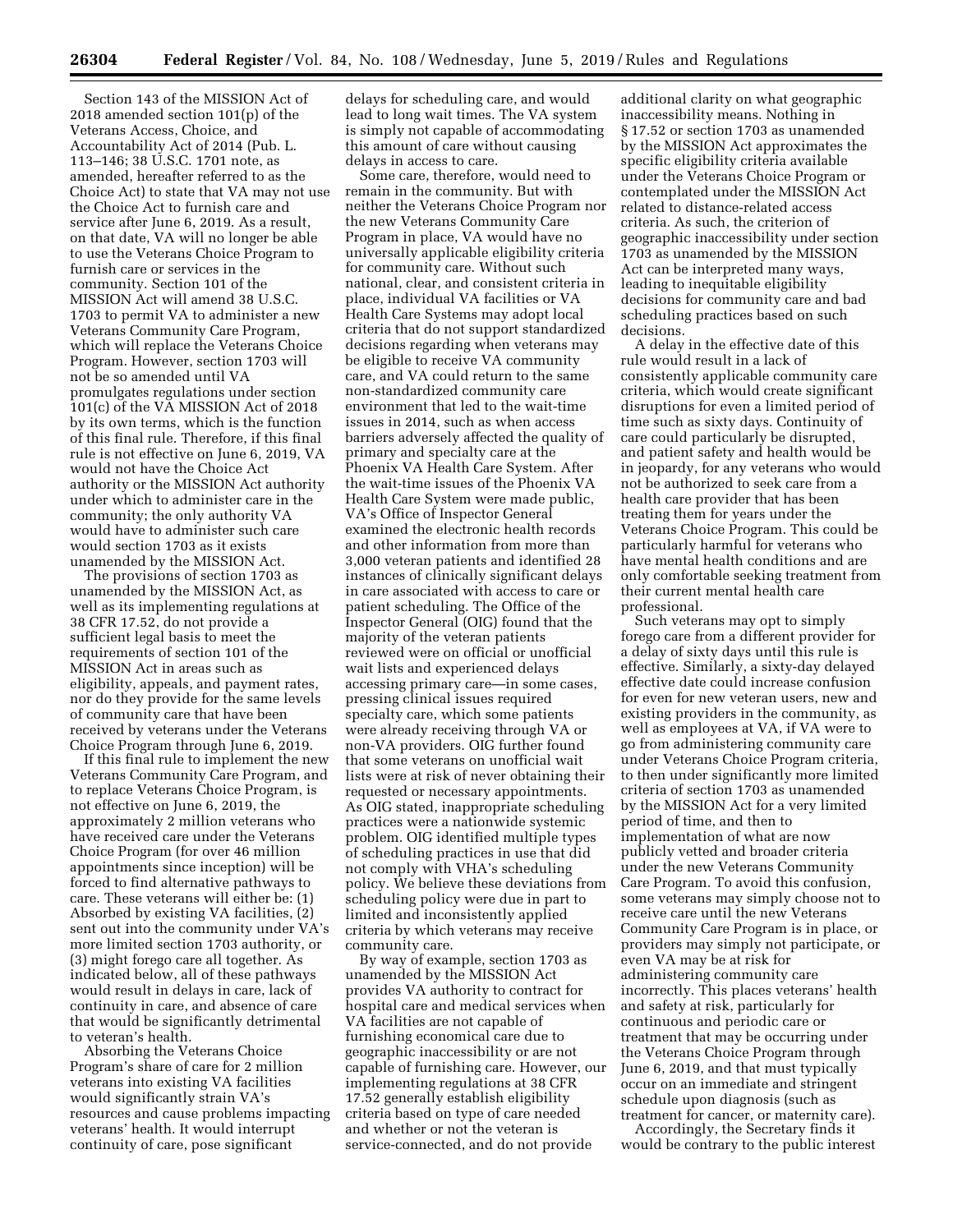Section 143 of the MISSION Act of 2018 amended section 101(p) of the Veterans Access, Choice, and Accountability Act of 2014 (Pub. L. 113–146; 38 U.S.C. 1701 note, as amended, hereafter referred to as the Choice Act) to state that VA may not use the Choice Act to furnish care and service after June 6, 2019. As a result, on that date, VA will no longer be able to use the Veterans Choice Program to furnish care or services in the community. Section 101 of the MISSION Act will amend 38 U.S.C. 1703 to permit VA to administer a new Veterans Community Care Program, which will replace the Veterans Choice Program. However, section 1703 will not be so amended until VA promulgates regulations under section 101(c) of the VA MISSION Act of 2018 by its own terms, which is the function of this final rule. Therefore, if this final rule is not effective on June 6, 2019, VA would not have the Choice Act authority or the MISSION Act authority under which to administer care in the community; the only authority VA would have to administer such care would section 1703 as it exists unamended by the MISSION Act.

The provisions of section 1703 as unamended by the MISSION Act, as well as its implementing regulations at 38 CFR 17.52, do not provide a sufficient legal basis to meet the requirements of section 101 of the MISSION Act in areas such as eligibility, appeals, and payment rates, nor do they provide for the same levels of community care that have been received by veterans under the Veterans Choice Program through June 6, 2019.

If this final rule to implement the new Veterans Community Care Program, and to replace Veterans Choice Program, is not effective on June 6, 2019, the approximately 2 million veterans who have received care under the Veterans Choice Program (for over 46 million appointments since inception) will be forced to find alternative pathways to care. These veterans will either be: (1) Absorbed by existing VA facilities, (2) sent out into the community under VA's more limited section 1703 authority, or (3) might forego care all together. As indicated below, all of these pathways would result in delays in care, lack of continuity in care, and absence of care that would be significantly detrimental to veteran's health.

Absorbing the Veterans Choice Program's share of care for 2 million veterans into existing VA facilities would significantly strain VA's resources and cause problems impacting veterans' health. It would interrupt continuity of care, pose significant delays for scheduling care, and would lead to long wait times. The VA system is simply not capable of accommodating this amount of care without causing delays in access to care.

Some care, therefore, would need to remain in the community. But with neither the Veterans Choice Program nor the new Veterans Community Care Program in place, VA would have no universally applicable eligibility criteria for community care. Without such national, clear, and consistent criteria in place, individual VA facilities or VA Health Care Systems may adopt local criteria that do not support standardized decisions regarding when veterans may be eligible to receive VA community care, and VA could return to the same non-standardized community care environment that led to the wait-time issues in 2014, such as when access barriers adversely affected the quality of primary and specialty care at the Phoenix VA Health Care System. After the wait-time issues of the Phoenix VA Health Care System were made public, VA's Office of Inspector General examined the electronic health records and other information from more than 3,000 veteran patients and identified 28 instances of clinically significant delays in care associated with access to care or patient scheduling. The Office of the Inspector General (OIG) found that the majority of the veteran patients reviewed were on official or unofficial wait lists and experienced delays accessing primary care—in some cases, pressing clinical issues required specialty care, which some patients were already receiving through VA or non-VA providers. OIG further found that some veterans on unofficial wait lists were at risk of never obtaining their requested or necessary appointments. As OIG stated, inappropriate scheduling practices were a nationwide systemic problem. OIG identified multiple types of scheduling practices in use that did not comply with VHA's scheduling policy. We believe these deviations from scheduling policy were due in part to limited and inconsistently applied criteria by which veterans may receive community care.

By way of example, section 1703 as unamended by the MISSION Act provides VA authority to contract for hospital care and medical services when VA facilities are not capable of furnishing economical care due to geographic inaccessibility or are not capable of furnishing care. However, our implementing regulations at 38 CFR 17.52 generally establish eligibility criteria based on type of care needed and whether or not the veteran is service-connected, and do not provide additional clarity on what geographic inaccessibility means. Nothing in § 17.52 or section 1703 as unamended by the MISSION Act approximates the specific eligibility criteria available under the Veterans Choice Program or contemplated under the MISSION Act related to distance-related access criteria. As such, the criterion of geographic inaccessibility under section 1703 as unamended by the MISSION Act can be interpreted many ways, leading to inequitable eligibility decisions for community care and bad scheduling practices based on such decisions.

A delay in the effective date of this rule would result in a lack of consistently applicable community care criteria, which would create significant disruptions for even a limited period of time such as sixty days. Continuity of care could particularly be disrupted, and patient safety and health would be in jeopardy, for any veterans who would not be authorized to seek care from a health care provider that has been treating them for years under the Veterans Choice Program. This could be particularly harmful for veterans who have mental health conditions and are only comfortable seeking treatment from their current mental health care professional.

Such veterans may opt to simply forego care from a different provider for a delay of sixty days until this rule is effective. Similarly, a sixty-day delayed effective date could increase confusion for even for new veteran users, new and existing providers in the community, as well as employees at VA, if VA were to go from administering community care under Veterans Choice Program criteria, to then under significantly more limited criteria of section 1703 as unamended by the MISSION Act for a very limited period of time, and then to implementation of what are now publicly vetted and broader criteria under the new Veterans Community Care Program. To avoid this confusion, some veterans may simply choose not to receive care until the new Veterans Community Care Program is in place, or providers may simply not participate, or even VA may be at risk for administering community care incorrectly. This places veterans' health and safety at risk, particularly for continuous and periodic care or treatment that may be occurring under the Veterans Choice Program through June 6, 2019, and that must typically occur on an immediate and stringent schedule upon diagnosis (such as treatment for cancer, or maternity care).

Accordingly, the Secretary finds it would be contrary to the public interest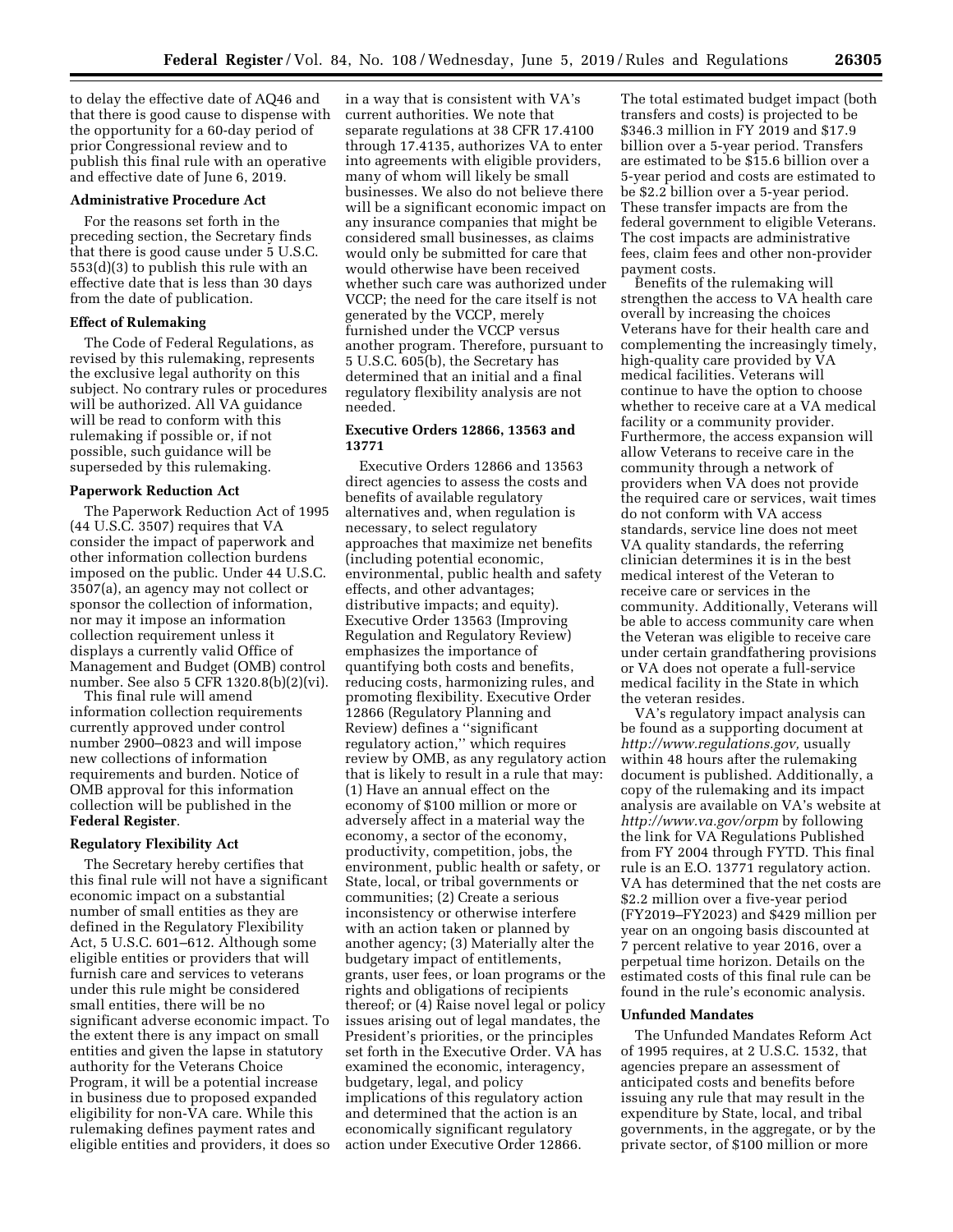to delay the effective date of AQ46 and that there is good cause to dispense with the opportunity for a 60-day period of prior Congressional review and to publish this final rule with an operative and effective date of June 6, 2019.

**Administrative Procedure Act**

For the reasons set forth in the preceding section, the Secretary finds that there is good cause under 5 U.S.C. 553(d)(3) to publish this rule with an effective date that is less than 30 days from the date of publication.

**Effect of Rulemaking**

The Code of Federal Regulations, as revised by this rulemaking, represents the exclusive legal authority on this subject. No contrary rules or procedures will be authorized. All VA guidance will be read to conform with this rulemaking if possible or, if not possible, such guidance will be superseded by this rulemaking.

**Paperwork Reduction Act**

The Paperwork Reduction Act of 1995 (44 U.S.C. 3507) requires that VA consider the impact of paperwork and other information collection burdens imposed on the public. Under 44 U.S.C. 3507(a), an agency may not collect or sponsor the collection of information, nor may it impose an information collection requirement unless it displays a currently valid Office of Management and Budget (OMB) control number. See also 5 CFR 1320.8(b)(2)(vi).

This final rule will amend information collection requirements currently approved under control number 2900–0823 and will impose new collections of information requirements and burden. Notice of OMB approval for this information collection will be published in the **Federal Register**.

**Regulatory Flexibility Act**

The Secretary hereby certifies that this final rule will not have a significant economic impact on a substantial number of small entities as they are defined in the Regulatory Flexibility Act, 5 U.S.C. 601–612. Although some eligible entities or providers that will furnish care and services to veterans under this rule might be considered small entities, there will be no significant adverse economic impact. To the extent there is any impact on small entities and given the lapse in statutory authority for the Veterans Choice Program, it will be a potential increase in business due to proposed expanded eligibility for non-VA care. While this rulemaking defines payment rates and eligible entities and providers, it does so in a way that is consistent with VA's current authorities. We note that separate regulations at 38 CFR 17.4100 through 17.4135, authorizes VA to enter into agreements with eligible providers, many of whom will likely be small businesses. We also do not believe there will be a significant economic impact on any insurance companies that might be considered small businesses, as claims would only be submitted for care that would otherwise have been received whether such care was authorized under VCCP; the need for the care itself is not generated by the VCCP, merely furnished under the VCCP versus another program. Therefore, pursuant to 5 U.S.C. 605(b), the Secretary has determined that an initial and a final regulatory flexibility analysis are not needed.

**Executive Orders 12866, 13563 and 13771**

Executive Orders 12866 and 13563 direct agencies to assess the costs and benefits of available regulatory alternatives and, when regulation is necessary, to select regulatory approaches that maximize net benefits (including potential economic, environmental, public health and safety effects, and other advantages; distributive impacts; and equity). Executive Order 13563 (Improving Regulation and Regulatory Review) emphasizes the importance of quantifying both costs and benefits, reducing costs, harmonizing rules, and promoting flexibility. Executive Order 12866 (Regulatory Planning and Review) defines a "significant regulatory action," which requires review by OMB, as any regulatory action that is likely to result in a rule that may: (1) Have an annual effect on the economy of $100 million or more or adversely affect in a material way the economy, a sector of the economy, productivity, competition, jobs, the environment, public health or safety, or State, local, or tribal governments or communities; (2) Create a serious inconsistency or otherwise interfere with an action taken or planned by another agency; (3) Materially alter the budgetary impact of entitlements, grants, user fees, or loan programs or the rights and obligations of recipients thereof; or (4) Raise novel legal or policy issues arising out of legal mandates, the President's priorities, or the principles set forth in the Executive Order. VA has examined the economic, interagency, budgetary, legal, and policy implications of this regulatory action and determined that the action is an economically significant regulatory action under Executive Order 12866.

The total estimated budget impact (both transfers and costs) is projected to be $346.3 million in FY 2019 and $17.9 billion over a 5-year period. Transfers are estimated to be $15.6 billion over a 5-year period and costs are estimated to be $2.2 billion over a 5-year period. These transfer impacts are from the federal government to eligible Veterans. The cost impacts are administrative fees, claim fees and other non-provider payment costs.

Benefits of the rulemaking will strengthen the access to VA health care overall by increasing the choices Veterans have for their health care and complementing the increasingly timely, high-quality care provided by VA medical facilities. Veterans will continue to have the option to choose whether to receive care at a VA medical facility or a community provider. Furthermore, the access expansion will allow Veterans to receive care in the community through a network of providers when VA does not provide the required care or services, wait times do not conform with VA access standards, service line does not meet VA quality standards, the referring clinician determines it is in the best medical interest of the Veteran to receive care or services in the community. Additionally, Veterans will be able to access community care when the Veteran was eligible to receive care under certain grandfathering provisions or VA does not operate a full-service medical facility in the State in which the veteran resides.

VA's regulatory impact analysis can be found as a supporting document at *http://www.regulations.gov,* usually within 48 hours after the rulemaking document is published. Additionally, a copy of the rulemaking and its impact analysis are available on VA's website at *http://www.va.gov/orpm* by following the link for VA Regulations Published from FY 2004 through FYTD. This final rule is an E.O. 13771 regulatory action. VA has determined that the net costs are $2.2 million over a five-year period (FY2019–FY2023) and $429 million per year on an ongoing basis discounted at 7 percent relative to year 2016, over a perpetual time horizon. Details on the estimated costs of this final rule can be found in the rule's economic analysis.

**Unfunded Mandates**

The Unfunded Mandates Reform Act of 1995 requires, at 2 U.S.C. 1532, that agencies prepare an assessment of anticipated costs and benefits before issuing any rule that may result in the expenditure by State, local, and tribal governments, in the aggregate, or by the private sector, of $100 million or more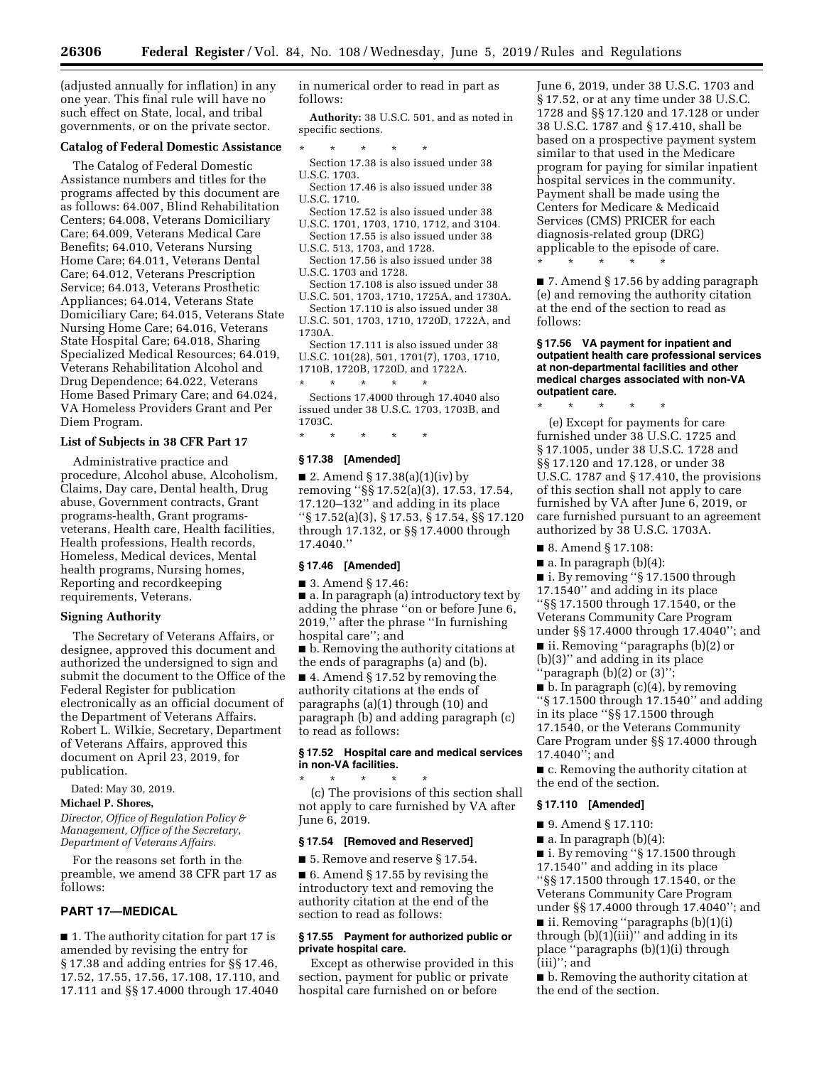(adjusted annually for inflation) in any one year. This final rule will have no such effect on State, local, and tribal governments, or on the private sector.

**Catalog of Federal Domestic Assistance**

The Catalog of Federal Domestic Assistance numbers and titles for the programs affected by this document are as follows: 64.007, Blind Rehabilitation Centers; 64.008, Veterans Domiciliary Care; 64.009, Veterans Medical Care Benefits; 64.010, Veterans Nursing Home Care; 64.011, Veterans Dental Care; 64.012, Veterans Prescription Service; 64.013, Veterans Prosthetic Appliances; 64.014, Veterans State Domiciliary Care; 64.015, Veterans State Nursing Home Care; 64.016, Veterans State Hospital Care; 64.018, Sharing Specialized Medical Resources; 64.019, Veterans Rehabilitation Alcohol and Drug Dependence; 64.022, Veterans Home Based Primary Care; and 64.024, VA Homeless Providers Grant and Per Diem Program.

**List of Subjects in 38 CFR Part 17**

Administrative practice and procedure, Alcohol abuse, Alcoholism, Claims, Day care, Dental health, Drug abuse, Government contracts, Grant programs-health, Grant programs-veterans, Health care, Health facilities, Health professions, Health records, Homeless, Medical devices, Mental health programs, Nursing homes, Reporting and recordkeeping requirements, Veterans.

**Signing Authority**

The Secretary of Veterans Affairs, or designee, approved this document and authorized the undersigned to sign and submit the document to the Office of the Federal Register for publication electronically as an official document of the Department of Veterans Affairs. Robert L. Wilkie, Secretary, Department of Veterans Affairs, approved this document on April 23, 2019, for publication.

Dated: May 30, 2019.

**Michael P. Shores,**

*Director, Office of Regulation Policy & Management, Office of the Secretary, Department of Veterans Affairs.*

For the reasons set forth in the preamble, we amend 38 CFR part 17 as follows:

## PART 17—MEDICAL

■ 1. The authority citation for part 17 is amended by revising the entry for § 17.38 and adding entries for §§ 17.46, 17.52, 17.55, 17.56, 17.108, 17.110, and 17.111 and §§ 17.4000 through 17.4040 in numerical order to read in part as follows:

**Authority:** 38 U.S.C. 501, and as noted in specific sections.

\* \* \* \* \*

Section 17.38 is also issued under 38 U.S.C. 1703.

Section 17.46 is also issued under 38 U.S.C. 1710.

Section 17.52 is also issued under 38 U.S.C. 1701, 1703, 1710, 1712, and 3104.

Section 17.55 is also issued under 38 U.S.C. 513, 1703, and 1728.

Section 17.56 is also issued under 38 U.S.C. 1703 and 1728.

Section 17.108 is also issued under 38 U.S.C. 501, 1703, 1710, 1725A, and 1730A.

Section 17.110 is also issued under 38 U.S.C. 501, 1703, 1710, 1720D, 1722A, and 1730A.

Section 17.111 is also issued under 38 U.S.C. 101(28), 501, 1701(7), 1703, 1710, 1710B, 1720B, 1720D, and 1722A.

\* \* \* \* \*

Sections 17.4000 through 17.4040 also issued under 38 U.S.C. 1703, 1703B, and 1703C.

\* \* \* \* \*

### § 17.38 [Amended]

■ 2. Amend § 17.38(a)(1)(iv) by removing ''§§ 17.52(a)(3), 17.53, 17.54, 17.120–132'' and adding in its place ''§ 17.52(a)(3), § 17.53, § 17.54, §§ 17.120 through 17.132, or §§ 17.4000 through 17.4040.''

### § 17.46 [Amended]

■ 3. Amend § 17.46:

■ a. In paragraph (a) introductory text by adding the phrase ''on or before June 6, 2019,'' after the phrase ''In furnishing hospital care''; and

■ b. Removing the authority citations at the ends of paragraphs (a) and (b).

■ 4. Amend § 17.52 by removing the authority citations at the ends of paragraphs (a)(1) through (10) and paragraph (b) and adding paragraph (c) to read as follows:

### § 17.52 Hospital care and medical services in non-VA facilities.

\* \* \* \* \*

(c) The provisions of this section shall not apply to care furnished by VA after June 6, 2019.

### § 17.54 [Removed and Reserved]

■ 5. Remove and reserve § 17.54.

■ 6. Amend § 17.55 by revising the introductory text and removing the authority citation at the end of the section to read as follows:

### § 17.55 Payment for authorized public or private hospital care.

Except as otherwise provided in this section, payment for public or private hospital care furnished on or before June 6, 2019, under 38 U.S.C. 1703 and § 17.52, or at any time under 38 U.S.C. 1728 and §§ 17.120 and 17.128 or under 38 U.S.C. 1787 and § 17.410, shall be based on a prospective payment system similar to that used in the Medicare program for paying for similar inpatient hospital services in the community. Payment shall be made using the Centers for Medicare & Medicaid Services (CMS) PRICER for each diagnosis-related group (DRG) applicable to the episode of care.

\* \* \* \* \*

■ 7. Amend § 17.56 by adding paragraph (e) and removing the authority citation at the end of the section to read as follows:

### § 17.56 VA payment for inpatient and outpatient health care professional services at non-departmental facilities and other medical charges associated with non-VA outpatient care.

\* \* \* \* \*

(e) Except for payments for care furnished under 38 U.S.C. 1725 and § 17.1005, under 38 U.S.C. 1728 and §§ 17.120 and 17.128, or under 38 U.S.C. 1787 and § 17.410, the provisions of this section shall not apply to care furnished by VA after June 6, 2019, or care furnished pursuant to an agreement authorized by 38 U.S.C. 1703A.

■ 8. Amend § 17.108:

■ a. In paragraph (b)(4):

■ i. By removing ''§ 17.1500 through 17.1540'' and adding in its place ''§§ 17.1500 through 17.1540, or the Veterans Community Care Program under §§ 17.4000 through 17.4040''; and

■ ii. Removing ''paragraphs (b)(2) or (b)(3)'' and adding in its place ''paragraph (b)(2) or (3)'';

■ b. In paragraph (c)(4), by removing ''§ 17.1500 through 17.1540'' and adding in its place ''§§ 17.1500 through 17.1540, or the Veterans Community Care Program under §§ 17.4000 through 17.4040''; and

■ c. Removing the authority citation at the end of the section.

### § 17.110 [Amended]

■ 9. Amend § 17.110:

■ a. In paragraph (b)(4):

■ i. By removing ''§ 17.1500 through 17.1540'' and adding in its place ''§§ 17.1500 through 17.1540, or the Veterans Community Care Program under §§ 17.4000 through 17.4040''; and

■ ii. Removing ''paragraphs (b)(1)(i) through (b)(1)(iii)'' and adding in its place ''paragraphs (b)(1)(i) through (iii)''; and

■ b. Removing the authority citation at the end of the section.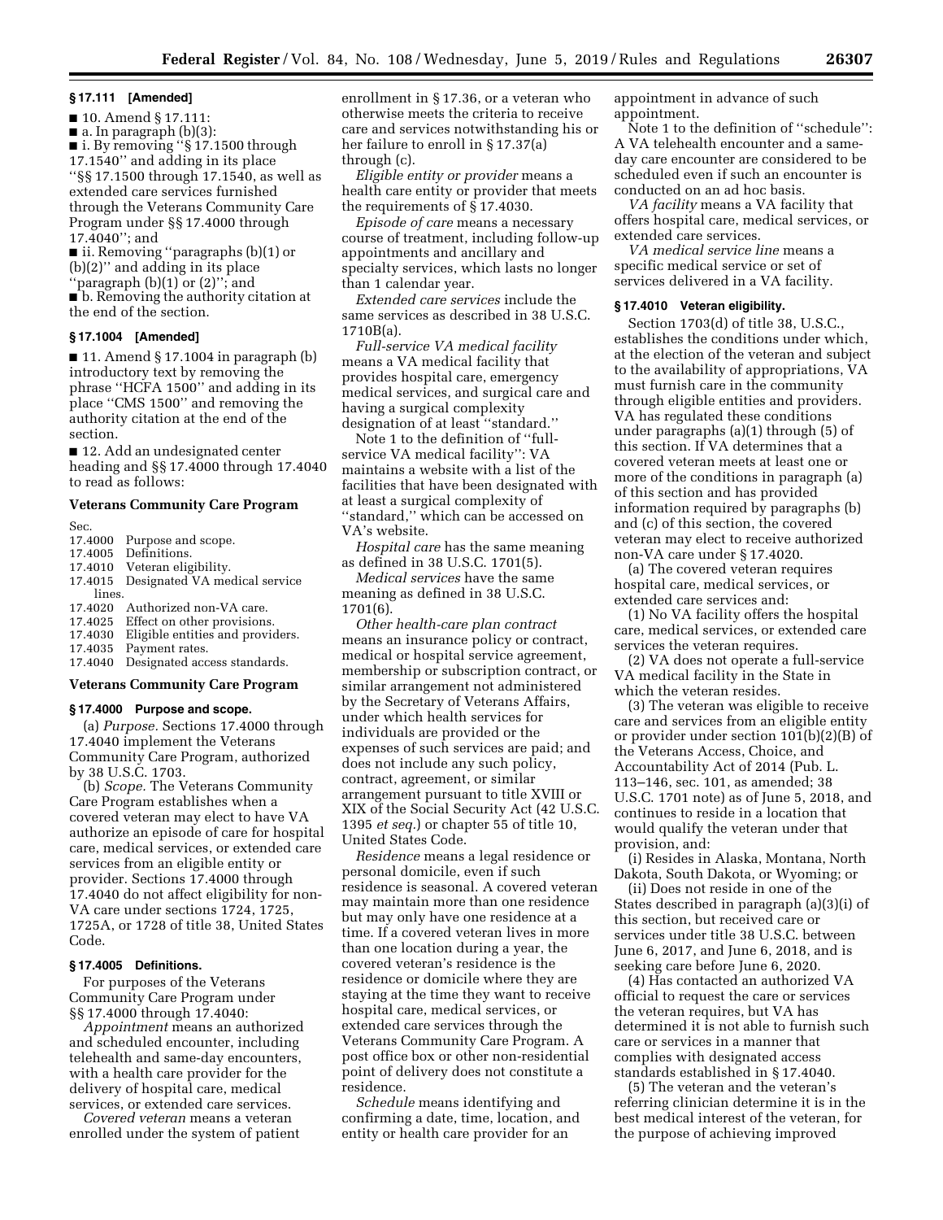### § 17.111 [Amended]

■ 10. Amend § 17.111:

■ a. In paragraph (b)(3):

■ i. By removing "§ 17.1500 through 17.1540" and adding in its place "§§ 17.1500 through 17.1540, as well as extended care services furnished through the Veterans Community Care Program under §§ 17.4000 through 17.4040"; and

■ ii. Removing "paragraphs (b)(1) or (b)(2)" and adding in its place "paragraph (b)(1) or (2)"; and

■ b. Removing the authority citation at the end of the section.

### § 17.1004 [Amended]

■ 11. Amend § 17.1004 in paragraph (b) introductory text by removing the phrase "HCFA 1500" and adding in its place "CMS 1500" and removing the authority citation at the end of the section.

■ 12. Add an undesignated center heading and §§ 17.4000 through 17.4040 to read as follows:

## Veterans Community Care Program

Sec.
17.4000 Purpose and scope.
17.4005 Definitions.
17.4010 Veteran eligibility.
17.4015 Designated VA medical service lines.
17.4020 Authorized non-VA care.
17.4025 Effect on other provisions.
17.4030 Eligible entities and providers.
17.4035 Payment rates.
17.4040 Designated access standards.

## Veterans Community Care Program

### § 17.4000 Purpose and scope.

(a) *Purpose.* Sections 17.4000 through 17.4040 implement the Veterans Community Care Program, authorized by 38 U.S.C. 1703.

(b) *Scope.* The Veterans Community Care Program establishes when a covered veteran may elect to have VA authorize an episode of care for hospital care, medical services, or extended care services from an eligible entity or provider. Sections 17.4000 through 17.4040 do not affect eligibility for non-VA care under sections 1724, 1725, 1725A, or 1728 of title 38, United States Code.

### § 17.4005 Definitions.

For purposes of the Veterans Community Care Program under §§ 17.4000 through 17.4040:

*Appointment* means an authorized and scheduled encounter, including telehealth and same-day encounters, with a health care provider for the delivery of hospital care, medical services, or extended care services.

*Covered veteran* means a veteran enrolled under the system of patient enrollment in § 17.36, or a veteran who otherwise meets the criteria to receive care and services notwithstanding his or her failure to enroll in § 17.37(a) through (c).

*Eligible entity or provider* means a health care entity or provider that meets the requirements of § 17.4030.

*Episode of care* means a necessary course of treatment, including follow-up appointments and ancillary and specialty services, which lasts no longer than 1 calendar year.

*Extended care services* include the same services as described in 38 U.S.C. 1710B(a).

*Full-service VA medical facility* means a VA medical facility that provides hospital care, emergency medical services, and surgical care and having a surgical complexity designation of at least "standard."

Note 1 to the definition of "full-service VA medical facility": VA maintains a website with a list of the facilities that have been designated with at least a surgical complexity of "standard," which can be accessed on VA's website.

*Hospital care* has the same meaning as defined in 38 U.S.C. 1701(5).

*Medical services* have the same meaning as defined in 38 U.S.C. 1701(6).

*Other health-care plan contract* means an insurance policy or contract, medical or hospital service agreement, membership or subscription contract, or similar arrangement not administered by the Secretary of Veterans Affairs, under which health services for individuals are provided or the expenses of such services are paid; and does not include any such policy, contract, agreement, or similar arrangement pursuant to title XVIII or XIX of the Social Security Act (42 U.S.C. 1395 *et seq.*) or chapter 55 of title 10, United States Code.

*Residence* means a legal residence or personal domicile, even if such residence is seasonal. A covered veteran may maintain more than one residence but may only have one residence at a time. If a covered veteran lives in more than one location during a year, the covered veteran's residence is the residence or domicile where they are staying at the time they want to receive hospital care, medical services, or extended care services through the Veterans Community Care Program. A post office box or other non-residential point of delivery does not constitute a residence.

*Schedule* means identifying and confirming a date, time, location, and entity or health care provider for an appointment in advance of such appointment.

Note 1 to the definition of "schedule": A VA telehealth encounter and a same-day care encounter are considered to be scheduled even if such an encounter is conducted on an ad hoc basis.

*VA facility* means a VA facility that offers hospital care, medical services, or extended care services.

*VA medical service line* means a specific medical service or set of services delivered in a VA facility.

### § 17.4010 Veteran eligibility.

Section 1703(d) of title 38, U.S.C., establishes the conditions under which, at the election of the veteran and subject to the availability of appropriations, VA must furnish care in the community through eligible entities and providers. VA has regulated these conditions under paragraphs (a)(1) through (5) of this section. If VA determines that a covered veteran meets at least one or more of the conditions in paragraph (a) of this section and has provided information required by paragraphs (b) and (c) of this section, the covered veteran may elect to receive authorized non-VA care under § 17.4020.

(a) The covered veteran requires hospital care, medical services, or extended care services and:

(1) No VA facility offers the hospital care, medical services, or extended care services the veteran requires.

(2) VA does not operate a full-service VA medical facility in the State in which the veteran resides.

(3) The veteran was eligible to receive care and services from an eligible entity or provider under section 101(b)(2)(B) of the Veterans Access, Choice, and Accountability Act of 2014 (Pub. L. 113–146, sec. 101, as amended; 38 U.S.C. 1701 note) as of June 5, 2018, and continues to reside in a location that would qualify the veteran under that provision, and:

(i) Resides in Alaska, Montana, North Dakota, South Dakota, or Wyoming; or

(ii) Does not reside in one of the States described in paragraph (a)(3)(i) of this section, but received care or services under title 38 U.S.C. between June 6, 2017, and June 6, 2018, and is seeking care before June 6, 2020.

(4) Has contacted an authorized VA official to request the care or services the veteran requires, but VA has determined it is not able to furnish such care or services in a manner that complies with designated access standards established in § 17.4040.

(5) The veteran and the veteran's referring clinician determine it is in the best medical interest of the veteran, for the purpose of achieving improved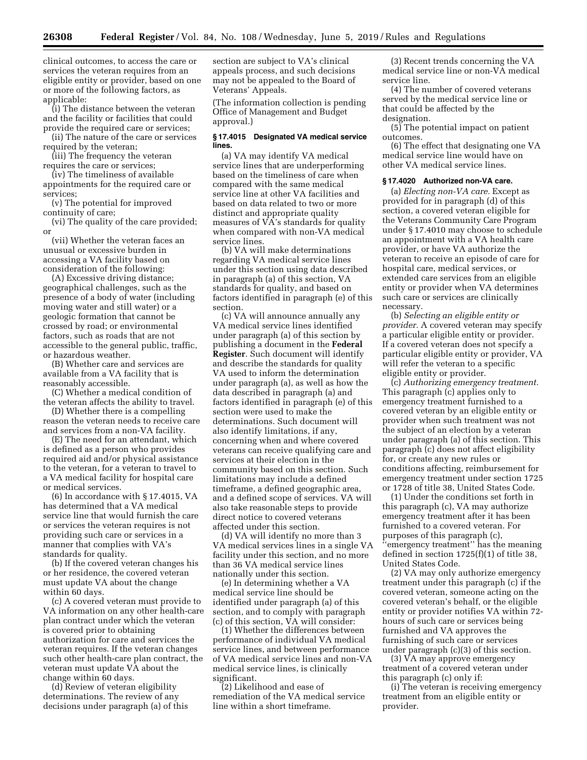clinical outcomes, to access the care or services the veteran requires from an eligible entity or provider, based on one or more of the following factors, as applicable:

(i) The distance between the veteran and the facility or facilities that could provide the required care or services;

(ii) The nature of the care or services required by the veteran;

(iii) The frequency the veteran requires the care or services;

(iv) The timeliness of available appointments for the required care or services;

(v) The potential for improved continuity of care;

(vi) The quality of the care provided; or

(vii) Whether the veteran faces an unusual or excessive burden in accessing a VA facility based on consideration of the following:

(A) Excessive driving distance; geographical challenges, such as the presence of a body of water (including moving water and still water) or a geologic formation that cannot be crossed by road; or environmental factors, such as roads that are not accessible to the general public, traffic, or hazardous weather.

(B) Whether care and services are available from a VA facility that is reasonably accessible.

(C) Whether a medical condition of the veteran affects the ability to travel.

(D) Whether there is a compelling reason the veteran needs to receive care and services from a non-VA facility.

(E) The need for an attendant, which is defined as a person who provides required aid and/or physical assistance to the veteran, for a veteran to travel to a VA medical facility for hospital care or medical services.

(6) In accordance with § 17.4015, VA has determined that a VA medical service line that would furnish the care or services the veteran requires is not providing such care or services in a manner that complies with VA's standards for quality.

(b) If the covered veteran changes his or her residence, the covered veteran must update VA about the change within 60 days.

(c) A covered veteran must provide to VA information on any other health-care plan contract under which the veteran is covered prior to obtaining authorization for care and services the veteran requires. If the veteran changes such other health-care plan contract, the veteran must update VA about the change within 60 days.

(d) Review of veteran eligibility determinations. The review of any decisions under paragraph (a) of this section are subject to VA's clinical appeals process, and such decisions may not be appealed to the Board of Veterans' Appeals.

(The information collection is pending Office of Management and Budget approval.)

### § 17.4015 Designated VA medical service lines.

(a) VA may identify VA medical service lines that are underperforming based on the timeliness of care when compared with the same medical service line at other VA facilities and based on data related to two or more distinct and appropriate quality measures of VA's standards for quality when compared with non-VA medical service lines.

(b) VA will make determinations regarding VA medical service lines under this section using data described in paragraph (a) of this section, VA standards for quality, and based on factors identified in paragraph (e) of this section.

(c) VA will announce annually any VA medical service lines identified under paragraph (a) of this section by publishing a document in the **Federal Register**. Such document will identify and describe the standards for quality VA used to inform the determination under paragraph (a), as well as how the data described in paragraph (a) and factors identified in paragraph (e) of this section were used to make the determinations. Such document will also identify limitations, if any, concerning when and where covered veterans can receive qualifying care and services at their election in the community based on this section. Such limitations may include a defined timeframe, a defined geographic area, and a defined scope of services. VA will also take reasonable steps to provide direct notice to covered veterans affected under this section.

(d) VA will identify no more than 3 VA medical services lines in a single VA facility under this section, and no more than 36 VA medical service lines nationally under this section.

(e) In determining whether a VA medical service line should be identified under paragraph (a) of this section, and to comply with paragraph (c) of this section, VA will consider:

(1) Whether the differences between performance of individual VA medical service lines, and between performance of VA medical service lines and non-VA medical service lines, is clinically significant.

(2) Likelihood and ease of remediation of the VA medical service line within a short timeframe.

(3) Recent trends concerning the VA medical service line or non-VA medical service line.

(4) The number of covered veterans served by the medical service line or that could be affected by the designation.

(5) The potential impact on patient outcomes.

(6) The effect that designating one VA medical service line would have on other VA medical service lines.

### § 17.4020 Authorized non-VA care.

(a) *Electing non-VA care.* Except as provided for in paragraph (d) of this section, a covered veteran eligible for the Veterans Community Care Program under § 17.4010 may choose to schedule an appointment with a VA health care provider, or have VA authorize the veteran to receive an episode of care for hospital care, medical services, or extended care services from an eligible entity or provider when VA determines such care or services are clinically necessary.

(b) *Selecting an eligible entity or provider.* A covered veteran may specify a particular eligible entity or provider. If a covered veteran does not specify a particular eligible entity or provider, VA will refer the veteran to a specific eligible entity or provider.

(c) *Authorizing emergency treatment.* This paragraph (c) applies only to emergency treatment furnished to a covered veteran by an eligible entity or provider when such treatment was not the subject of an election by a veteran under paragraph (a) of this section. This paragraph (c) does not affect eligibility for, or create any new rules or conditions affecting, reimbursement for emergency treatment under section 1725 or 1728 of title 38, United States Code.

(1) Under the conditions set forth in this paragraph (c), VA may authorize emergency treatment after it has been furnished to a covered veteran. For purposes of this paragraph (c), "emergency treatment" has the meaning defined in section 1725(f)(1) of title 38, United States Code.

(2) VA may only authorize emergency treatment under this paragraph (c) if the covered veteran, someone acting on the covered veteran's behalf, or the eligible entity or provider notifies VA within 72-hours of such care or services being furnished and VA approves the furnishing of such care or services under paragraph (c)(3) of this section.

(3) VA may approve emergency treatment of a covered veteran under this paragraph (c) only if:

(i) The veteran is receiving emergency treatment from an eligible entity or provider.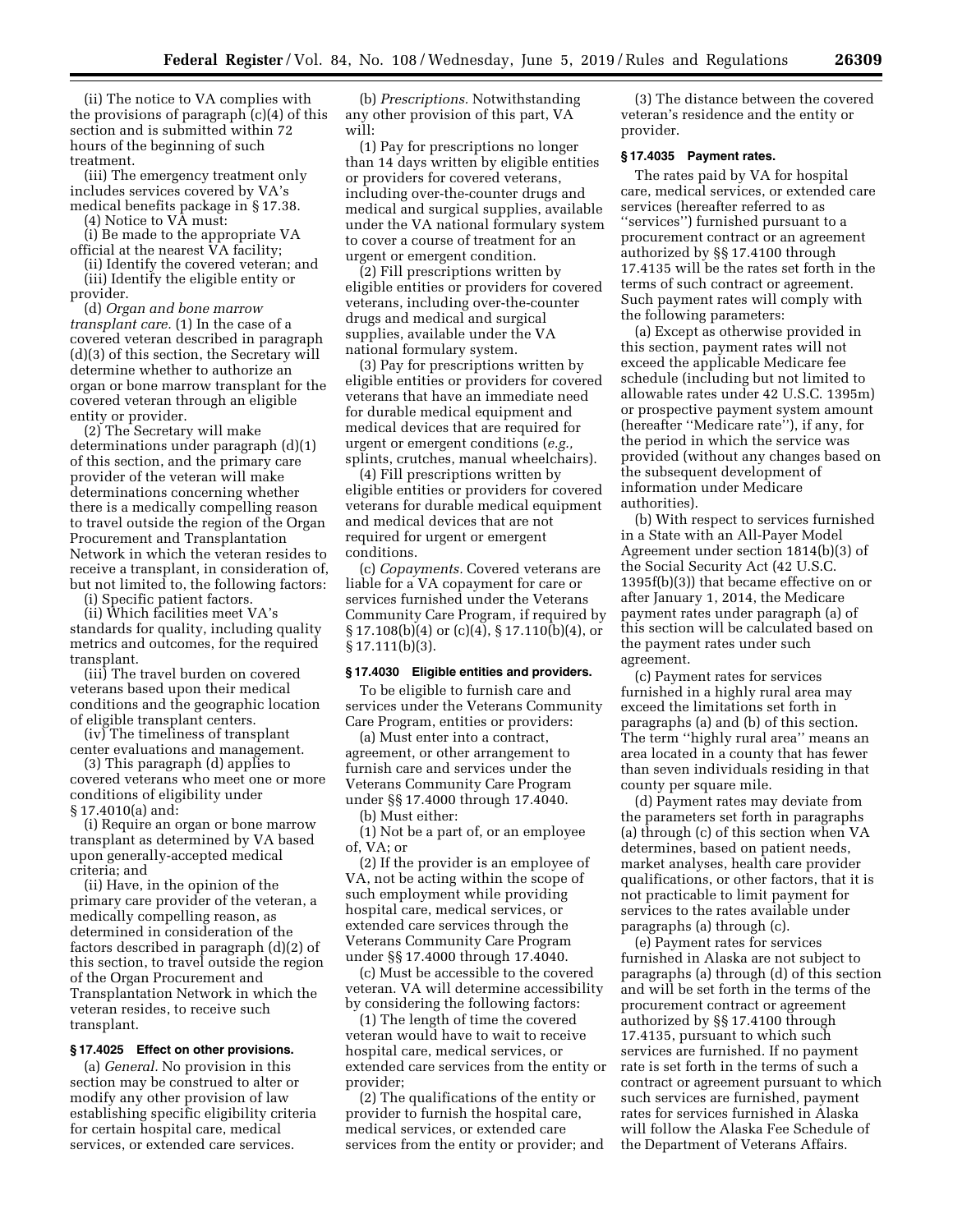(ii) The notice to VA complies with the provisions of paragraph (c)(4) of this section and is submitted within 72 hours of the beginning of such treatment.

(iii) The emergency treatment only includes services covered by VA's medical benefits package in § 17.38.

(4) Notice to VA must:

(i) Be made to the appropriate VA official at the nearest VA facility;

(ii) Identify the covered veteran; and

(iii) Identify the eligible entity or provider.

(d) *Organ and bone marrow transplant care.* (1) In the case of a covered veteran described in paragraph (d)(3) of this section, the Secretary will determine whether to authorize an organ or bone marrow transplant for the covered veteran through an eligible entity or provider.

(2) The Secretary will make determinations under paragraph (d)(1) of this section, and the primary care provider of the veteran will make determinations concerning whether there is a medically compelling reason to travel outside the region of the Organ Procurement and Transplantation Network in which the veteran resides to receive a transplant, in consideration of, but not limited to, the following factors:

(i) Specific patient factors.

(ii) Which facilities meet VA's standards for quality, including quality metrics and outcomes, for the required transplant.

(iii) The travel burden on covered veterans based upon their medical conditions and the geographic location of eligible transplant centers.

(iv) The timeliness of transplant center evaluations and management.

(3) This paragraph (d) applies to covered veterans who meet one or more conditions of eligibility under § 17.4010(a) and:

(i) Require an organ or bone marrow transplant as determined by VA based upon generally-accepted medical criteria; and

(ii) Have, in the opinion of the primary care provider of the veteran, a medically compelling reason, as determined in consideration of the factors described in paragraph (d)(2) of this section, to travel outside the region of the Organ Procurement and Transplantation Network in which the veteran resides, to receive such transplant.

### § 17.4025 Effect on other provisions.

(a) *General.* No provision in this section may be construed to alter or modify any other provision of law establishing specific eligibility criteria for certain hospital care, medical services, or extended care services.

(b) *Prescriptions.* Notwithstanding any other provision of this part, VA will:

(1) Pay for prescriptions no longer than 14 days written by eligible entities or providers for covered veterans, including over-the-counter drugs and medical and surgical supplies, available under the VA national formulary system to cover a course of treatment for an urgent or emergent condition.

(2) Fill prescriptions written by eligible entities or providers for covered veterans, including over-the-counter drugs and medical and surgical supplies, available under the VA national formulary system.

(3) Pay for prescriptions written by eligible entities or providers for covered veterans that have an immediate need for durable medical equipment and medical devices that are required for urgent or emergent conditions (*e.g.,* splints, crutches, manual wheelchairs).

(4) Fill prescriptions written by eligible entities or providers for covered veterans for durable medical equipment and medical devices that are not required for urgent or emergent conditions.

(c) *Copayments.* Covered veterans are liable for a VA copayment for care or services furnished under the Veterans Community Care Program, if required by § 17.108(b)(4) or (c)(4), § 17.110(b)(4), or § 17.111(b)(3).

### § 17.4030 Eligible entities and providers.

To be eligible to furnish care and services under the Veterans Community Care Program, entities or providers:

(a) Must enter into a contract, agreement, or other arrangement to furnish care and services under the Veterans Community Care Program under §§ 17.4000 through 17.4040.

(b) Must either:

(1) Not be a part of, or an employee of, VA; or

(2) If the provider is an employee of VA, not be acting within the scope of such employment while providing hospital care, medical services, or extended care services through the Veterans Community Care Program under §§ 17.4000 through 17.4040.

(c) Must be accessible to the covered veteran. VA will determine accessibility by considering the following factors:

(1) The length of time the covered veteran would have to wait to receive hospital care, medical services, or extended care services from the entity or provider;

(2) The qualifications of the entity or provider to furnish the hospital care, medical services, or extended care services from the entity or provider; and

(3) The distance between the covered veteran's residence and the entity or provider.

### § 17.4035 Payment rates.

The rates paid by VA for hospital care, medical services, or extended care services (hereafter referred to as ''services'') furnished pursuant to a procurement contract or an agreement authorized by §§ 17.4100 through 17.4135 will be the rates set forth in the terms of such contract or agreement. Such payment rates will comply with the following parameters:

(a) Except as otherwise provided in this section, payment rates will not exceed the applicable Medicare fee schedule (including but not limited to allowable rates under 42 U.S.C. 1395m) or prospective payment system amount (hereafter ''Medicare rate''), if any, for the period in which the service was provided (without any changes based on the subsequent development of information under Medicare authorities).

(b) With respect to services furnished in a State with an All-Payer Model Agreement under section 1814(b)(3) of the Social Security Act (42 U.S.C. 1395f(b)(3)) that became effective on or after January 1, 2014, the Medicare payment rates under paragraph (a) of this section will be calculated based on the payment rates under such agreement.

(c) Payment rates for services furnished in a highly rural area may exceed the limitations set forth in paragraphs (a) and (b) of this section. The term ''highly rural area'' means an area located in a county that has fewer than seven individuals residing in that county per square mile.

(d) Payment rates may deviate from the parameters set forth in paragraphs (a) through (c) of this section when VA determines, based on patient needs, market analyses, health care provider qualifications, or other factors, that it is not practicable to limit payment for services to the rates available under paragraphs (a) through (c).

(e) Payment rates for services furnished in Alaska are not subject to paragraphs (a) through (d) of this section and will be set forth in the terms of the procurement contract or agreement authorized by §§ 17.4100 through 17.4135, pursuant to which such services are furnished. If no payment rate is set forth in the terms of such a contract or agreement pursuant to which such services are furnished, payment rates for services furnished in Alaska will follow the Alaska Fee Schedule of the Department of Veterans Affairs.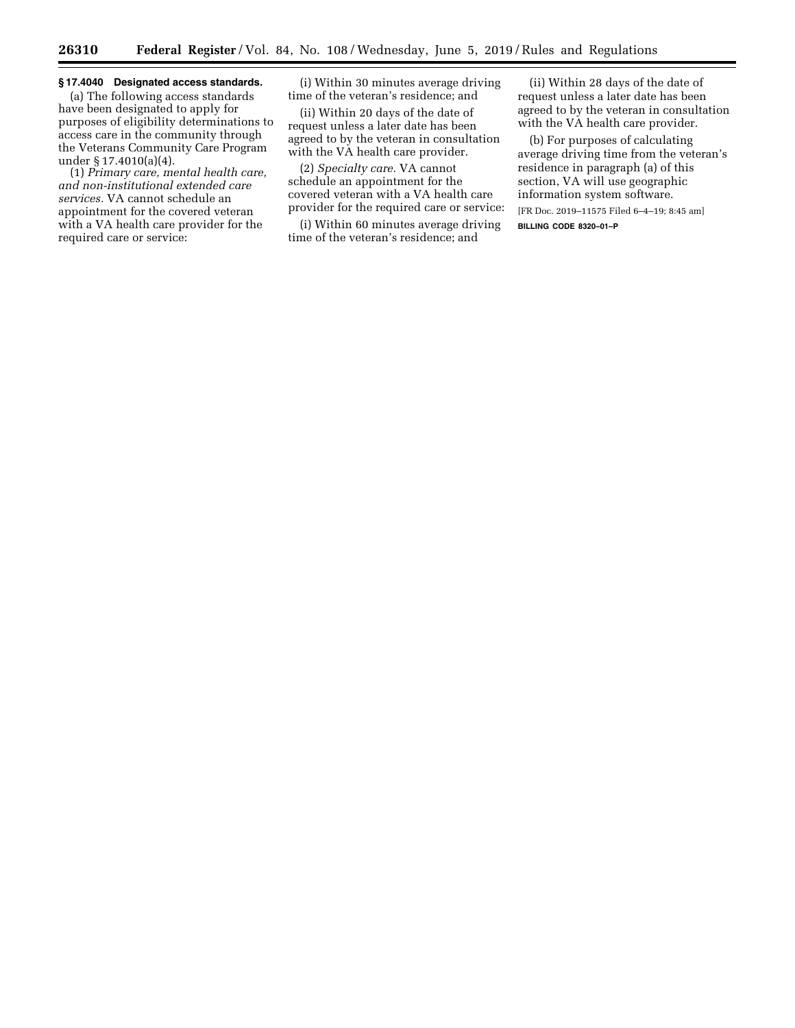**§ 17.4040 Designated access standards.**

(a) The following access standards have been designated to apply for purposes of eligibility determinations to access care in the community through the Veterans Community Care Program under § 17.4010(a)(4).

(1) *Primary care, mental health care, and non-institutional extended care services.* VA cannot schedule an appointment for the covered veteran with a VA health care provider for the required care or service:

(i) Within 30 minutes average driving time of the veteran's residence; and

(ii) Within 20 days of the date of request unless a later date has been agreed to by the veteran in consultation with the VA health care provider.

(2) *Specialty care.* VA cannot schedule an appointment for the covered veteran with a VA health care provider for the required care or service:

(i) Within 60 minutes average driving time of the veteran's residence; and

(ii) Within 28 days of the date of request unless a later date has been agreed to by the veteran in consultation with the VA health care provider.

(b) For purposes of calculating average driving time from the veteran's residence in paragraph (a) of this section, VA will use geographic information system software.

[FR Doc. 2019–11575 Filed 6–4–19; 8:45 am]

BILLING CODE 8320–01–P